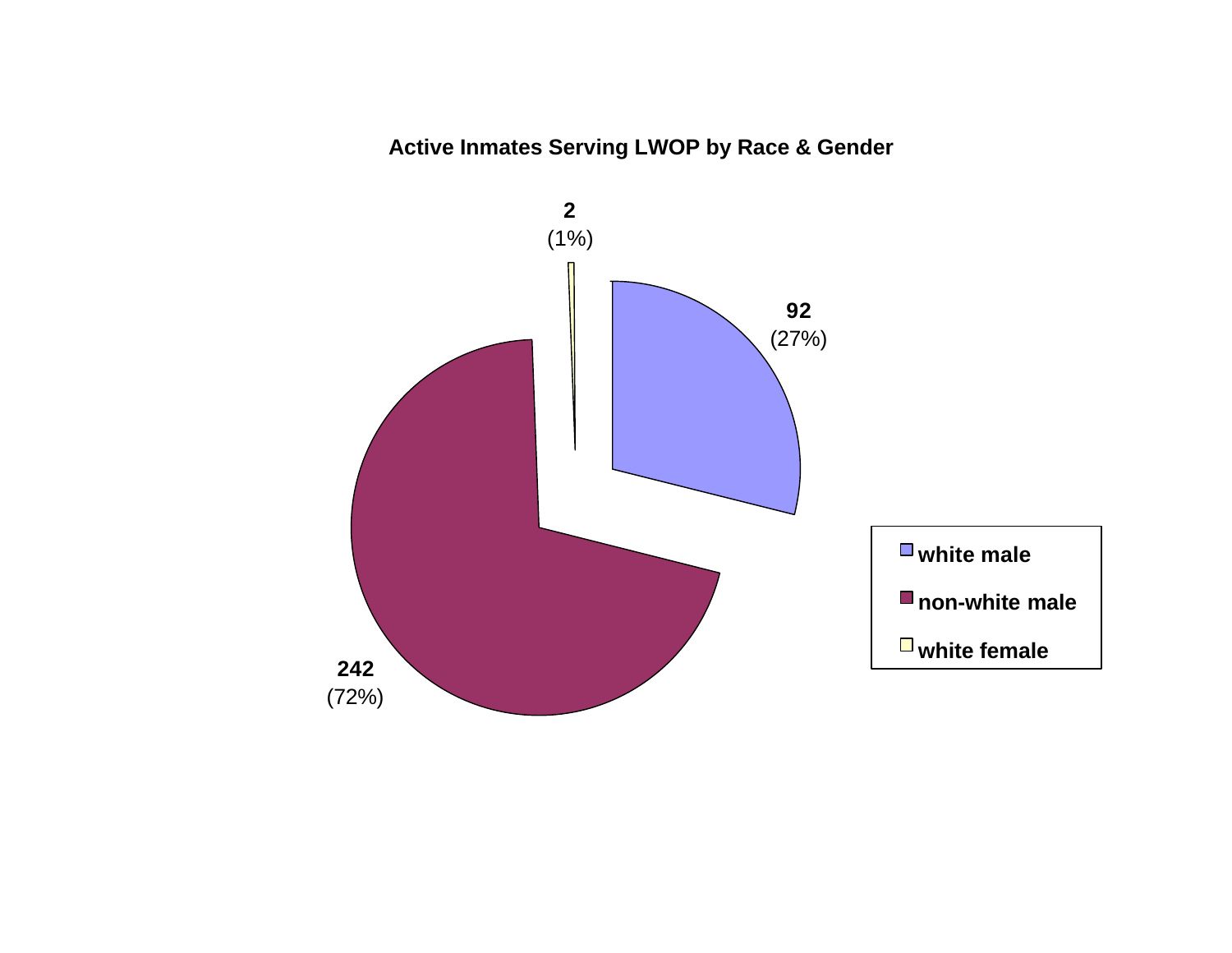**Active Inmates Serving LWOP by Race & Gender**

| Category | Count | Percent |
| --- | --- | --- |
| white male | 92 | (27%) |
| non-white male | 242 | (72%) |
| white female | 2 | (1%) |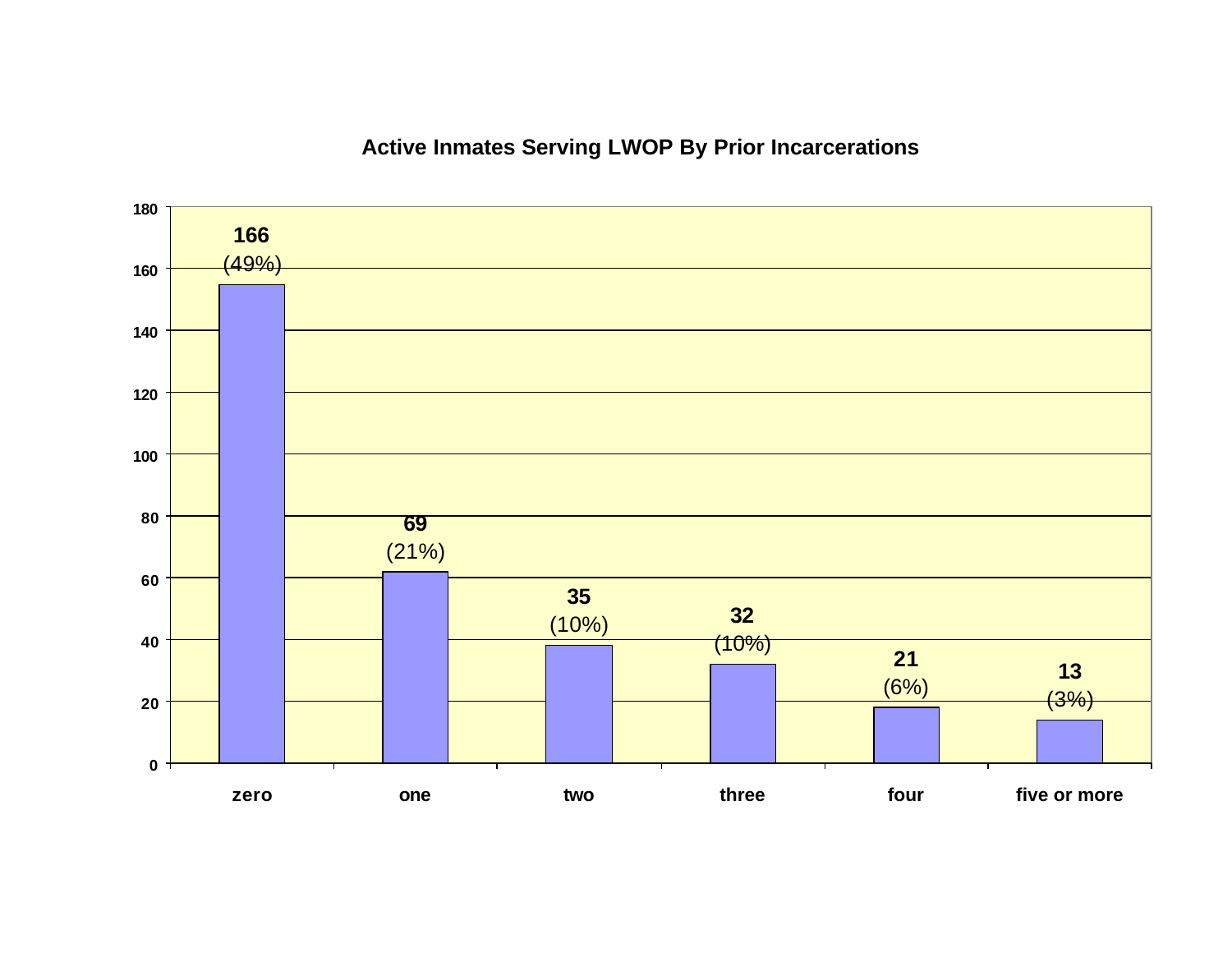## Active Inmates Serving LWOP By Prior Incarcerations

| Prior Incarcerations | Count | Percent |
|---|---|---|
| zero | 166 | (49%) |
| one | 69 | (21%) |
| two | 35 | (10%) |
| three | 32 | (10%) |
| four | 21 | (6%) |
| five or more | 13 | (3%) |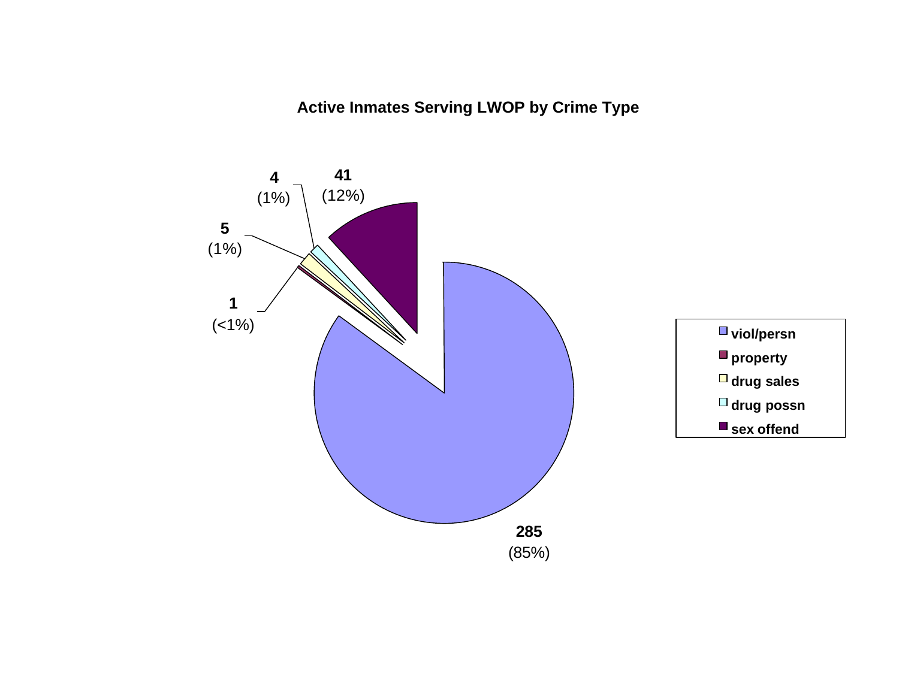**Active Inmates Serving LWOP by Crime Type**

| Crime Type | Count | Percent |
|---|---|---|
| viol/persn | 285 | (85%) |
| property | 1 | (<1%) |
| drug sales | 5 | (1%) |
| drug possn | 4 | (1%) |
| sex offend | 41 | (12%) |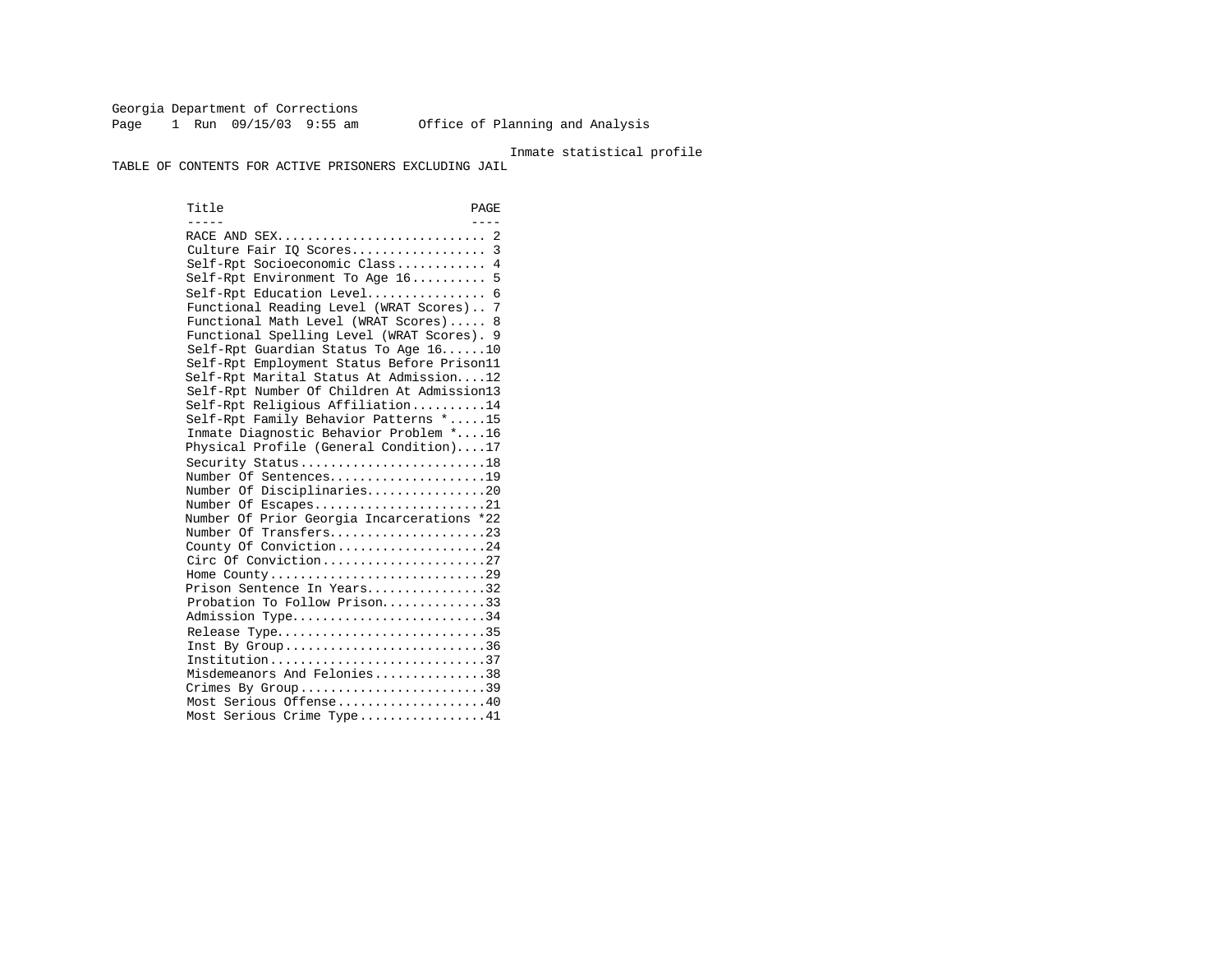Georgia Department of Corrections
Page 1 Run 09/15/03 9:55 am Office of Planning and Analysis

Inmate statistical profile

TABLE OF CONTENTS FOR ACTIVE PRISONERS EXCLUDING JAIL

| Title | PAGE |
| --- | --- |
| RACE AND SEX | 2 |
| Culture Fair IQ Scores | 3 |
| Self-Rpt Socioeconomic Class | 4 |
| Self-Rpt Environment To Age 16 | 5 |
| Self-Rpt Education Level | 6 |
| Functional Reading Level (WRAT Scores) | 7 |
| Functional Math Level (WRAT Scores) | 8 |
| Functional Spelling Level (WRAT Scores) | 9 |
| Self-Rpt Guardian Status To Age 16 | 10 |
| Self-Rpt Employment Status Before Prison | 11 |
| Self-Rpt Marital Status At Admission | 12 |
| Self-Rpt Number Of Children At Admission | 13 |
| Self-Rpt Religious Affiliation | 14 |
| Self-Rpt Family Behavior Patterns * | 15 |
| Inmate Diagnostic Behavior Problem * | 16 |
| Physical Profile (General Condition) | 17 |
| Security Status | 18 |
| Number Of Sentences | 19 |
| Number Of Disciplinaries | 20 |
| Number Of Escapes | 21 |
| Number Of Prior Georgia Incarcerations * | 22 |
| Number Of Transfers | 23 |
| County Of Conviction | 24 |
| Circ Of Conviction | 27 |
| Home County | 29 |
| Prison Sentence In Years | 32 |
| Probation To Follow Prison | 33 |
| Admission Type | 34 |
| Release Type | 35 |
| Inst By Group | 36 |
| Institution | 37 |
| Misdemeanors And Felonies | 38 |
| Crimes By Group | 39 |
| Most Serious Offense | 40 |
| Most Serious Crime Type | 41 |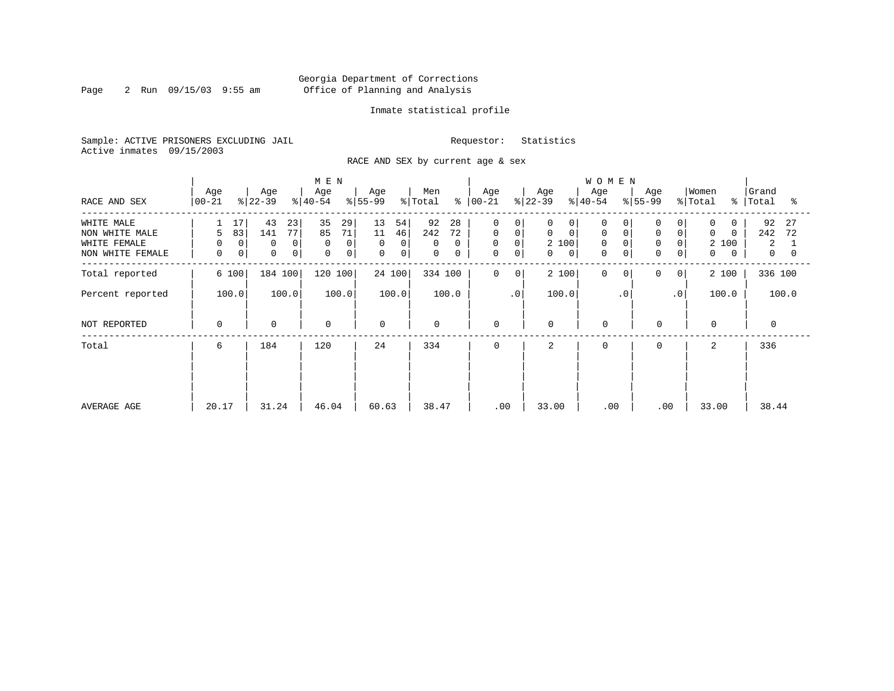Georgia Department of Corrections
Office of Planning and Analysis

Inmate statistical profile

Sample: ACTIVE PRISONERS EXCLUDING JAIL

Requestor: Statistics

Active inmates 09/15/2003

RACE AND SEX by current age & sex

| RACE AND SEX | MEN Age 00-21 | % | Age 22-39 | % | Age 40-54 | % | Age 55-99 | % | Men Total | % | WOMEN Age 00-21 | % | Age 22-39 | % | Age 40-54 | % | Age 55-99 | % | Women Total | % | Grand Total | % |
|---|---|---|---|---|---|---|---|---|---|---|---|---|---|---|---|---|---|---|---|---|---|---|
| WHITE MALE | 1 | 17 | 43 | 23 | 35 | 29 | 13 | 54 | 92 | 28 | 0 | 0 | 0 | 0 | 0 | 0 | 0 | 0 | 0 | 0 | 92 | 27 |
| NON WHITE MALE | 5 | 83 | 141 | 77 | 85 | 71 | 11 | 46 | 242 | 72 | 0 | 0 | 0 | 0 | 0 | 0 | 0 | 0 | 0 | 0 | 242 | 72 |
| WHITE FEMALE | 0 | 0 | 0 | 0 | 0 | 0 | 0 | 0 | 0 | 0 | 0 | 0 | 2 | 100 | 0 | 0 | 0 | 0 | 2 | 100 | 2 | 1 |
| NON WHITE FEMALE | 0 | 0 | 0 | 0 | 0 | 0 | 0 | 0 | 0 | 0 | 0 | 0 | 0 | 0 | 0 | 0 | 0 | 0 | 0 | 0 | 0 | 0 |
| Total reported | 6 | 100 | 184 | 100 | 120 | 100 | 24 | 100 | 334 | 100 | 0 | 0 | 2 | 100 | 0 | 0 | 0 | 0 | 2 | 100 | 336 | 100 |
| Percent reported | | 100.0 | | 100.0 | | 100.0 | | 100.0 | | 100.0 | | .0 | | 100.0 | | .0 | | .0 | | 100.0 | | 100.0 |
| NOT REPORTED | 0 | | 0 | | 0 | | 0 | | 0 | | 0 | | 0 | | 0 | | 0 | | 0 | | 0 | |
| Total | 6 | | 184 | | 120 | | 24 | | 334 | | 0 | | 2 | | 0 | | 0 | | 2 | | 336 | |
| AVERAGE AGE | 20.17 | | 31.24 | | 46.04 | | 60.63 | | 38.47 | | .00 | | 33.00 | | .00 | | .00 | | 33.00 | | 38.44 | |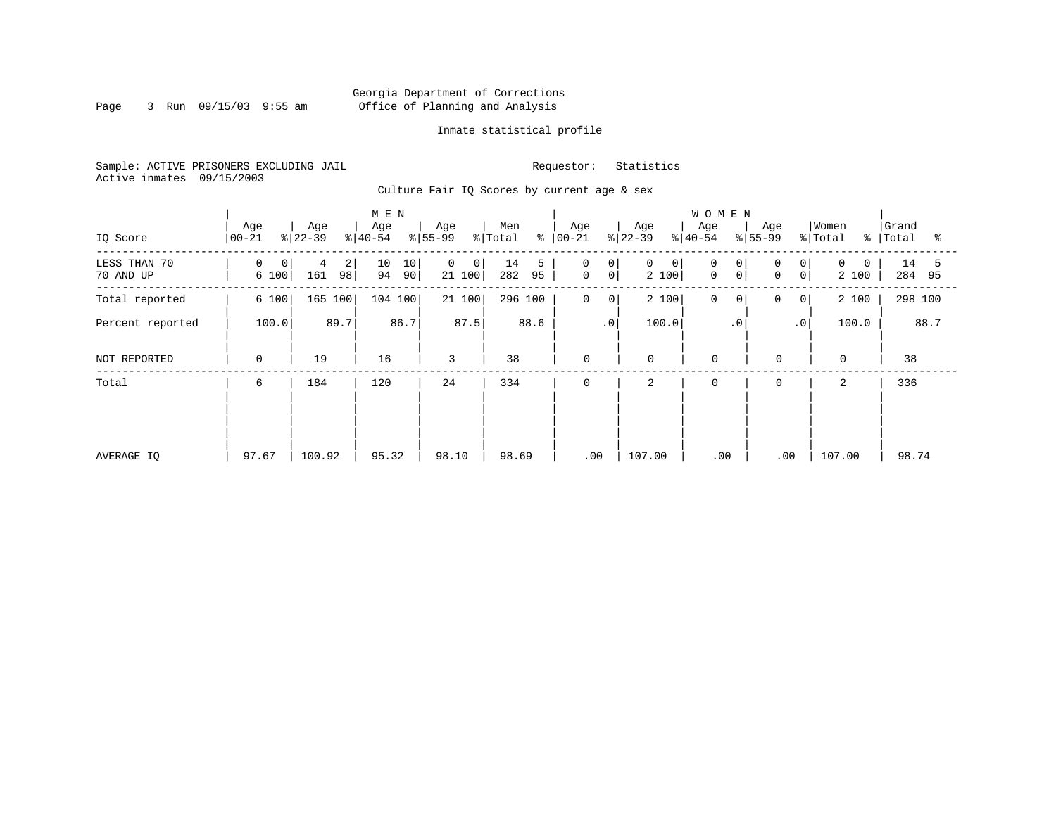Georgia Department of Corrections
Office of Planning and Analysis

Inmate statistical profile

Sample: ACTIVE PRISONERS EXCLUDING JAIL
Active inmates 09/15/2003

Requestor: Statistics

Culture Fair IQ Scores by current age & sex

| IQ Score | MEN Age 00-21 | % | Age 22-39 | % | Age 40-54 | % | Age 55-99 | % | Men Total | % | WOMEN Age 00-21 | % | Age 22-39 | % | Age 40-54 | % | Age 55-99 | % | Women Total | % | Grand Total | % |
|---|---|---|---|---|---|---|---|---|---|---|---|---|---|---|---|---|---|---|---|---|---|---|
| LESS THAN 70 | 0 | 0 | 4 | 2 | 10 | 10 | 0 | 0 | 14 | 5 | 0 | 0 | 0 | 0 | 0 | 0 | 0 | 0 | 0 | 0 | 14 | 5 |
| 70 AND UP | 6 | 100 | 161 | 98 | 94 | 90 | 21 | 100 | 282 | 95 | 0 | 0 | 2 | 100 | 0 | 0 | 0 | 0 | 2 | 100 | 284 | 95 |
| Total reported | 6 | 100 | 165 | 100 | 104 | 100 | 21 | 100 | 296 | 100 | 0 | 0 | 2 | 100 | 0 | 0 | 0 | 0 | 2 | 100 | 298 | 100 |
| Percent reported | 100.0 | | 89.7 | | 86.7 | | 87.5 | | 88.6 | | .0 | | 100.0 | | .0 | | .0 | | 100.0 | | 88.7 | |
| NOT REPORTED | 0 | | 19 | | 16 | | 3 | | 38 | | 0 | | 0 | | 0 | | 0 | | 0 | | 38 | |
| Total | 6 | | 184 | | 120 | | 24 | | 334 | | 0 | | 2 | | 0 | | 0 | | 2 | | 336 | |
| AVERAGE IQ | 97.67 | | 100.92 | | 95.32 | | 98.10 | | 98.69 | | .00 | | 107.00 | | .00 | | .00 | | 107.00 | | 98.74 | |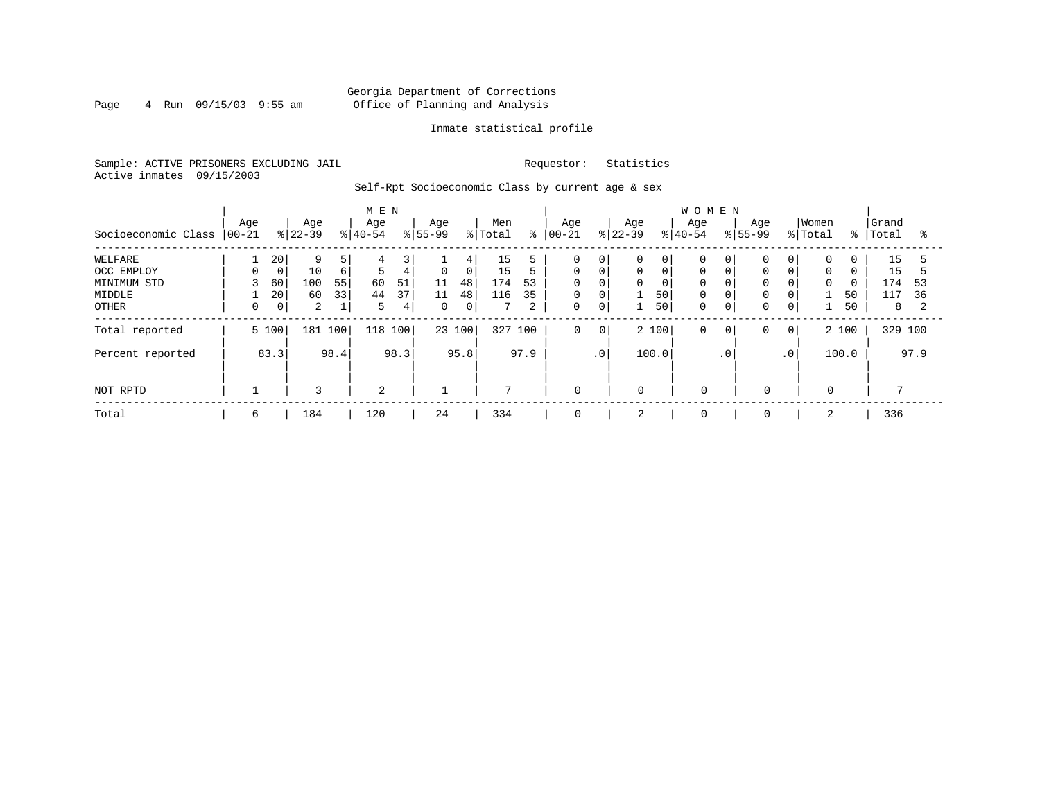Georgia Department of Corrections
Office of Planning and Analysis

Inmate statistical profile

Sample: ACTIVE PRISONERS EXCLUDING JAIL
Active inmates 09/15/2003

Requestor: Statistics

Self-Rpt Socioeconomic Class by current age & sex

| Socioeconomic Class | MEN Age 00-21 | % | Age 22-39 | % | Age 40-54 | % | Age 55-99 | % | Men Total | % | WOMEN Age 00-21 | % | Age 22-39 | % | Age 40-54 | % | Age 55-99 | % | Women Total | % | Grand Total | % |
|---|---|---|---|---|---|---|---|---|---|---|---|---|---|---|---|---|---|---|---|---|---|---|
| WELFARE | 1 | 20 | 9 | 5 | 4 | 3 | 1 | 4 | 15 | 5 | 0 | 0 | 0 | 0 | 0 | 0 | 0 | 0 | 0 | 0 | 15 | 5 |
| OCC EMPLOY | 0 | 0 | 10 | 6 | 5 | 4 | 0 | 0 | 15 | 5 | 0 | 0 | 0 | 0 | 0 | 0 | 0 | 0 | 0 | 0 | 15 | 5 |
| MINIMUM STD | 3 | 60 | 100 | 55 | 60 | 51 | 11 | 48 | 174 | 53 | 0 | 0 | 0 | 0 | 0 | 0 | 0 | 0 | 0 | 0 | 174 | 53 |
| MIDDLE | 1 | 20 | 60 | 33 | 44 | 37 | 11 | 48 | 116 | 35 | 0 | 0 | 1 | 50 | 0 | 0 | 0 | 0 | 1 | 50 | 117 | 36 |
| OTHER | 0 | 0 | 2 | 1 | 5 | 4 | 0 | 0 | 7 | 2 | 0 | 0 | 1 | 50 | 0 | 0 | 0 | 0 | 1 | 50 | 8 | 2 |
| Total reported | 5 | 100 | 181 | 100 | 118 | 100 | 23 | 100 | 327 | 100 | 0 | 0 | 2 | 100 | 0 | 0 | 0 | 0 | 2 | 100 | 329 | 100 |
| Percent reported | | 83.3 | | 98.4 | | 98.3 | | 95.8 | | 97.9 | | .0 | | 100.0 | | .0 | | .0 | | 100.0 | | 97.9 |
| NOT RPTD | 1 | | 3 | | 2 | | 1 | | 7 | | 0 | | 0 | | 0 | | 0 | | 0 | | 7 | |
| Total | 6 | | 184 | | 120 | | 24 | | 334 | | 0 | | 2 | | 0 | | 0 | | 2 | | 336 | |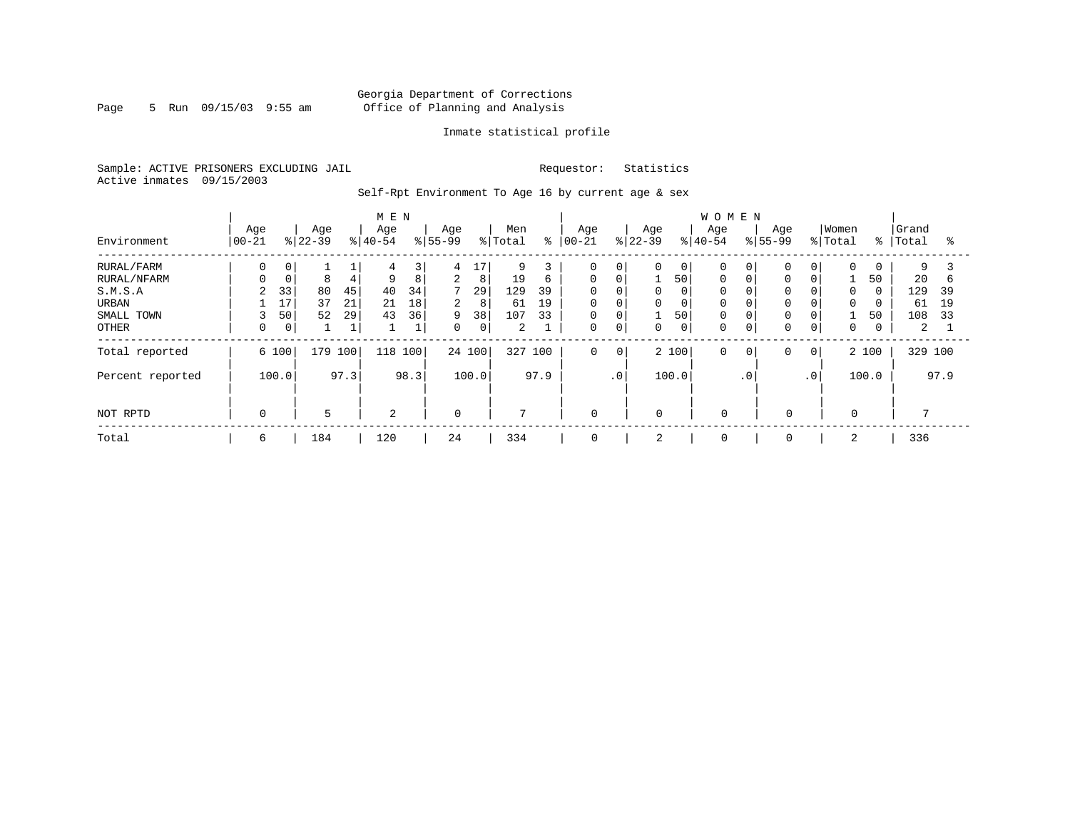Georgia Department of Corrections
Office of Planning and Analysis

Inmate statistical profile

Sample: ACTIVE PRISONERS EXCLUDING JAIL    Requestor: Statistics
Active inmates 09/15/2003

Self-Rpt Environment To Age 16 by current age & sex

| Environment | MEN Age 00-21 | % | Age 22-39 | % | Age 40-54 | % | Age 55-99 | % | Men Total | % | WOMEN Age 00-21 | % | Age 22-39 | % | Age 40-54 | % | Age 55-99 | % | Women Total | % | Grand Total | % |
|---|---|---|---|---|---|---|---|---|---|---|---|---|---|---|---|---|---|---|---|---|---|---|
| RURAL/FARM | 0 | 0 | 1 | 1 | 4 | 3 | 4 | 17 | 9 | 3 | 0 | 0 | 0 | 0 | 0 | 0 | 0 | 0 | 0 | 0 | 9 | 3 |
| RURAL/NFARM | 0 | 0 | 8 | 4 | 9 | 8 | 2 | 8 | 19 | 6 | 0 | 0 | 1 | 50 | 0 | 0 | 0 | 0 | 1 | 50 | 20 | 6 |
| S.M.S.A | 2 | 33 | 80 | 45 | 40 | 34 | 7 | 29 | 129 | 39 | 0 | 0 | 0 | 0 | 0 | 0 | 0 | 0 | 0 | 0 | 129 | 39 |
| URBAN | 1 | 17 | 37 | 21 | 21 | 18 | 2 | 8 | 61 | 19 | 0 | 0 | 0 | 0 | 0 | 0 | 0 | 0 | 0 | 0 | 61 | 19 |
| SMALL TOWN | 3 | 50 | 52 | 29 | 43 | 36 | 9 | 38 | 107 | 33 | 0 | 0 | 1 | 50 | 0 | 0 | 0 | 0 | 1 | 50 | 108 | 33 |
| OTHER | 0 | 0 | 1 | 1 | 1 | 1 | 0 | 0 | 2 | 1 | 0 | 0 | 0 | 0 | 0 | 0 | 0 | 0 | 0 | 0 | 2 | 1 |
| Total reported | 6 | 100 | 179 | 100 | 118 | 100 | 24 | 100 | 327 | 100 | 0 | 0 | 2 | 100 | 0 | 0 | 0 | 0 | 2 | 100 | 329 | 100 |
| Percent reported | | 100.0 | | 97.3 | | 98.3 | | 100.0 | | 97.9 | | .0 | | 100.0 | | .0 | | .0 | | 100.0 | | 97.9 |
| NOT RPTD | 0 | | 5 | | 2 | | 0 | | 7 | | 0 | | 0 | | 0 | | 0 | | 0 | | 7 | |
| Total | 6 | | 184 | | 120 | | 24 | | 334 | | 0 | | 2 | | 0 | | 0 | | 2 | | 336 | |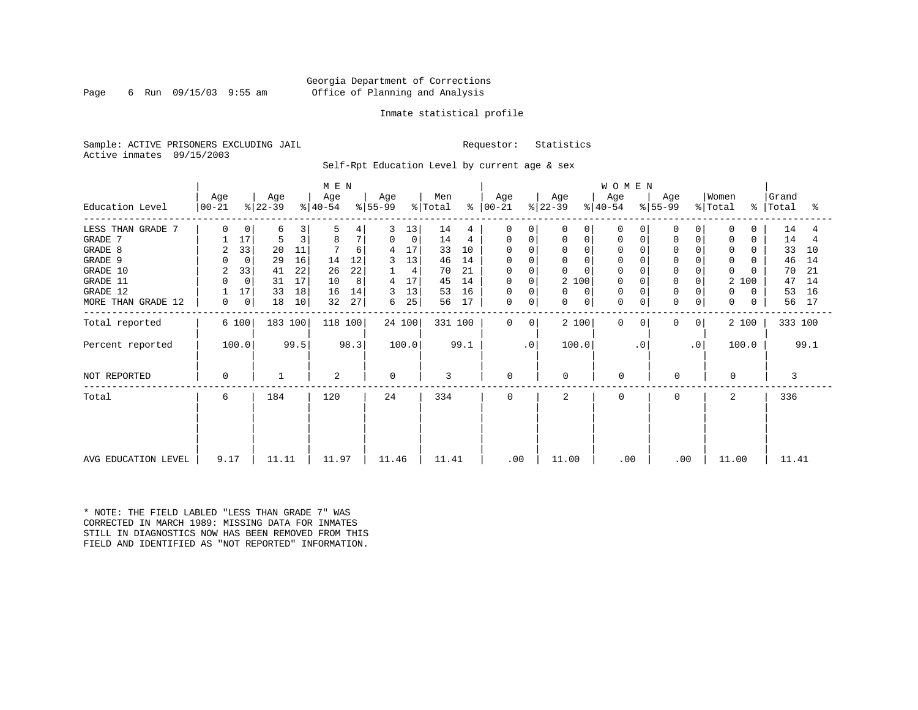Georgia Department of Corrections
Office of Planning and Analysis

Inmate statistical profile

Sample: ACTIVE PRISONERS EXCLUDING JAIL　　　　Requestor: Statistics
Active inmates 09/15/2003

Self-Rpt Education Level by current age & sex

| Education Level | MEN Age 00-21 | % | Age 22-39 | % | Age 40-54 | % | Age 55-99 | % | Men Total | % | WOMEN Age 00-21 | % | Age 22-39 | % | Age 40-54 | % | Age 55-99 | % | Women Total | % | Grand Total | % |
|---|---|---|---|---|---|---|---|---|---|---|---|---|---|---|---|---|---|---|---|---|---|---|
| LESS THAN GRADE 7 | 0 | 0 | 6 | 3 | 5 | 4 | 3 | 13 | 14 | 4 | 0 | 0 | 0 | 0 | 0 | 0 | 0 | 0 | 0 | 0 | 14 | 4 |
| GRADE 7 | 1 | 17 | 5 | 3 | 8 | 7 | 0 | 0 | 14 | 4 | 0 | 0 | 0 | 0 | 0 | 0 | 0 | 0 | 0 | 0 | 14 | 4 |
| GRADE 8 | 2 | 33 | 20 | 11 | 7 | 6 | 4 | 17 | 33 | 10 | 0 | 0 | 0 | 0 | 0 | 0 | 0 | 0 | 0 | 0 | 33 | 10 |
| GRADE 9 | 0 | 0 | 29 | 16 | 14 | 12 | 3 | 13 | 46 | 14 | 0 | 0 | 0 | 0 | 0 | 0 | 0 | 0 | 0 | 0 | 46 | 14 |
| GRADE 10 | 2 | 33 | 41 | 22 | 26 | 22 | 1 | 4 | 70 | 21 | 0 | 0 | 0 | 0 | 0 | 0 | 0 | 0 | 0 | 0 | 70 | 21 |
| GRADE 11 | 0 | 0 | 31 | 17 | 10 | 8 | 4 | 17 | 45 | 14 | 0 | 0 | 2 | 100 | 0 | 0 | 0 | 0 | 2 | 100 | 47 | 14 |
| GRADE 12 | 1 | 17 | 33 | 18 | 16 | 14 | 3 | 13 | 53 | 16 | 0 | 0 | 0 | 0 | 0 | 0 | 0 | 0 | 0 | 0 | 53 | 16 |
| MORE THAN GRADE 12 | 0 | 0 | 18 | 10 | 32 | 27 | 6 | 25 | 56 | 17 | 0 | 0 | 0 | 0 | 0 | 0 | 0 | 0 | 0 | 0 | 56 | 17 |
| Total reported | 6 | 100 | 183 | 100 | 118 | 100 | 24 | 100 | 331 | 100 | 0 | 0 | 2 | 100 | 0 | 0 | 0 | 0 | 2 | 100 | 333 | 100 |
| Percent reported | | 100.0 | | 99.5 | | 98.3 | | 100.0 | | 99.1 | | .0 | | 100.0 | | .0 | | .0 | | 100.0 | | 99.1 |
| NOT REPORTED | 0 | | 1 | | 2 | | 0 | | 3 | | 0 | | 0 | | 0 | | 0 | | 0 | | 3 | |
| Total | 6 | | 184 | | 120 | | 24 | | 334 | | 0 | | 2 | | 0 | | 0 | | 2 | | 336 | |
| AVG EDUCATION LEVEL | 9.17 | | 11.11 | | 11.97 | | 11.46 | | 11.41 | | .00 | | 11.00 | | .00 | | .00 | | 11.00 | | 11.41 | |

* NOTE: THE FIELD LABLED "LESS THAN GRADE 7" WAS CORRECTED IN MARCH 1989: MISSING DATA FOR INMATES STILL IN DIAGNOSTICS NOW HAS BEEN REMOVED FROM THIS FIELD AND IDENTIFIED AS "NOT REPORTED" INFORMATION.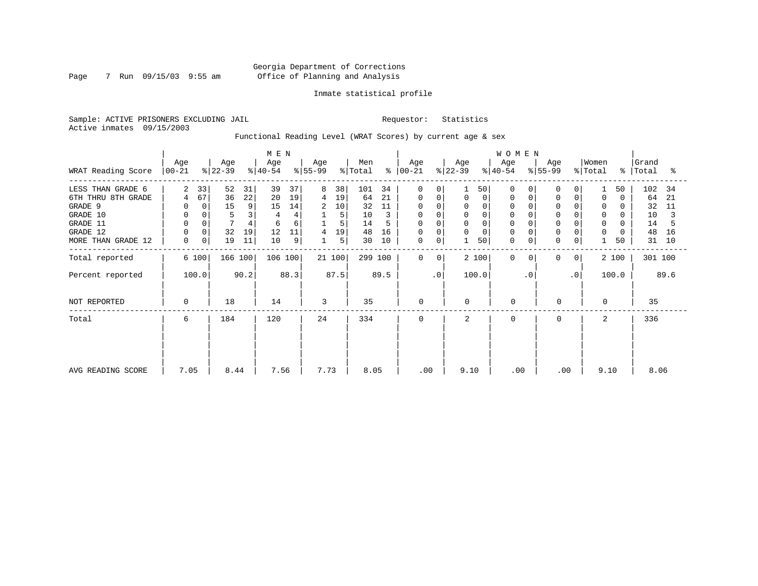Georgia Department of Corrections
Office of Planning and Analysis

Inmate statistical profile

Sample: ACTIVE PRISONERS EXCLUDING JAIL
Active inmates 09/15/2003

Requestor: Statistics

Functional Reading Level (WRAT Scores) by current age & sex

| WRAT Reading Score | MEN Age 00-21 | % | Age 22-39 | % | Age 40-54 | % | Age 55-99 | % | Men Total | % | WOMEN Age 00-21 | % | Age 22-39 | % | Age 40-54 | % | Age 55-99 | % | Women Total | % | Grand Total | % |
|---|---|---|---|---|---|---|---|---|---|---|---|---|---|---|---|---|---|---|---|---|---|---|
| LESS THAN GRADE 6 | 2 | 33 | 52 | 31 | 39 | 37 | 8 | 38 | 101 | 34 | 0 | 0 | 1 | 50 | 0 | 0 | 0 | 0 | 1 | 50 | 102 | 34 |
| 6TH THRU 8TH GRADE | 4 | 67 | 36 | 22 | 20 | 19 | 4 | 19 | 64 | 21 | 0 | 0 | 0 | 0 | 0 | 0 | 0 | 0 | 0 | 0 | 64 | 21 |
| GRADE 9 | 0 | 0 | 15 | 9 | 15 | 14 | 2 | 10 | 32 | 11 | 0 | 0 | 0 | 0 | 0 | 0 | 0 | 0 | 0 | 0 | 32 | 11 |
| GRADE 10 | 0 | 0 | 5 | 3 | 4 | 4 | 1 | 5 | 10 | 3 | 0 | 0 | 0 | 0 | 0 | 0 | 0 | 0 | 0 | 0 | 10 | 3 |
| GRADE 11 | 0 | 0 | 7 | 4 | 6 | 6 | 1 | 5 | 14 | 5 | 0 | 0 | 0 | 0 | 0 | 0 | 0 | 0 | 0 | 0 | 14 | 5 |
| GRADE 12 | 0 | 0 | 32 | 19 | 12 | 11 | 4 | 19 | 48 | 16 | 0 | 0 | 0 | 0 | 0 | 0 | 0 | 0 | 0 | 0 | 48 | 16 |
| MORE THAN GRADE 12 | 0 | 0 | 19 | 11 | 10 | 9 | 1 | 5 | 30 | 10 | 0 | 0 | 1 | 50 | 0 | 0 | 0 | 0 | 1 | 50 | 31 | 10 |
| Total reported | 6 | 100 | 166 | 100 | 106 | 100 | 21 | 100 | 299 | 100 | 0 | 0 | 2 | 100 | 0 | 0 | 0 | 0 | 2 | 100 | 301 | 100 |
| Percent reported | 100.0 | | 90.2 | | 88.3 | | 87.5 | | 89.5 | | .0 | | 100.0 | | .0 | | .0 | | 100.0 | | 89.6 | |
| NOT REPORTED | 0 | | 18 | | 14 | | 3 | | 35 | | 0 | | 0 | | 0 | | 0 | | 0 | | 35 | |
| Total | 6 | | 184 | | 120 | | 24 | | 334 | | 0 | | 2 | | 0 | | 0 | | 2 | | 336 | |
| AVG READING SCORE | 7.05 | | 8.44 | | 7.56 | | 7.73 | | 8.05 | | .00 | | 9.10 | | .00 | | .00 | | 9.10 | | 8.06 | |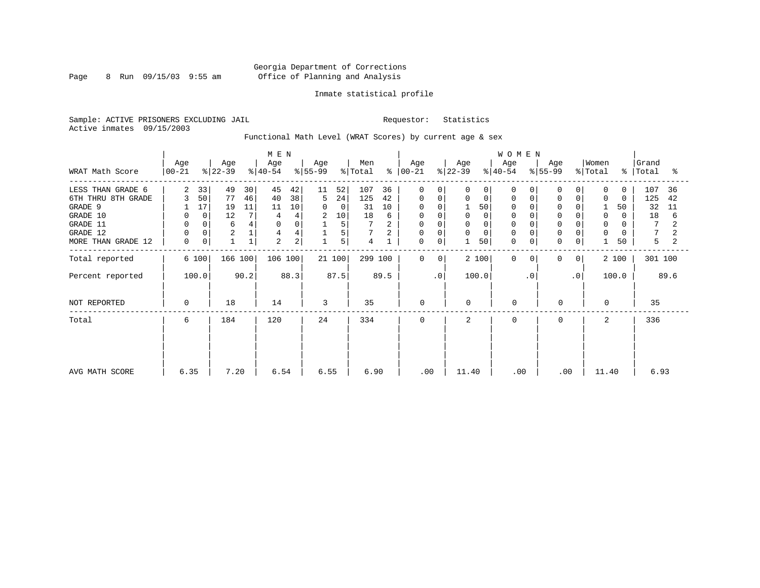Georgia Department of Corrections
Office of Planning and Analysis

Inmate statistical profile

Sample: ACTIVE PRISONERS EXCLUDING JAIL | Requestor: Statistics
Active inmates 09/15/2003

Functional Math Level (WRAT Scores) by current age & sex

| WRAT Math Score | MEN Age 00-21 | % | Age 22-39 | % | Age 40-54 | % | Age 55-99 | % | Men Total | % | WOMEN Age 00-21 | % | Age 22-39 | % | Age 40-54 | % | Age 55-99 | % | Women Total | % | Grand Total | % |
|---|---|---|---|---|---|---|---|---|---|---|---|---|---|---|---|---|---|---|---|---|---|---|
| LESS THAN GRADE 6 | 2 | 33 | 49 | 30 | 45 | 42 | 11 | 52 | 107 | 36 | 0 | 0 | 0 | 0 | 0 | 0 | 0 | 0 | 0 | 0 | 107 | 36 |
| 6TH THRU 8TH GRADE | 3 | 50 | 77 | 46 | 40 | 38 | 5 | 24 | 125 | 42 | 0 | 0 | 0 | 0 | 0 | 0 | 0 | 0 | 0 | 0 | 125 | 42 |
| GRADE 9 | 1 | 17 | 19 | 11 | 11 | 10 | 0 | 0 | 31 | 10 | 0 | 0 | 1 | 50 | 0 | 0 | 0 | 0 | 1 | 50 | 32 | 11 |
| GRADE 10 | 0 | 0 | 12 | 7 | 4 | 4 | 2 | 10 | 18 | 6 | 0 | 0 | 0 | 0 | 0 | 0 | 0 | 0 | 0 | 0 | 18 | 6 |
| GRADE 11 | 0 | 0 | 6 | 4 | 0 | 0 | 1 | 5 | 7 | 2 | 0 | 0 | 0 | 0 | 0 | 0 | 0 | 0 | 0 | 0 | 7 | 2 |
| GRADE 12 | 0 | 0 | 2 | 1 | 4 | 4 | 1 | 5 | 7 | 2 | 0 | 0 | 0 | 0 | 0 | 0 | 0 | 0 | 0 | 0 | 7 | 2 |
| MORE THAN GRADE 12 | 0 | 0 | 1 | 1 | 2 | 2 | 1 | 5 | 4 | 1 | 0 | 0 | 1 | 50 | 0 | 0 | 0 | 0 | 1 | 50 | 5 | 2 |
| Total reported | 6 | 100 | 166 | 100 | 106 | 100 | 21 | 100 | 299 | 100 | 0 | 0 | 2 | 100 | 0 | 0 | 0 | 0 | 2 | 100 | 301 | 100 |
| Percent reported | 100.0 | | 90.2 | | 88.3 | | 87.5 | | 89.5 | | .0 | | 100.0 | | .0 | | .0 | | 100.0 | | 89.6 | |
| NOT REPORTED | 0 | | 18 | | 14 | | 3 | | 35 | | 0 | | 0 | | 0 | | 0 | | 0 | | 35 | |
| Total | 6 | | 184 | | 120 | | 24 | | 334 | | 0 | | 2 | | 0 | | 0 | | 2 | | 336 | |
| AVG MATH SCORE | 6.35 | | 7.20 | | 6.54 | | 6.55 | | 6.90 | | .00 | | 11.40 | | .00 | | .00 | | 11.40 | | 6.93 | |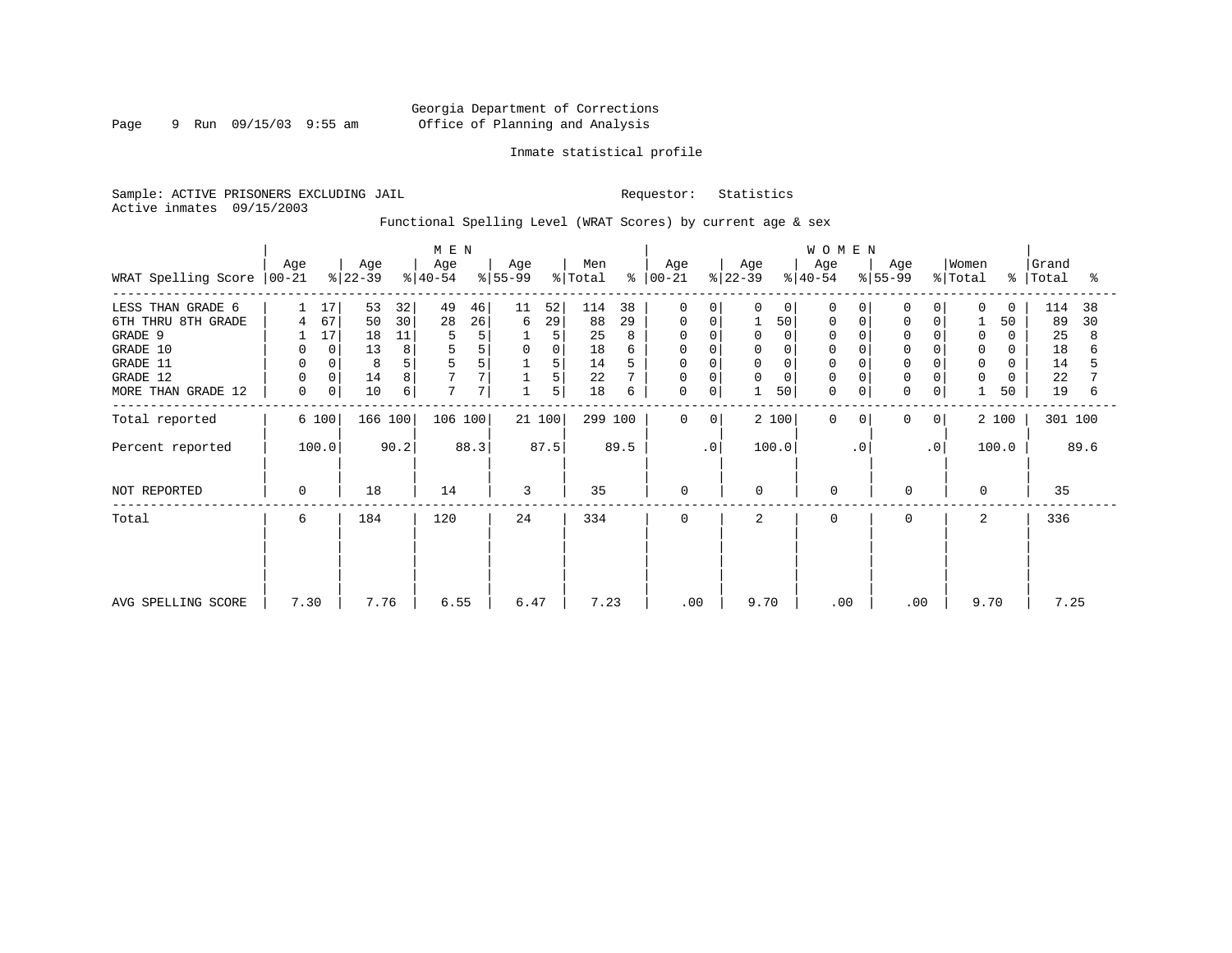Georgia Department of Corrections
Office of Planning and Analysis

Inmate statistical profile

Sample: ACTIVE PRISONERS EXCLUDING JAIL    Requestor: Statistics
Active inmates 09/15/2003

Functional Spelling Level (WRAT Scores) by current age & sex

| WRAT Spelling Score | MEN Age 00-21 | % | Age 22-39 | % | Age 40-54 | % | Age 55-99 | % | Men Total | % | WOMEN Age 00-21 | % | Age 22-39 | % | Age 40-54 | % | Age 55-99 | % | Women Total | % | Grand Total | % |
|---|---|---|---|---|---|---|---|---|---|---|---|---|---|---|---|---|---|---|---|---|---|---|
| LESS THAN GRADE 6 | 1 | 17 | 53 | 32 | 49 | 46 | 11 | 52 | 114 | 38 | 0 | 0 | 0 | 0 | 0 | 0 | 0 | 0 | 0 | 0 | 114 | 38 |
| 6TH THRU 8TH GRADE | 4 | 67 | 50 | 30 | 28 | 26 | 6 | 29 | 88 | 29 | 0 | 0 | 1 | 50 | 0 | 0 | 0 | 0 | 1 | 50 | 89 | 30 |
| GRADE 9 | 1 | 17 | 18 | 11 | 5 | 5 | 1 | 5 | 25 | 8 | 0 | 0 | 0 | 0 | 0 | 0 | 0 | 0 | 0 | 0 | 25 | 8 |
| GRADE 10 | 0 | 0 | 13 | 8 | 5 | 5 | 0 | 0 | 18 | 6 | 0 | 0 | 0 | 0 | 0 | 0 | 0 | 0 | 0 | 0 | 18 | 6 |
| GRADE 11 | 0 | 0 | 8 | 5 | 5 | 5 | 1 | 5 | 14 | 5 | 0 | 0 | 0 | 0 | 0 | 0 | 0 | 0 | 0 | 0 | 14 | 5 |
| GRADE 12 | 0 | 0 | 14 | 8 | 7 | 7 | 1 | 5 | 22 | 7 | 0 | 0 | 0 | 0 | 0 | 0 | 0 | 0 | 0 | 0 | 22 | 7 |
| MORE THAN GRADE 12 | 0 | 0 | 10 | 6 | 7 | 7 | 1 | 5 | 18 | 6 | 0 | 0 | 1 | 50 | 0 | 0 | 0 | 0 | 1 | 50 | 19 | 6 |
| Total reported | 6 | 100 | 166 | 100 | 106 | 100 | 21 | 100 | 299 | 100 | 0 | 0 | 2 | 100 | 0 | 0 | 0 | 0 | 2 | 100 | 301 | 100 |
| Percent reported | 100.0 | | 90.2 | | 88.3 | | 87.5 | | 89.5 | | .0 | | 100.0 | | .0 | | .0 | | 100.0 | | 89.6 | |
| NOT REPORTED | 0 | | 18 | | 14 | | 3 | | 35 | | 0 | | 0 | | 0 | | 0 | | 0 | | 35 | |
| Total | 6 | | 184 | | 120 | | 24 | | 334 | | 0 | | 2 | | 0 | | 0 | | 2 | | 336 | |
| AVG SPELLING SCORE | 7.30 | | 7.76 | | 6.55 | | 6.47 | | 7.23 | | .00 | | 9.70 | | .00 | | .00 | | 9.70 | | 7.25 | |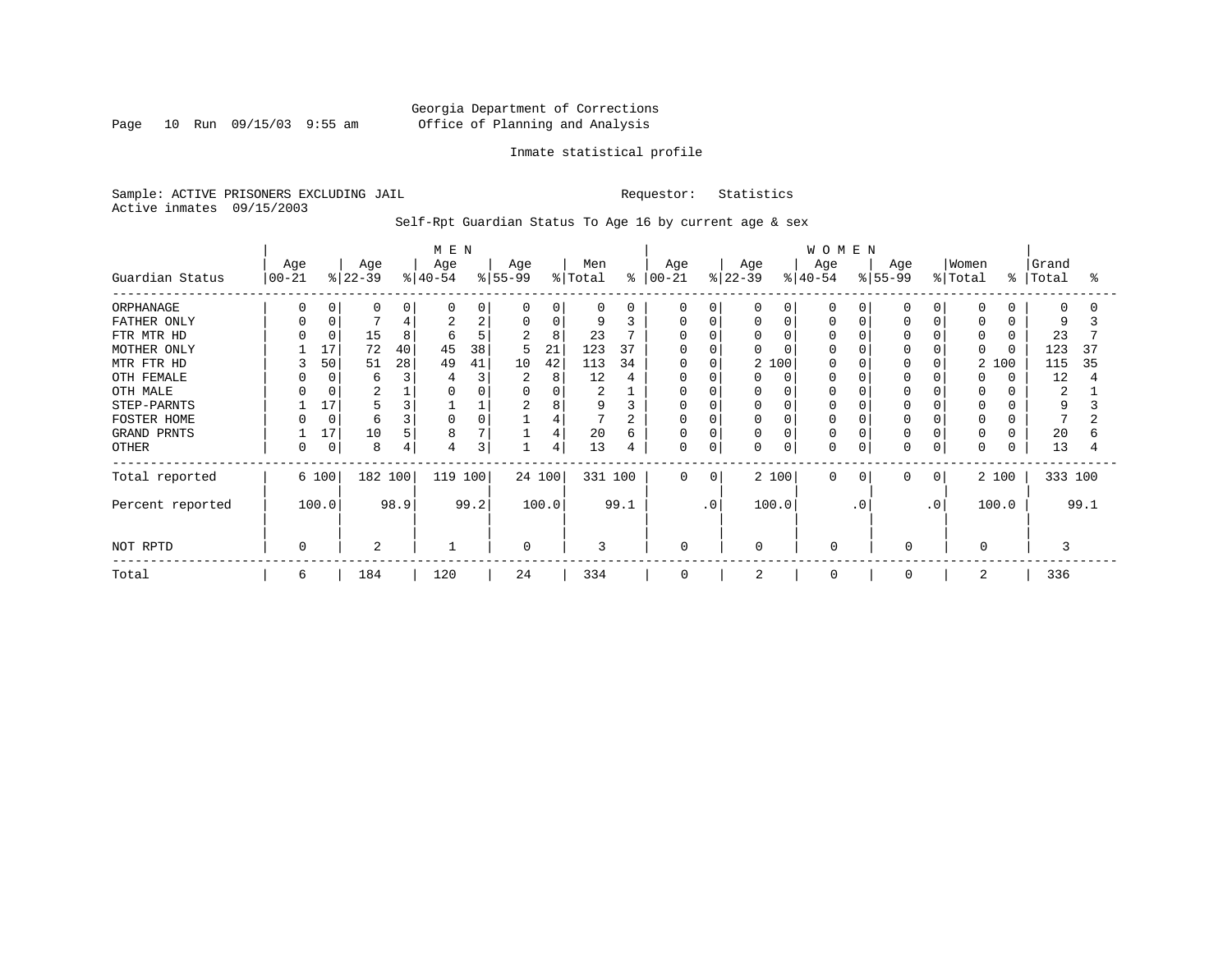Georgia Department of Corrections
Office of Planning and Analysis

Inmate statistical profile

Sample: ACTIVE PRISONERS EXCLUDING JAIL                    Requestor: Statistics
Active inmates 09/15/2003

Self-Rpt Guardian Status To Age 16 by current age & sex

| | MEN | | | | | | | | | | WOMEN | | | | | | | | | | | |
|---|---|---|---|---|---|---|---|---|---|---|---|---|---|---|---|---|---|---|---|---|---|---|
| Guardian Status | Age 00-21 | % | Age 22-39 | % | Age 40-54 | % | Age 55-99 | % | Men Total | % | Age 00-21 | % | Age 22-39 | % | Age 40-54 | % | Age 55-99 | % | Women Total | % | Grand Total | % |
| ORPHANAGE | 0 | 0 | 0 | 0 | 0 | 0 | 0 | 0 | 0 | 0 | 0 | 0 | 0 | 0 | 0 | 0 | 0 | 0 | 0 | 0 | 0 | 0 |
| FATHER ONLY | 0 | 0 | 7 | 4 | 2 | 2 | 0 | 0 | 9 | 3 | 0 | 0 | 0 | 0 | 0 | 0 | 0 | 0 | 0 | 0 | 9 | 3 |
| FTR MTR HD | 0 | 0 | 15 | 8 | 6 | 5 | 2 | 8 | 23 | 7 | 0 | 0 | 0 | 0 | 0 | 0 | 0 | 0 | 0 | 0 | 23 | 7 |
| MOTHER ONLY | 1 | 17 | 72 | 40 | 45 | 38 | 5 | 21 | 123 | 37 | 0 | 0 | 0 | 0 | 0 | 0 | 0 | 0 | 0 | 0 | 123 | 37 |
| MTR FTR HD | 3 | 50 | 51 | 28 | 49 | 41 | 10 | 42 | 113 | 34 | 0 | 0 | 2 | 100 | 0 | 0 | 0 | 0 | 2 | 100 | 115 | 35 |
| OTH FEMALE | 0 | 0 | 6 | 3 | 4 | 3 | 2 | 8 | 12 | 4 | 0 | 0 | 0 | 0 | 0 | 0 | 0 | 0 | 0 | 0 | 12 | 4 |
| OTH MALE | 0 | 0 | 2 | 1 | 0 | 0 | 0 | 0 | 2 | 1 | 0 | 0 | 0 | 0 | 0 | 0 | 0 | 0 | 0 | 0 | 2 | 1 |
| STEP-PARNTS | 1 | 17 | 5 | 3 | 1 | 1 | 2 | 8 | 9 | 3 | 0 | 0 | 0 | 0 | 0 | 0 | 0 | 0 | 0 | 0 | 9 | 3 |
| FOSTER HOME | 0 | 0 | 6 | 3 | 0 | 0 | 1 | 4 | 7 | 2 | 0 | 0 | 0 | 0 | 0 | 0 | 0 | 0 | 0 | 0 | 7 | 2 |
| GRAND PRNTS | 1 | 17 | 10 | 5 | 8 | 7 | 1 | 4 | 20 | 6 | 0 | 0 | 0 | 0 | 0 | 0 | 0 | 0 | 0 | 0 | 20 | 6 |
| OTHER | 0 | 0 | 8 | 4 | 4 | 3 | 1 | 4 | 13 | 4 | 0 | 0 | 0 | 0 | 0 | 0 | 0 | 0 | 0 | 0 | 13 | 4 |
| Total reported | 6 | 100 | 182 | 100 | 119 | 100 | 24 | 100 | 331 | 100 | 0 | 0 | 2 | 100 | 0 | 0 | 0 | 0 | 2 | 100 | 333 | 100 |
| Percent reported | | 100.0 | | 98.9 | | 99.2 | | 100.0 | | 99.1 | | .0 | | 100.0 | | .0 | | .0 | | 100.0 | | 99.1 |
| NOT RPTD | 0 | | 2 | | 1 | | 0 | | 3 | | 0 | | 0 | | 0 | | 0 | | 0 | | 3 | |
| Total | 6 | | 184 | | 120 | | 24 | | 334 | | 0 | | 2 | | 0 | | 0 | | 2 | | 336 | |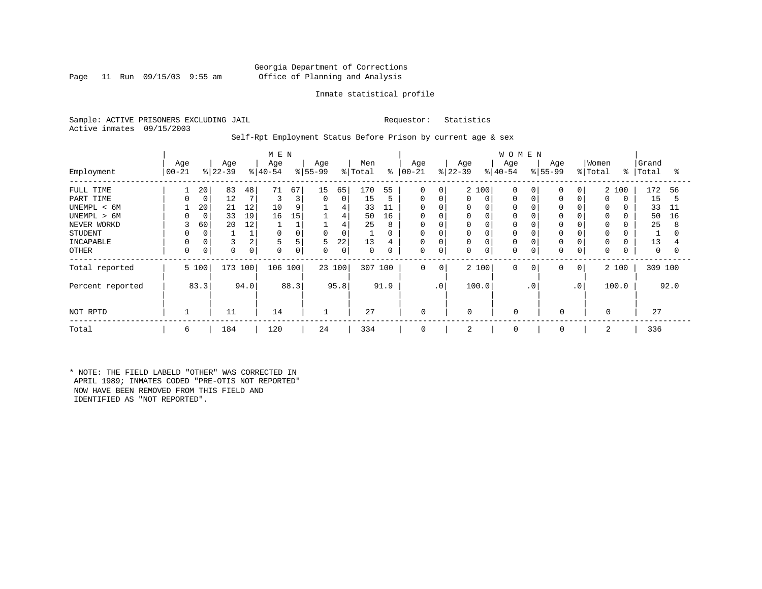Georgia Department of Corrections
Office of Planning and Analysis

Inmate statistical profile

Sample: ACTIVE PRISONERS EXCLUDING JAIL    Requestor: Statistics
Active inmates 09/15/2003

Self-Rpt Employment Status Before Prison by current age & sex

| Employment | MEN Age 00-21 | % | Age 22-39 | % | Age 40-54 | % | Age 55-99 | % | Men Total | % | WOMEN Age 00-21 | % | Age 22-39 | % | Age 40-54 | % | Age 55-99 | % | Women Total | % | Grand Total | % |
|---|---|---|---|---|---|---|---|---|---|---|---|---|---|---|---|---|---|---|---|---|---|---|
| FULL TIME | 1 | 20 | 83 | 48 | 71 | 67 | 15 | 65 | 170 | 55 | 0 | 0 | 2 | 100 | 0 | 0 | 0 | 0 | 2 | 100 | 172 | 56 |
| PART TIME | 0 | 0 | 12 | 7 | 3 | 3 | 0 | 0 | 15 | 5 | 0 | 0 | 0 | 0 | 0 | 0 | 0 | 0 | 0 | 0 | 15 | 5 |
| UNEMPL < 6M | 1 | 20 | 21 | 12 | 10 | 9 | 1 | 4 | 33 | 11 | 0 | 0 | 0 | 0 | 0 | 0 | 0 | 0 | 0 | 0 | 33 | 11 |
| UNEMPL > 6M | 0 | 0 | 33 | 19 | 16 | 15 | 1 | 4 | 50 | 16 | 0 | 0 | 0 | 0 | 0 | 0 | 0 | 0 | 0 | 0 | 50 | 16 |
| NEVER WORKD | 3 | 60 | 20 | 12 | 1 | 1 | 1 | 4 | 25 | 8 | 0 | 0 | 0 | 0 | 0 | 0 | 0 | 0 | 0 | 0 | 25 | 8 |
| STUDENT | 0 | 0 | 1 | 1 | 0 | 0 | 0 | 0 | 1 | 0 | 0 | 0 | 0 | 0 | 0 | 0 | 0 | 0 | 0 | 0 | 1 | 0 |
| INCAPABLE | 0 | 0 | 3 | 2 | 5 | 5 | 5 | 22 | 13 | 4 | 0 | 0 | 0 | 0 | 0 | 0 | 0 | 0 | 0 | 0 | 13 | 4 |
| OTHER | 0 | 0 | 0 | 0 | 0 | 0 | 0 | 0 | 0 | 0 | 0 | 0 | 0 | 0 | 0 | 0 | 0 | 0 | 0 | 0 | 0 | 0 |
| Total reported | 5 | 100 | 173 | 100 | 106 | 100 | 23 | 100 | 307 | 100 | 0 | 0 | 2 | 100 | 0 | 0 | 0 | 0 | 2 | 100 | 309 | 100 |
| Percent reported | | 83.3 | | 94.0 | | 88.3 | | 95.8 | | 91.9 | | .0 | | 100.0 | | .0 | | .0 | | 100.0 | | 92.0 |
| NOT RPTD | 1 | | 11 | | 14 | | 1 | | 27 | | 0 | | 0 | | 0 | | 0 | | 0 | | 27 | |
| Total | 6 | | 184 | | 120 | | 24 | | 334 | | 0 | | 2 | | 0 | | 0 | | 2 | | 336 | |

* NOTE: THE FIELD LABELD "OTHER" WAS CORRECTED IN APRIL 1989; INMATES CODED "PRE-OTIS NOT REPORTED" NOW HAVE BEEN REMOVED FROM THIS FIELD AND IDENTIFIED AS "NOT REPORTED".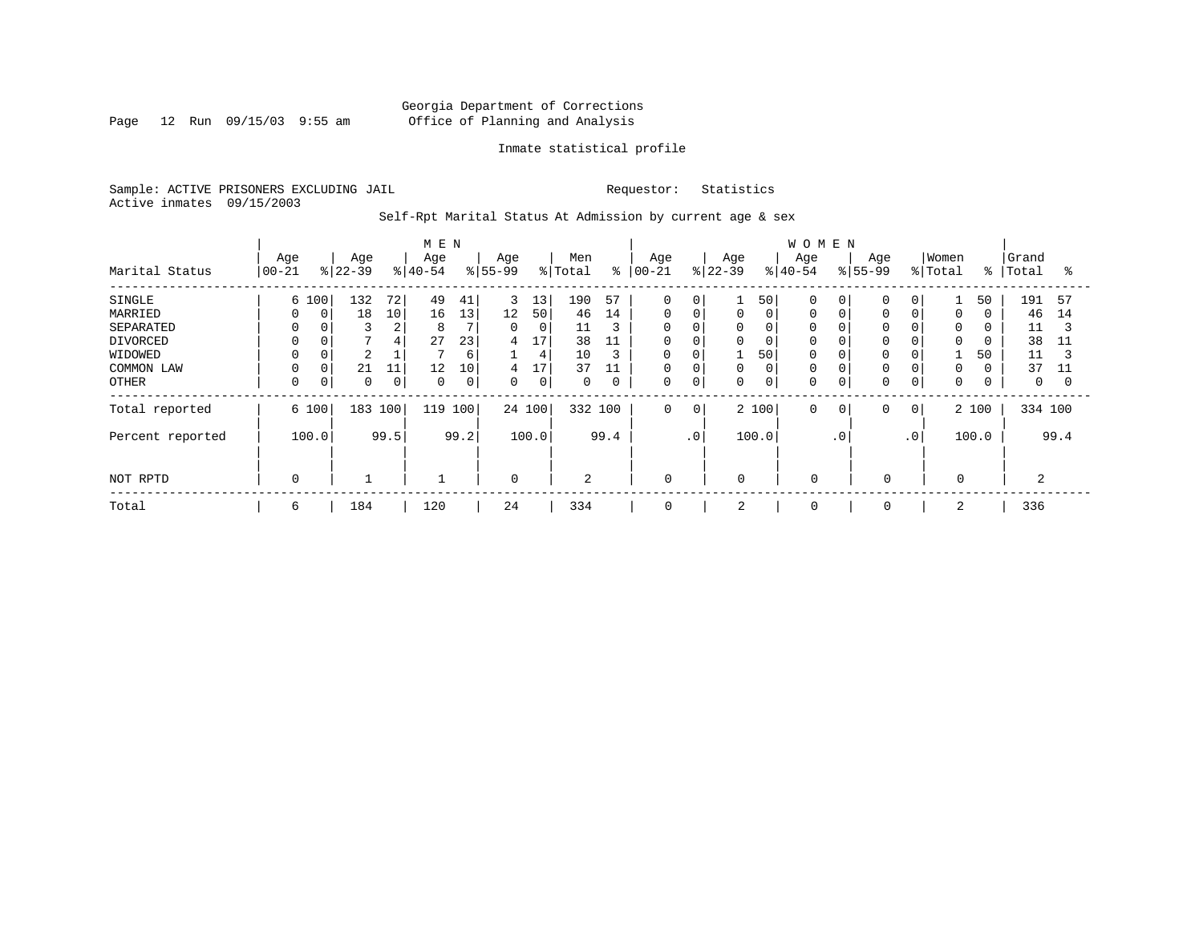Georgia Department of Corrections
Office of Planning and Analysis

Inmate statistical profile

Sample: ACTIVE PRISONERS EXCLUDING JAIL    Requestor: Statistics
Active inmates 09/15/2003

Self-Rpt Marital Status At Admission by current age & sex

| Marital Status | MEN Age 00-21 | % | Age 22-39 | % | Age 40-54 | % | Age 55-99 | % | Men Total | % | WOMEN Age 00-21 | % | Age 22-39 | % | Age 40-54 | % | Age 55-99 | % | Women Total | % | Grand Total | % |
|---|---|---|---|---|---|---|---|---|---|---|---|---|---|---|---|---|---|---|---|---|---|---|
| SINGLE | 6 | 100 | 132 | 72 | 49 | 41 | 3 | 13 | 190 | 57 | 0 | 0 | 1 | 50 | 0 | 0 | 0 | 0 | 1 | 50 | 191 | 57 |
| MARRIED | 0 | 0 | 18 | 10 | 16 | 13 | 12 | 50 | 46 | 14 | 0 | 0 | 0 | 0 | 0 | 0 | 0 | 0 | 0 | 0 | 46 | 14 |
| SEPARATED | 0 | 0 | 3 | 2 | 8 | 7 | 0 | 0 | 11 | 3 | 0 | 0 | 0 | 0 | 0 | 0 | 0 | 0 | 0 | 0 | 11 | 3 |
| DIVORCED | 0 | 0 | 7 | 4 | 27 | 23 | 4 | 17 | 38 | 11 | 0 | 0 | 0 | 0 | 0 | 0 | 0 | 0 | 0 | 0 | 38 | 11 |
| WIDOWED | 0 | 0 | 2 | 1 | 7 | 6 | 1 | 4 | 10 | 3 | 0 | 0 | 1 | 50 | 0 | 0 | 0 | 0 | 1 | 50 | 11 | 3 |
| COMMON LAW | 0 | 0 | 21 | 11 | 12 | 10 | 4 | 17 | 37 | 11 | 0 | 0 | 0 | 0 | 0 | 0 | 0 | 0 | 0 | 0 | 37 | 11 |
| OTHER | 0 | 0 | 0 | 0 | 0 | 0 | 0 | 0 | 0 | 0 | 0 | 0 | 0 | 0 | 0 | 0 | 0 | 0 | 0 | 0 | 0 | 0 |
| Total reported | 6 | 100 | 183 | 100 | 119 | 100 | 24 | 100 | 332 | 100 | 0 | 0 | 2 | 100 | 0 | 0 | 0 | 0 | 2 | 100 | 334 | 100 |
| Percent reported | | 100.0 | | 99.5 | | 99.2 | | 100.0 | | 99.4 | | .0 | | 100.0 | | .0 | | .0 | | 100.0 | | 99.4 |
| NOT RPTD | 0 | | 1 | | 1 | | 0 | | 2 | | 0 | | 0 | | 0 | | 0 | | 0 | | 2 | |
| Total | 6 | | 184 | | 120 | | 24 | | 334 | | 0 | | 2 | | 0 | | 0 | | 2 | | 336 | |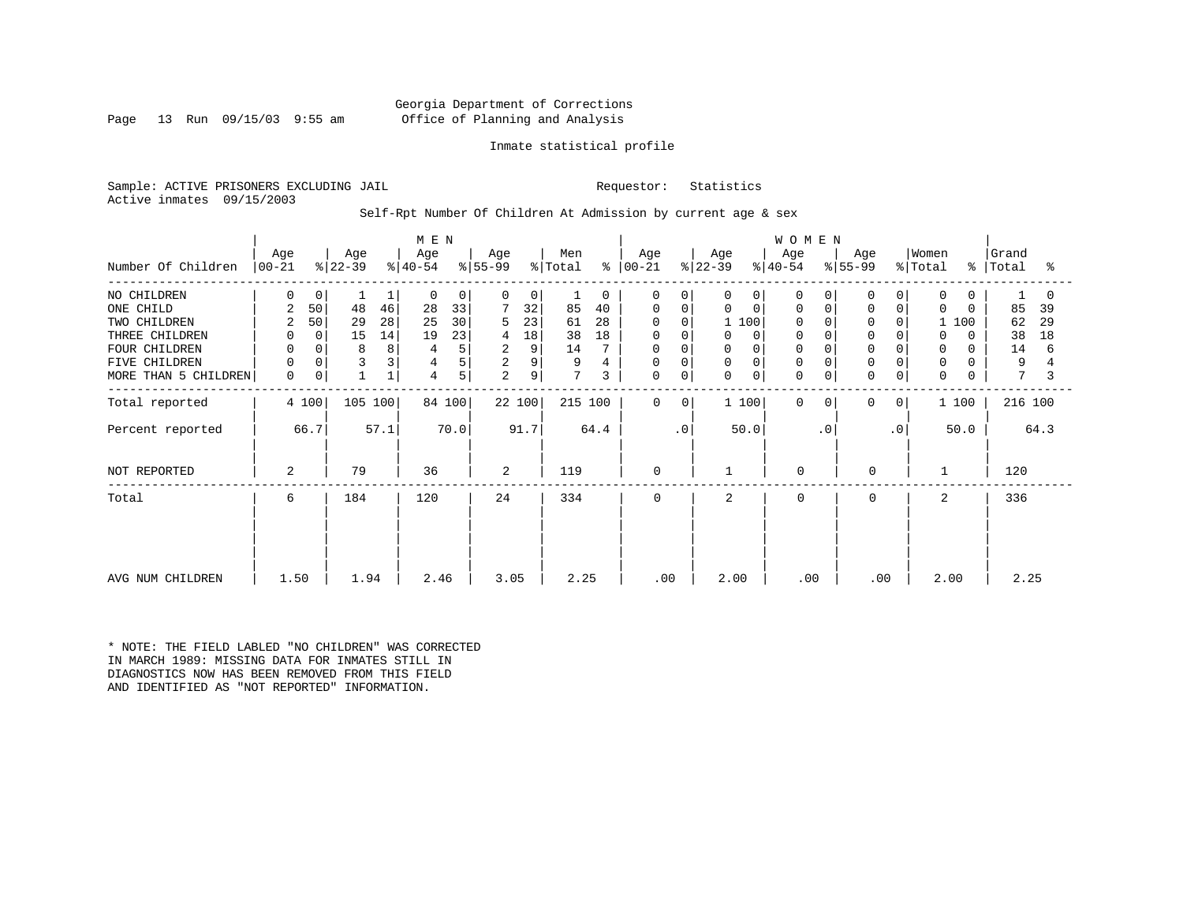Georgia Department of Corrections
Office of Planning and Analysis

Inmate statistical profile

Sample: ACTIVE PRISONERS EXCLUDING JAIL    Requestor: Statistics
Active inmates 09/15/2003

Self-Rpt Number Of Children At Admission by current age & sex

| Number Of Children | MEN Age 00-21 | % | Age 22-39 | % | Age 40-54 | % | Age 55-99 | % | Men Total | % | WOMEN Age 00-21 | % | Age 22-39 | % | Age 40-54 | % | Age 55-99 | % | Women Total | % | Grand Total | % |
|---|---|---|---|---|---|---|---|---|---|---|---|---|---|---|---|---|---|---|---|---|---|---|
| NO CHILDREN | 0 | 0 | 1 | 1 | 0 | 0 | 0 | 0 | 1 | 0 | 0 | 0 | 0 | 0 | 0 | 0 | 0 | 0 | 0 | 0 | 1 | 0 |
| ONE CHILD | 2 | 50 | 48 | 46 | 28 | 33 | 7 | 32 | 85 | 40 | 0 | 0 | 0 | 0 | 0 | 0 | 0 | 0 | 0 | 0 | 85 | 39 |
| TWO CHILDREN | 2 | 50 | 29 | 28 | 25 | 30 | 5 | 23 | 61 | 28 | 0 | 0 | 1 | 100 | 0 | 0 | 0 | 0 | 1 | 100 | 62 | 29 |
| THREE CHILDREN | 0 | 0 | 15 | 14 | 19 | 23 | 4 | 18 | 38 | 18 | 0 | 0 | 0 | 0 | 0 | 0 | 0 | 0 | 0 | 0 | 38 | 18 |
| FOUR CHILDREN | 0 | 0 | 8 | 8 | 4 | 5 | 2 | 9 | 14 | 7 | 0 | 0 | 0 | 0 | 0 | 0 | 0 | 0 | 0 | 0 | 14 | 6 |
| FIVE CHILDREN | 0 | 0 | 3 | 3 | 4 | 5 | 2 | 9 | 9 | 4 | 0 | 0 | 0 | 0 | 0 | 0 | 0 | 0 | 0 | 0 | 9 | 4 |
| MORE THAN 5 CHILDREN | 0 | 0 | 1 | 1 | 4 | 5 | 2 | 9 | 7 | 3 | 0 | 0 | 0 | 0 | 0 | 0 | 0 | 0 | 0 | 0 | 7 | 3 |
| Total reported | 4 | 100 | 105 | 100 | 84 | 100 | 22 | 100 | 215 | 100 | 0 | 0 | 1 | 100 | 0 | 0 | 0 | 0 | 1 | 100 | 216 | 100 |
| Percent reported | | 66.7 | | 57.1 | | 70.0 | | 91.7 | | 64.4 | | .0 | | 50.0 | | .0 | | .0 | | 50.0 | | 64.3 |
| NOT REPORTED | 2 | | 79 | | 36 | | 2 | | 119 | | 0 | | 1 | | 0 | | 0 | | 1 | | 120 | |
| Total | 6 | | 184 | | 120 | | 24 | | 334 | | 0 | | 2 | | 0 | | 0 | | 2 | | 336 | |
| AVG NUM CHILDREN | 1.50 | | 1.94 | | 2.46 | | 3.05 | | 2.25 | | .00 | | 2.00 | | .00 | | .00 | | 2.00 | | 2.25 | |

* NOTE: THE FIELD LABLED "NO CHILDREN" WAS CORRECTED IN MARCH 1989: MISSING DATA FOR INMATES STILL IN DIAGNOSTICS NOW HAS BEEN REMOVED FROM THIS FIELD AND IDENTIFIED AS "NOT REPORTED" INFORMATION.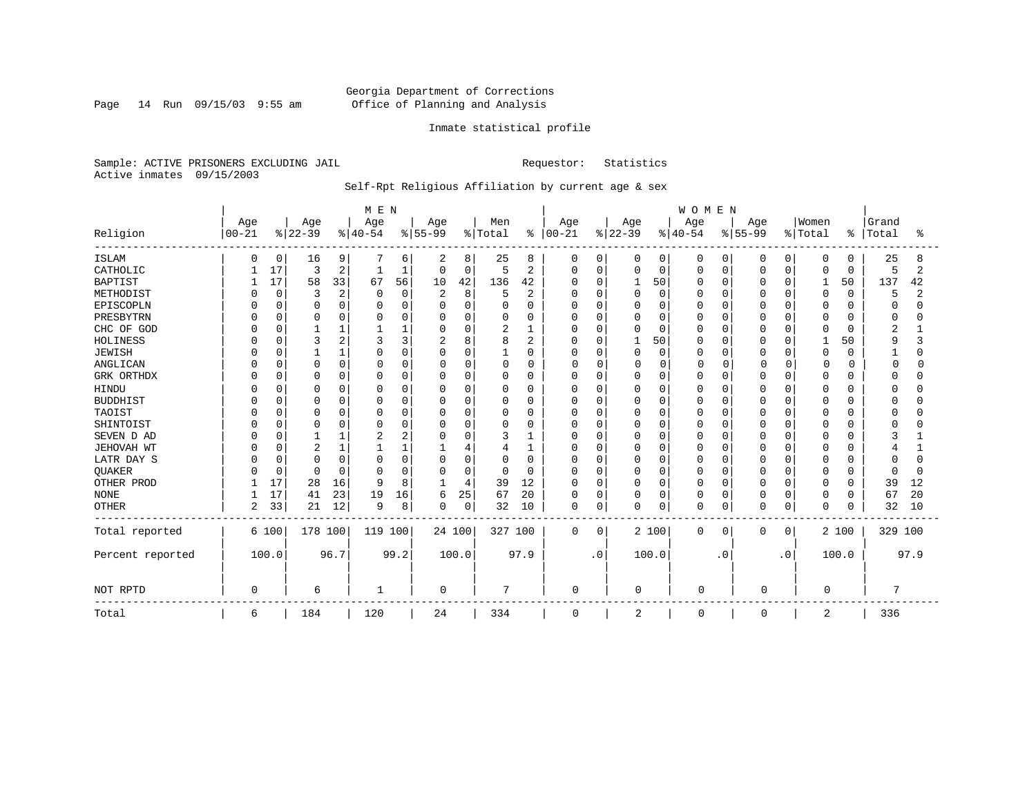Georgia Department of Corrections
Office of Planning and Analysis

Inmate statistical profile

Sample: ACTIVE PRISONERS EXCLUDING JAIL          Requestor: Statistics
Active inmates 09/15/2003

Self-Rpt Religious Affiliation by current age & sex

| Religion | MEN Age 00-21 | % | Age 22-39 | % | Age 40-54 | % | Age 55-99 | % | Men Total | % | WOMEN Age 00-21 | % | Age 22-39 | % | Age 40-54 | % | Age 55-99 | % | Women Total | % | Grand Total | % |
|---|---|---|---|---|---|---|---|---|---|---|---|---|---|---|---|---|---|---|---|---|---|---|
| ISLAM | 0 | 0 | 16 | 9 | 7 | 6 | 2 | 8 | 25 | 8 | 0 | 0 | 0 | 0 | 0 | 0 | 0 | 0 | 0 | 0 | 25 | 8 |
| CATHOLIC | 1 | 17 | 3 | 2 | 1 | 1 | 0 | 0 | 5 | 2 | 0 | 0 | 0 | 0 | 0 | 0 | 0 | 0 | 0 | 0 | 5 | 2 |
| BAPTIST | 1 | 17 | 58 | 33 | 67 | 56 | 10 | 42 | 136 | 42 | 0 | 0 | 1 | 50 | 0 | 0 | 0 | 0 | 1 | 50 | 137 | 42 |
| METHODIST | 0 | 0 | 3 | 2 | 0 | 0 | 2 | 8 | 5 | 2 | 0 | 0 | 0 | 0 | 0 | 0 | 0 | 0 | 0 | 0 | 5 | 2 |
| EPISCOPLN | 0 | 0 | 0 | 0 | 0 | 0 | 0 | 0 | 0 | 0 | 0 | 0 | 0 | 0 | 0 | 0 | 0 | 0 | 0 | 0 | 0 | 0 |
| PRESBYTRN | 0 | 0 | 0 | 0 | 0 | 0 | 0 | 0 | 0 | 0 | 0 | 0 | 0 | 0 | 0 | 0 | 0 | 0 | 0 | 0 | 0 | 0 |
| CHC OF GOD | 0 | 0 | 1 | 1 | 1 | 1 | 0 | 0 | 2 | 1 | 0 | 0 | 0 | 0 | 0 | 0 | 0 | 0 | 0 | 0 | 2 | 1 |
| HOLINESS | 0 | 0 | 3 | 2 | 3 | 3 | 2 | 8 | 8 | 2 | 0 | 0 | 1 | 50 | 0 | 0 | 0 | 0 | 1 | 50 | 9 | 3 |
| JEWISH | 0 | 0 | 1 | 1 | 0 | 0 | 0 | 0 | 1 | 0 | 0 | 0 | 0 | 0 | 0 | 0 | 0 | 0 | 0 | 0 | 1 | 0 |
| ANGLICAN | 0 | 0 | 0 | 0 | 0 | 0 | 0 | 0 | 0 | 0 | 0 | 0 | 0 | 0 | 0 | 0 | 0 | 0 | 0 | 0 | 0 | 0 |
| GRK ORTHDX | 0 | 0 | 0 | 0 | 0 | 0 | 0 | 0 | 0 | 0 | 0 | 0 | 0 | 0 | 0 | 0 | 0 | 0 | 0 | 0 | 0 | 0 |
| HINDU | 0 | 0 | 0 | 0 | 0 | 0 | 0 | 0 | 0 | 0 | 0 | 0 | 0 | 0 | 0 | 0 | 0 | 0 | 0 | 0 | 0 | 0 |
| BUDDHIST | 0 | 0 | 0 | 0 | 0 | 0 | 0 | 0 | 0 | 0 | 0 | 0 | 0 | 0 | 0 | 0 | 0 | 0 | 0 | 0 | 0 | 0 |
| TAOIST | 0 | 0 | 0 | 0 | 0 | 0 | 0 | 0 | 0 | 0 | 0 | 0 | 0 | 0 | 0 | 0 | 0 | 0 | 0 | 0 | 0 | 0 |
| SHINTOIST | 0 | 0 | 0 | 0 | 0 | 0 | 0 | 0 | 0 | 0 | 0 | 0 | 0 | 0 | 0 | 0 | 0 | 0 | 0 | 0 | 0 | 0 |
| SEVEN D AD | 0 | 0 | 1 | 1 | 2 | 2 | 0 | 0 | 3 | 1 | 0 | 0 | 0 | 0 | 0 | 0 | 0 | 0 | 0 | 0 | 3 | 1 |
| JEHOVAH WT | 0 | 0 | 2 | 1 | 1 | 1 | 1 | 4 | 4 | 1 | 0 | 0 | 0 | 0 | 0 | 0 | 0 | 0 | 0 | 0 | 4 | 1 |
| LATR DAY S | 0 | 0 | 0 | 0 | 0 | 0 | 0 | 0 | 0 | 0 | 0 | 0 | 0 | 0 | 0 | 0 | 0 | 0 | 0 | 0 | 0 | 0 |
| QUAKER | 0 | 0 | 0 | 0 | 0 | 0 | 0 | 0 | 0 | 0 | 0 | 0 | 0 | 0 | 0 | 0 | 0 | 0 | 0 | 0 | 0 | 0 |
| OTHER PROD | 1 | 17 | 28 | 16 | 9 | 8 | 1 | 4 | 39 | 12 | 0 | 0 | 0 | 0 | 0 | 0 | 0 | 0 | 0 | 0 | 39 | 12 |
| NONE | 1 | 17 | 41 | 23 | 19 | 16 | 6 | 25 | 67 | 20 | 0 | 0 | 0 | 0 | 0 | 0 | 0 | 0 | 0 | 0 | 67 | 20 |
| OTHER | 2 | 33 | 21 | 12 | 9 | 8 | 0 | 0 | 32 | 10 | 0 | 0 | 0 | 0 | 0 | 0 | 0 | 0 | 0 | 0 | 32 | 10 |
| Total reported | 6 | 100 | 178 | 100 | 119 | 100 | 24 | 100 | 327 | 100 | 0 | 0 | 2 | 100 | 0 | 0 | 0 | 0 | 2 | 100 | 329 | 100 |
| Percent reported | | 100.0 | | 96.7 | | 99.2 | | 100.0 | | 97.9 | | .0 | | 100.0 | | .0 | | .0 | | 100.0 | | 97.9 |
| NOT RPTD | 0 | | 6 | | 1 | | 0 | | 7 | | 0 | | 0 | | 0 | | 0 | | 0 | | 7 | |
| Total | 6 | | 184 | | 120 | | 24 | | 334 | | 0 | | 2 | | 0 | | 0 | | 2 | | 336 | |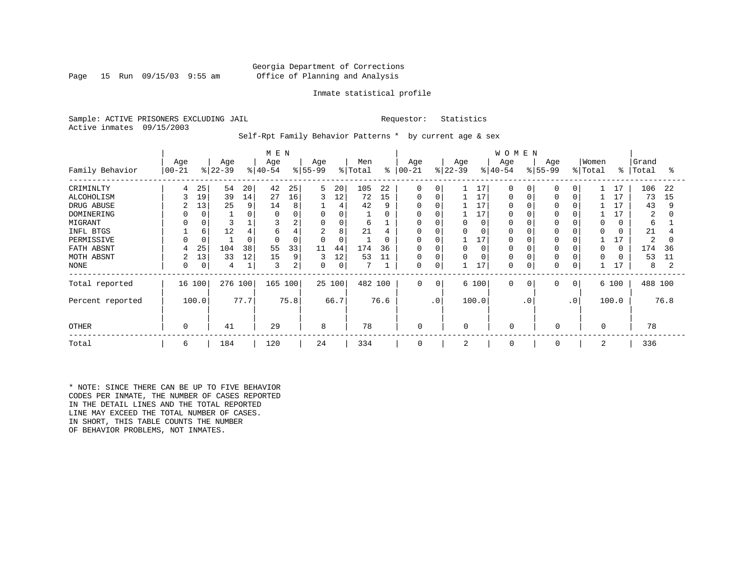Georgia Department of Corrections
Office of Planning and Analysis

Inmate statistical profile

Sample: ACTIVE PRISONERS EXCLUDING JAIL        Requestor: Statistics
Active inmates 09/15/2003

Self-Rpt Family Behavior Patterns * by current age & sex

| Family Behavior | MEN Age 00-21 | % | Age 22-39 | % | Age 40-54 | % | Age 55-99 | % | Men Total | % | WOMEN Age 00-21 | % | Age 22-39 | % | Age 40-54 | % | Age 55-99 | % | Women Total | % | Grand Total | % |
|---|---|---|---|---|---|---|---|---|---|---|---|---|---|---|---|---|---|---|---|---|---|---|
| CRIMINLTY | 4 | 25 | 54 | 20 | 42 | 25 | 5 | 20 | 105 | 22 | 0 | 0 | 1 | 17 | 0 | 0 | 0 | 0 | 1 | 17 | 106 | 22 |
| ALCOHOLISM | 3 | 19 | 39 | 14 | 27 | 16 | 3 | 12 | 72 | 15 | 0 | 0 | 1 | 17 | 0 | 0 | 0 | 0 | 1 | 17 | 73 | 15 |
| DRUG ABUSE | 2 | 13 | 25 | 9 | 14 | 8 | 1 | 4 | 42 | 9 | 0 | 0 | 1 | 17 | 0 | 0 | 0 | 0 | 1 | 17 | 43 | 9 |
| DOMINERING | 0 | 0 | 1 | 0 | 0 | 0 | 0 | 0 | 1 | 0 | 0 | 0 | 1 | 17 | 0 | 0 | 0 | 0 | 1 | 17 | 2 | 0 |
| MIGRANT | 0 | 0 | 3 | 1 | 3 | 2 | 0 | 0 | 6 | 1 | 0 | 0 | 0 | 0 | 0 | 0 | 0 | 0 | 0 | 0 | 6 | 1 |
| INFL BTGS | 1 | 6 | 12 | 4 | 6 | 4 | 2 | 8 | 21 | 4 | 0 | 0 | 0 | 0 | 0 | 0 | 0 | 0 | 0 | 0 | 21 | 4 |
| PERMISSIVE | 0 | 0 | 1 | 0 | 0 | 0 | 0 | 0 | 1 | 0 | 0 | 0 | 1 | 17 | 0 | 0 | 0 | 0 | 1 | 17 | 2 | 0 |
| FATH ABSNT | 4 | 25 | 104 | 38 | 55 | 33 | 11 | 44 | 174 | 36 | 0 | 0 | 0 | 0 | 0 | 0 | 0 | 0 | 0 | 0 | 174 | 36 |
| MOTH ABSNT | 2 | 13 | 33 | 12 | 15 | 9 | 3 | 12 | 53 | 11 | 0 | 0 | 0 | 0 | 0 | 0 | 0 | 0 | 0 | 0 | 53 | 11 |
| NONE | 0 | 0 | 4 | 1 | 3 | 2 | 0 | 0 | 7 | 1 | 0 | 0 | 1 | 17 | 0 | 0 | 0 | 0 | 1 | 17 | 8 | 2 |
| Total reported | 16 | 100 | 276 | 100 | 165 | 100 | 25 | 100 | 482 | 100 | 0 | 0 | 6 | 100 | 0 | 0 | 0 | 0 | 6 | 100 | 488 | 100 |
| Percent reported | | 100.0 | | 77.7 | | 75.8 | | 66.7 | | 76.6 | | .0 | | 100.0 | | .0 | | .0 | | 100.0 | | 76.8 |
| OTHER | 0 | | 41 | | 29 | | 8 | | 78 | | 0 | | 0 | | 0 | | 0 | | 0 | | 78 | |
| Total | 6 | | 184 | | 120 | | 24 | | 334 | | 0 | | 2 | | 0 | | 0 | | 2 | | 336 | |

\* NOTE: SINCE THERE CAN BE UP TO FIVE BEHAVIOR CODES PER INMATE, THE NUMBER OF CASES REPORTED IN THE DETAIL LINES AND THE TOTAL REPORTED LINE MAY EXCEED THE TOTAL NUMBER OF CASES. IN SHORT, THIS TABLE COUNTS THE NUMBER OF BEHAVIOR PROBLEMS, NOT INMATES.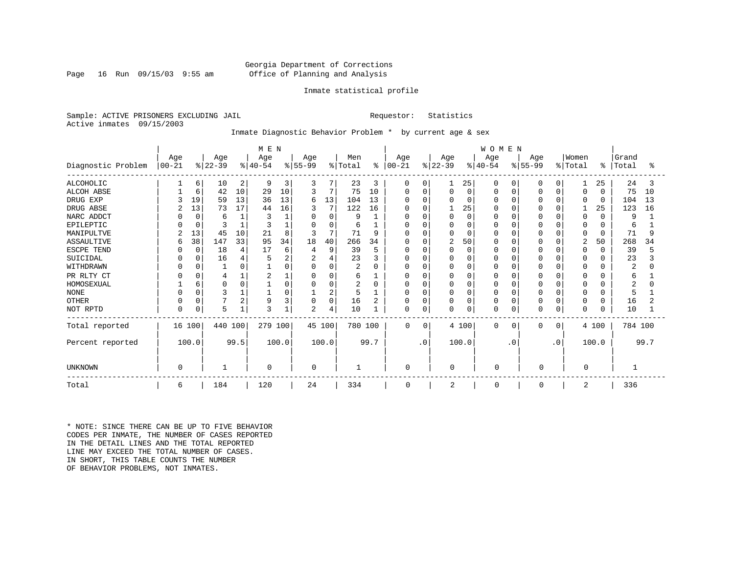Georgia Department of Corrections
Office of Planning and Analysis

Inmate statistical profile

Sample: ACTIVE PRISONERS EXCLUDING JAIL
Requestor: Statistics
Active inmates 09/15/2003

Inmate Diagnostic Behavior Problem * by current age & sex

| | MEN | | | | | | | | | | WOMEN | | | | | | | | | | | |
|---|---|---|---|---|---|---|---|---|---|---|---|---|---|---|---|---|---|---|---|---|---|---|
| Diagnostic Problem | Age 00-21 | % | Age 22-39 | % | Age 40-54 | % | Age 55-99 | % | Men Total | % | Age 00-21 | % | Age 22-39 | % | Age 40-54 | % | Age 55-99 | % | Women Total | % | Grand Total | % |
| ALCOHOLIC | 1 | 6 | 10 | 2 | 9 | 3 | 3 | 7 | 23 | 3 | 0 | 0 | 1 | 25 | 0 | 0 | 0 | 0 | 1 | 25 | 24 | 3 |
| ALCOH ABSE | 1 | 6 | 42 | 10 | 29 | 10 | 3 | 7 | 75 | 10 | 0 | 0 | 0 | 0 | 0 | 0 | 0 | 0 | 0 | 0 | 75 | 10 |
| DRUG EXP | 3 | 19 | 59 | 13 | 36 | 13 | 6 | 13 | 104 | 13 | 0 | 0 | 0 | 0 | 0 | 0 | 0 | 0 | 0 | 0 | 104 | 13 |
| DRUG ABSE | 2 | 13 | 73 | 17 | 44 | 16 | 3 | 7 | 122 | 16 | 0 | 0 | 1 | 25 | 0 | 0 | 0 | 0 | 1 | 25 | 123 | 16 |
| NARC ADDCT | 0 | 0 | 6 | 1 | 3 | 1 | 0 | 0 | 9 | 1 | 0 | 0 | 0 | 0 | 0 | 0 | 0 | 0 | 0 | 0 | 9 | 1 |
| EPILEPTIC | 0 | 0 | 3 | 1 | 3 | 1 | 0 | 0 | 6 | 1 | 0 | 0 | 0 | 0 | 0 | 0 | 0 | 0 | 0 | 0 | 6 | 1 |
| MANIPULTVE | 2 | 13 | 45 | 10 | 21 | 8 | 3 | 7 | 71 | 9 | 0 | 0 | 0 | 0 | 0 | 0 | 0 | 0 | 0 | 0 | 71 | 9 |
| ASSAULTIVE | 6 | 38 | 147 | 33 | 95 | 34 | 18 | 40 | 266 | 34 | 0 | 0 | 2 | 50 | 0 | 0 | 0 | 0 | 2 | 50 | 268 | 34 |
| ESCPE TEND | 0 | 0 | 18 | 4 | 17 | 6 | 4 | 9 | 39 | 5 | 0 | 0 | 0 | 0 | 0 | 0 | 0 | 0 | 0 | 0 | 39 | 5 |
| SUICIDAL | 0 | 0 | 16 | 4 | 5 | 2 | 2 | 4 | 23 | 3 | 0 | 0 | 0 | 0 | 0 | 0 | 0 | 0 | 0 | 0 | 23 | 3 |
| WITHDRAWN | 0 | 0 | 1 | 0 | 1 | 0 | 0 | 0 | 2 | 0 | 0 | 0 | 0 | 0 | 0 | 0 | 0 | 0 | 0 | 0 | 2 | 0 |
| PR RLTY CT | 0 | 0 | 4 | 1 | 2 | 1 | 0 | 0 | 6 | 1 | 0 | 0 | 0 | 0 | 0 | 0 | 0 | 0 | 0 | 0 | 6 | 1 |
| HOMOSEXUAL | 1 | 6 | 0 | 0 | 1 | 0 | 0 | 0 | 2 | 0 | 0 | 0 | 0 | 0 | 0 | 0 | 0 | 0 | 0 | 0 | 2 | 0 |
| NONE | 0 | 0 | 3 | 1 | 1 | 0 | 1 | 2 | 5 | 1 | 0 | 0 | 0 | 0 | 0 | 0 | 0 | 0 | 0 | 0 | 5 | 1 |
| OTHER | 0 | 0 | 7 | 2 | 9 | 3 | 0 | 0 | 16 | 2 | 0 | 0 | 0 | 0 | 0 | 0 | 0 | 0 | 0 | 0 | 16 | 2 |
| NOT RPTD | 0 | 0 | 5 | 1 | 3 | 1 | 2 | 4 | 10 | 1 | 0 | 0 | 0 | 0 | 0 | 0 | 0 | 0 | 0 | 0 | 10 | 1 |
| Total reported | 16 | 100 | 440 | 100 | 279 | 100 | 45 | 100 | 780 | 100 | 0 | 0 | 4 | 100 | 0 | 0 | 0 | 0 | 4 | 100 | 784 | 100 |
| Percent reported | 100.0 | | 99.5 | | 100.0 | | 100.0 | | 99.7 | | .0 | | 100.0 | | .0 | | .0 | | 100.0 | | 99.7 | |
| UNKNOWN | 0 | | 1 | | 0 | | 0 | | 1 | | 0 | | 0 | | 0 | | 0 | | 0 | | 1 | |
| Total | 6 | | 184 | | 120 | | 24 | | 334 | | 0 | | 2 | | 0 | | 0 | | 2 | | 336 | |

* NOTE: SINCE THERE CAN BE UP TO FIVE BEHAVIOR CODES PER INMATE, THE NUMBER OF CASES REPORTED IN THE DETAIL LINES AND THE TOTAL REPORTED LINE MAY EXCEED THE TOTAL NUMBER OF CASES. IN SHORT, THIS TABLE COUNTS THE NUMBER OF BEHAVIOR PROBLEMS, NOT INMATES.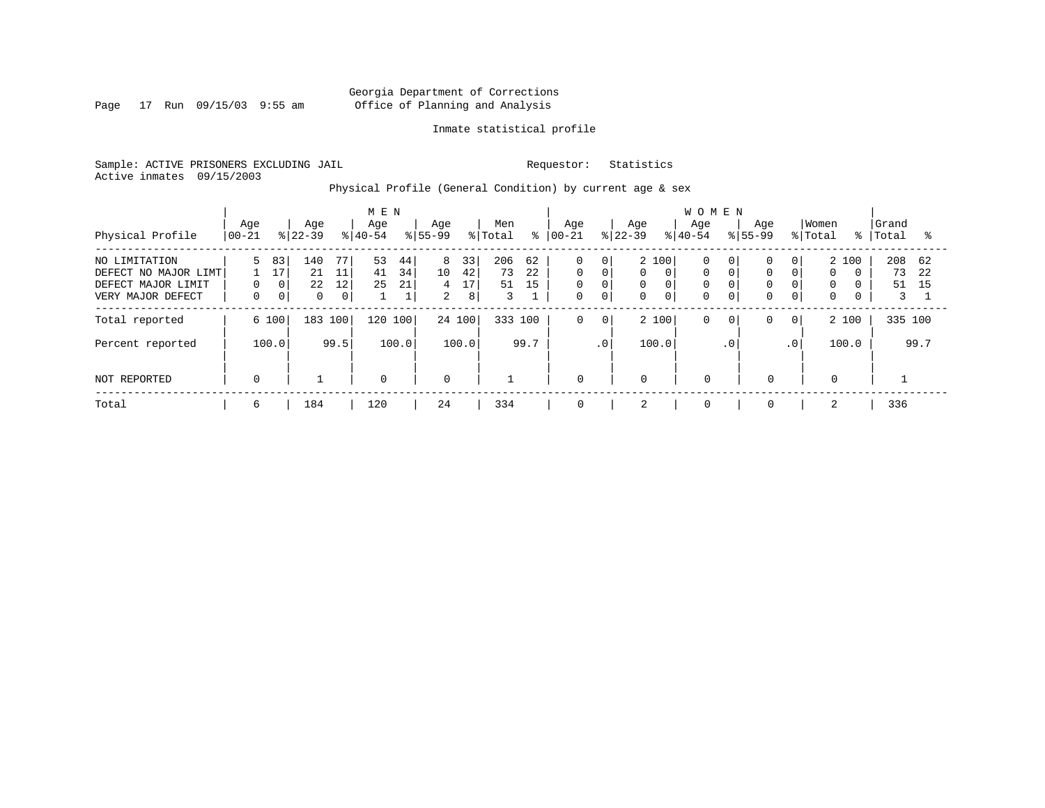Georgia Department of Corrections
Office of Planning and Analysis

Inmate statistical profile

Sample: ACTIVE PRISONERS EXCLUDING JAIL

Requestor: Statistics

Active inmates 09/15/2003

Physical Profile (General Condition) by current age & sex

| Physical Profile | MEN Age 00-21 | % | Age 22-39 | % | Age 40-54 | % | Age 55-99 | % | Men Total | % | WOMEN Age 00-21 | % | Age 22-39 | % | Age 40-54 | % | Age 55-99 | % | Women Total | % | Grand Total | % |
|---|---|---|---|---|---|---|---|---|---|---|---|---|---|---|---|---|---|---|---|---|---|---|
| NO LIMITATION | 5 | 83 | 140 | 77 | 53 | 44 | 8 | 33 | 206 | 62 | 0 | 0 | 2 | 100 | 0 | 0 | 0 | 0 | 2 | 100 | 208 | 62 |
| DEFECT NO MAJOR LIMT | 1 | 17 | 21 | 11 | 41 | 34 | 10 | 42 | 73 | 22 | 0 | 0 | 0 | 0 | 0 | 0 | 0 | 0 | 0 | 0 | 73 | 22 |
| DEFECT MAJOR LIMIT | 0 | 0 | 22 | 12 | 25 | 21 | 4 | 17 | 51 | 15 | 0 | 0 | 0 | 0 | 0 | 0 | 0 | 0 | 0 | 0 | 51 | 15 |
| VERY MAJOR DEFECT | 0 | 0 | 0 | 0 | 1 | 1 | 2 | 8 | 3 | 1 | 0 | 0 | 0 | 0 | 0 | 0 | 0 | 0 | 0 | 0 | 3 | 1 |
| Total reported | 6 | 100 | 183 | 100 | 120 | 100 | 24 | 100 | 333 | 100 | 0 | 0 | 2 | 100 | 0 | 0 | 0 | 0 | 2 | 100 | 335 | 100 |
| Percent reported | | 100.0 | | 99.5 | | 100.0 | | 100.0 | | 99.7 | | .0 | | 100.0 | | .0 | | .0 | | 100.0 | | 99.7 |
| NOT REPORTED | 0 | | 1 | | 0 | | 0 | | 1 | | 0 | | 0 | | 0 | | 0 | | 0 | | 1 | |
| Total | 6 | | 184 | | 120 | | 24 | | 334 | | 0 | | 2 | | 0 | | 0 | | 2 | | 336 | |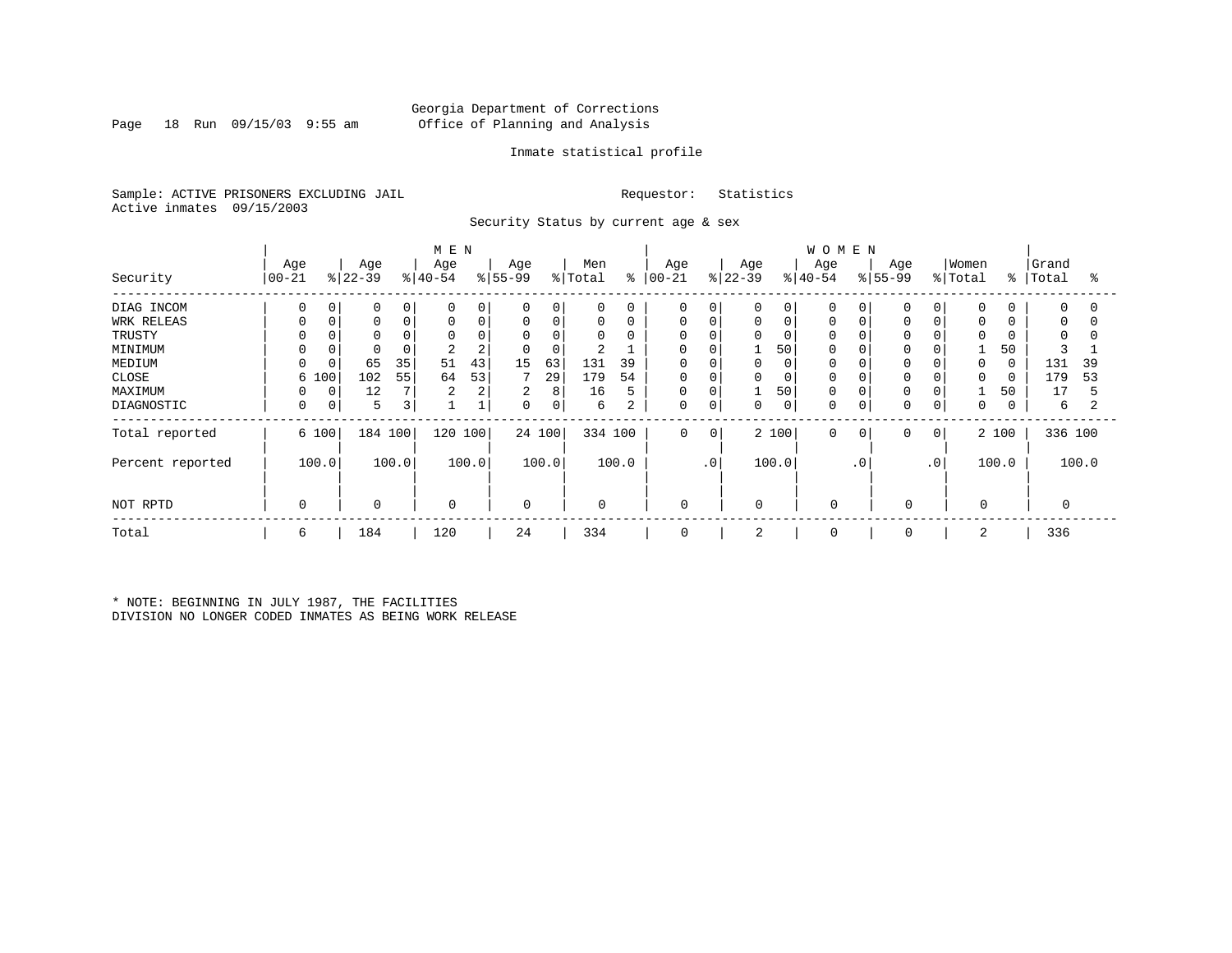Georgia Department of Corrections
Office of Planning and Analysis

Inmate statistical profile

Sample: ACTIVE PRISONERS EXCLUDING JAIL
Active inmates 09/15/2003

Requestor: Statistics

Security Status by current age & sex

| Security | MEN Age 00-21 | % | Age 22-39 | % | Age 40-54 | % | Age 55-99 | % | Men Total | % | WOMEN Age 00-21 | % | Age 22-39 | % | Age 40-54 | % | Age 55-99 | % | Women Total | % | Grand Total | % |
|---|---|---|---|---|---|---|---|---|---|---|---|---|---|---|---|---|---|---|---|---|---|---|
| DIAG INCOM | 0 | 0 | 0 | 0 | 0 | 0 | 0 | 0 | 0 | 0 | 0 | 0 | 0 | 0 | 0 | 0 | 0 | 0 | 0 | 0 | 0 | 0 |
| WRK RELEAS | 0 | 0 | 0 | 0 | 0 | 0 | 0 | 0 | 0 | 0 | 0 | 0 | 0 | 0 | 0 | 0 | 0 | 0 | 0 | 0 | 0 | 0 |
| TRUSTY | 0 | 0 | 0 | 0 | 0 | 0 | 0 | 0 | 0 | 0 | 0 | 0 | 0 | 0 | 0 | 0 | 0 | 0 | 0 | 0 | 0 | 0 |
| MINIMUM | 0 | 0 | 0 | 0 | 2 | 2 | 0 | 0 | 2 | 1 | 0 | 0 | 1 | 50 | 0 | 0 | 0 | 0 | 1 | 50 | 3 | 1 |
| MEDIUM | 0 | 0 | 65 | 35 | 51 | 43 | 15 | 63 | 131 | 39 | 0 | 0 | 0 | 0 | 0 | 0 | 0 | 0 | 0 | 0 | 131 | 39 |
| CLOSE | 6 | 100 | 102 | 55 | 64 | 53 | 7 | 29 | 179 | 54 | 0 | 0 | 0 | 0 | 0 | 0 | 0 | 0 | 0 | 0 | 179 | 53 |
| MAXIMUM | 0 | 0 | 12 | 7 | 2 | 2 | 2 | 8 | 16 | 5 | 0 | 0 | 1 | 50 | 0 | 0 | 0 | 0 | 1 | 50 | 17 | 5 |
| DIAGNOSTIC | 0 | 0 | 5 | 3 | 1 | 1 | 0 | 0 | 6 | 2 | 0 | 0 | 0 | 0 | 0 | 0 | 0 | 0 | 0 | 0 | 6 | 2 |
| Total reported | 6 | 100 | 184 | 100 | 120 | 100 | 24 | 100 | 334 | 100 | 0 | 0 | 2 | 100 | 0 | 0 | 0 | 0 | 2 | 100 | 336 | 100 |
| Percent reported | | 100.0 | | 100.0 | | 100.0 | | 100.0 | | 100.0 | | .0 | | 100.0 | | .0 | | .0 | | 100.0 | | 100.0 |
| NOT RPTD | 0 | | 0 | | 0 | | 0 | | 0 | | 0 | | 0 | | 0 | | 0 | | 0 | | 0 | |
| Total | 6 | | 184 | | 120 | | 24 | | 334 | | 0 | | 2 | | 0 | | 0 | | 2 | | 336 | |

* NOTE: BEGINNING IN JULY 1987, THE FACILITIES DIVISION NO LONGER CODED INMATES AS BEING WORK RELEASE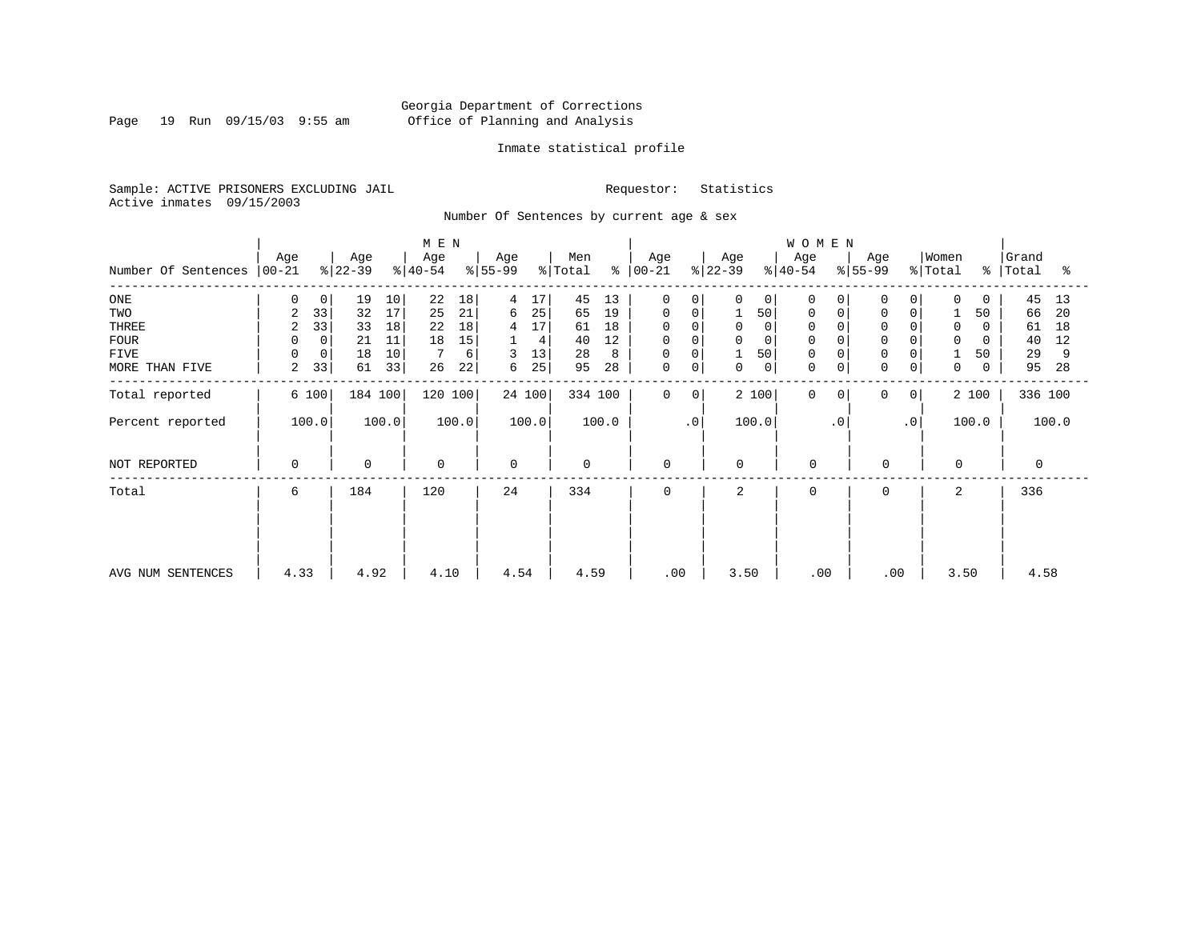Georgia Department of Corrections
Office of Planning and Analysis

Inmate statistical profile

Sample: ACTIVE PRISONERS EXCLUDING JAIL

Requestor: Statistics

Active inmates 09/15/2003

Number Of Sentences by current age & sex

| Number Of Sentences | MEN Age 00-21 | % | Age 22-39 | % | Age 40-54 | % | Age 55-99 | % | Men Total | % | WOMEN Age 00-21 | % | Age 22-39 | % | Age 40-54 | % | Age 55-99 | % | Women Total | % | Grand Total | % |
|---|---|---|---|---|---|---|---|---|---|---|---|---|---|---|---|---|---|---|---|---|---|---|
| ONE | 0 | 0 | 19 | 10 | 22 | 18 | 4 | 17 | 45 | 13 | 0 | 0 | 0 | 0 | 0 | 0 | 0 | 0 | 0 | 0 | 45 | 13 |
| TWO | 2 | 33 | 32 | 17 | 25 | 21 | 6 | 25 | 65 | 19 | 0 | 0 | 1 | 50 | 0 | 0 | 0 | 0 | 1 | 50 | 66 | 20 |
| THREE | 2 | 33 | 33 | 18 | 22 | 18 | 4 | 17 | 61 | 18 | 0 | 0 | 0 | 0 | 0 | 0 | 0 | 0 | 0 | 0 | 61 | 18 |
| FOUR | 0 | 0 | 21 | 11 | 18 | 15 | 1 | 4 | 40 | 12 | 0 | 0 | 0 | 0 | 0 | 0 | 0 | 0 | 0 | 0 | 40 | 12 |
| FIVE | 0 | 0 | 18 | 10 | 7 | 6 | 3 | 13 | 28 | 8 | 0 | 0 | 1 | 50 | 0 | 0 | 0 | 0 | 1 | 50 | 29 | 9 |
| MORE THAN FIVE | 2 | 33 | 61 | 33 | 26 | 22 | 6 | 25 | 95 | 28 | 0 | 0 | 0 | 0 | 0 | 0 | 0 | 0 | 0 | 0 | 95 | 28 |
| Total reported | 6 | 100 | 184 | 100 | 120 | 100 | 24 | 100 | 334 | 100 | 0 | 0 | 2 | 100 | 0 | 0 | 0 | 0 | 2 | 100 | 336 | 100 |
| Percent reported | | 100.0 | | 100.0 | | 100.0 | | 100.0 | | 100.0 | | .0 | | 100.0 | | .0 | | .0 | | 100.0 | | 100.0 |
| NOT REPORTED | 0 | | 0 | | 0 | | 0 | | 0 | | 0 | | 0 | | 0 | | 0 | | 0 | | 0 | |
| Total | 6 | | 184 | | 120 | | 24 | | 334 | | 0 | | 2 | | 0 | | 0 | | 2 | | 336 | |
| AVG NUM SENTENCES | 4.33 | | 4.92 | | 4.10 | | 4.54 | | 4.59 | | .00 | | 3.50 | | .00 | | .00 | | 3.50 | | 4.58 | |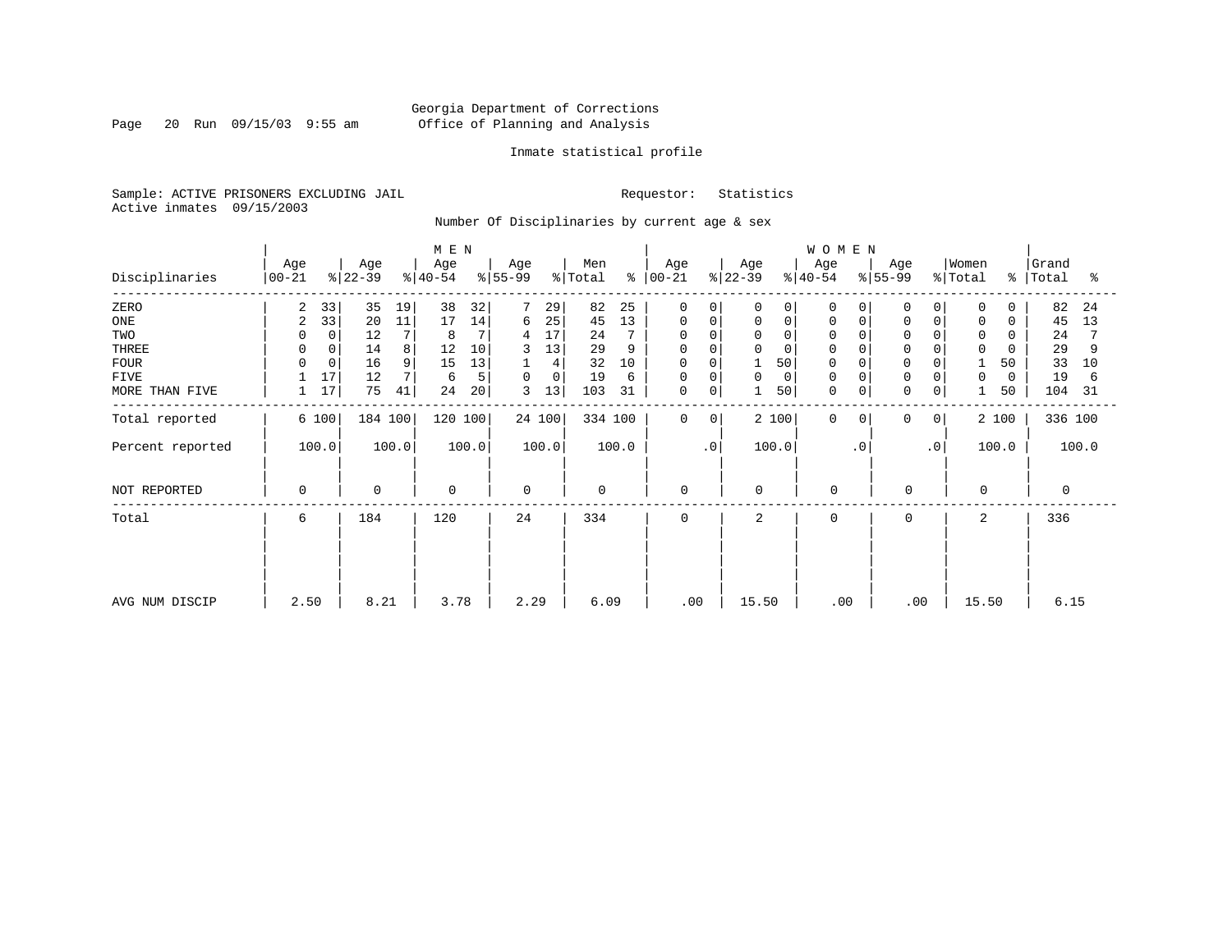Georgia Department of Corrections
Office of Planning and Analysis

Inmate statistical profile

Sample: ACTIVE PRISONERS EXCLUDING JAIL    Requestor: Statistics
Active inmates 09/15/2003

Number Of Disciplinaries by current age & sex

| Disciplinaries | MEN Age 00-21 | % | Age 22-39 | % | Age 40-54 | % | Age 55-99 | % | Men Total | % | WOMEN Age 00-21 | % | Age 22-39 | % | Age 40-54 | % | Age 55-99 | % | Women Total | % | Grand Total | % |
|---|---|---|---|---|---|---|---|---|---|---|---|---|---|---|---|---|---|---|---|---|---|---|
| ZERO | 2 | 33 | 35 | 19 | 38 | 32 | 7 | 29 | 82 | 25 | 0 | 0 | 0 | 0 | 0 | 0 | 0 | 0 | 0 | 0 | 82 | 24 |
| ONE | 2 | 33 | 20 | 11 | 17 | 14 | 6 | 25 | 45 | 13 | 0 | 0 | 0 | 0 | 0 | 0 | 0 | 0 | 0 | 0 | 45 | 13 |
| TWO | 0 | 0 | 12 | 7 | 8 | 7 | 4 | 17 | 24 | 7 | 0 | 0 | 0 | 0 | 0 | 0 | 0 | 0 | 0 | 0 | 24 | 7 |
| THREE | 0 | 0 | 14 | 8 | 12 | 10 | 3 | 13 | 29 | 9 | 0 | 0 | 0 | 0 | 0 | 0 | 0 | 0 | 0 | 0 | 29 | 9 |
| FOUR | 0 | 0 | 16 | 9 | 15 | 13 | 1 | 4 | 32 | 10 | 0 | 0 | 1 | 50 | 0 | 0 | 0 | 0 | 1 | 50 | 33 | 10 |
| FIVE | 1 | 17 | 12 | 7 | 6 | 5 | 0 | 0 | 19 | 6 | 0 | 0 | 0 | 0 | 0 | 0 | 0 | 0 | 0 | 0 | 19 | 6 |
| MORE THAN FIVE | 1 | 17 | 75 | 41 | 24 | 20 | 3 | 13 | 103 | 31 | 0 | 0 | 1 | 50 | 0 | 0 | 0 | 0 | 1 | 50 | 104 | 31 |
| Total reported | 6 | 100 | 184 | 100 | 120 | 100 | 24 | 100 | 334 | 100 | 0 | 0 | 2 | 100 | 0 | 0 | 0 | 0 | 2 | 100 | 336 | 100 |
| Percent reported | 100.0 | | 100.0 | | 100.0 | | 100.0 | | 100.0 | | .0 | | 100.0 | | .0 | | .0 | | 100.0 | | 100.0 | |
| NOT REPORTED | 0 | | 0 | | 0 | | 0 | | 0 | | 0 | | 0 | | 0 | | 0 | | 0 | | 0 | |
| Total | 6 | | 184 | | 120 | | 24 | | 334 | | 0 | | 2 | | 0 | | 0 | | 2 | | 336 | |
| AVG NUM DISCIP | 2.50 | | 8.21 | | 3.78 | | 2.29 | | 6.09 | | .00 | | 15.50 | | .00 | | .00 | | 15.50 | | 6.15 | |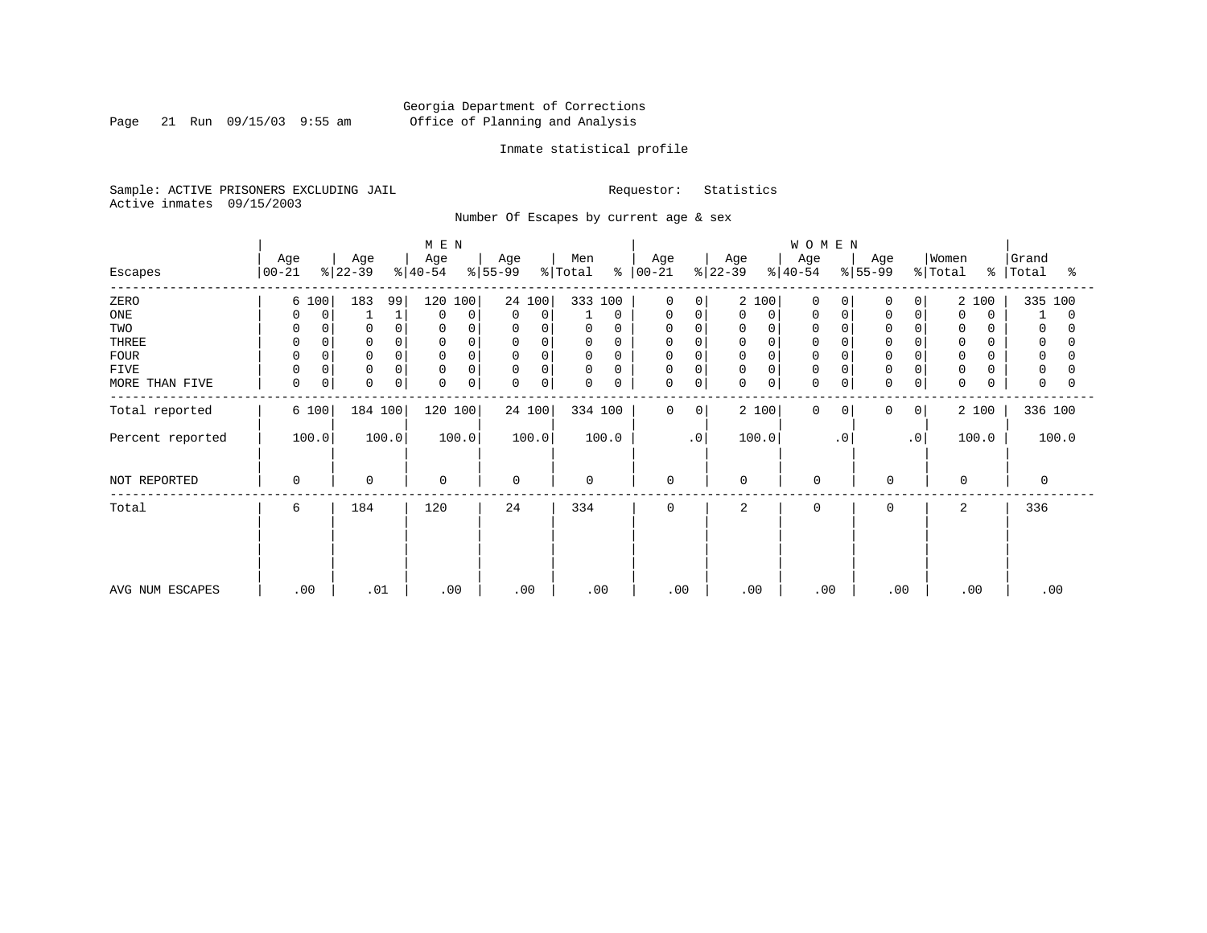Georgia Department of Corrections
Office of Planning and Analysis

Inmate statistical profile

Sample: ACTIVE PRISONERS EXCLUDING JAIL
Active inmates 09/15/2003

Requestor: Statistics

Number Of Escapes by current age & sex

| Escapes | MEN Age 00-21 | % | Age 22-39 | % | Age 40-54 | % | Age 55-99 | % | Men Total | % | WOMEN Age 00-21 | % | Age 22-39 | % | Age 40-54 | % | Age 55-99 | % | Women Total | % | Grand Total | % |
|---|---|---|---|---|---|---|---|---|---|---|---|---|---|---|---|---|---|---|---|---|---|---|
| ZERO | 6 | 100 | 183 | 99 | 120 | 100 | 24 | 100 | 333 | 100 | 0 | 0 | 2 | 100 | 0 | 0 | 0 | 0 | 2 | 100 | 335 | 100 |
| ONE | 0 | 0 | 1 | 1 | 0 | 0 | 0 | 0 | 1 | 0 | 0 | 0 | 0 | 0 | 0 | 0 | 0 | 0 | 0 | 0 | 1 | 0 |
| TWO | 0 | 0 | 0 | 0 | 0 | 0 | 0 | 0 | 0 | 0 | 0 | 0 | 0 | 0 | 0 | 0 | 0 | 0 | 0 | 0 | 0 | 0 |
| THREE | 0 | 0 | 0 | 0 | 0 | 0 | 0 | 0 | 0 | 0 | 0 | 0 | 0 | 0 | 0 | 0 | 0 | 0 | 0 | 0 | 0 | 0 |
| FOUR | 0 | 0 | 0 | 0 | 0 | 0 | 0 | 0 | 0 | 0 | 0 | 0 | 0 | 0 | 0 | 0 | 0 | 0 | 0 | 0 | 0 | 0 |
| FIVE | 0 | 0 | 0 | 0 | 0 | 0 | 0 | 0 | 0 | 0 | 0 | 0 | 0 | 0 | 0 | 0 | 0 | 0 | 0 | 0 | 0 | 0 |
| MORE THAN FIVE | 0 | 0 | 0 | 0 | 0 | 0 | 0 | 0 | 0 | 0 | 0 | 0 | 0 | 0 | 0 | 0 | 0 | 0 | 0 | 0 | 0 | 0 |
| Total reported | 6 | 100 | 184 | 100 | 120 | 100 | 24 | 100 | 334 | 100 | 0 | 0 | 2 | 100 | 0 | 0 | 0 | 0 | 2 | 100 | 336 | 100 |
| Percent reported | 100.0 | | 100.0 | | 100.0 | | 100.0 | | 100.0 | | .0 | | 100.0 | | .0 | | .0 | | 100.0 | | 100.0 | |
| NOT REPORTED | 0 | | 0 | | 0 | | 0 | | 0 | | 0 | | 0 | | 0 | | 0 | | 0 | | 0 | |
| Total | 6 | | 184 | | 120 | | 24 | | 334 | | 0 | | 2 | | 0 | | 0 | | 2 | | 336 | |
| AVG NUM ESCAPES | .00 | | .01 | | .00 | | .00 | | .00 | | .00 | | .00 | | .00 | | .00 | | .00 | | .00 | |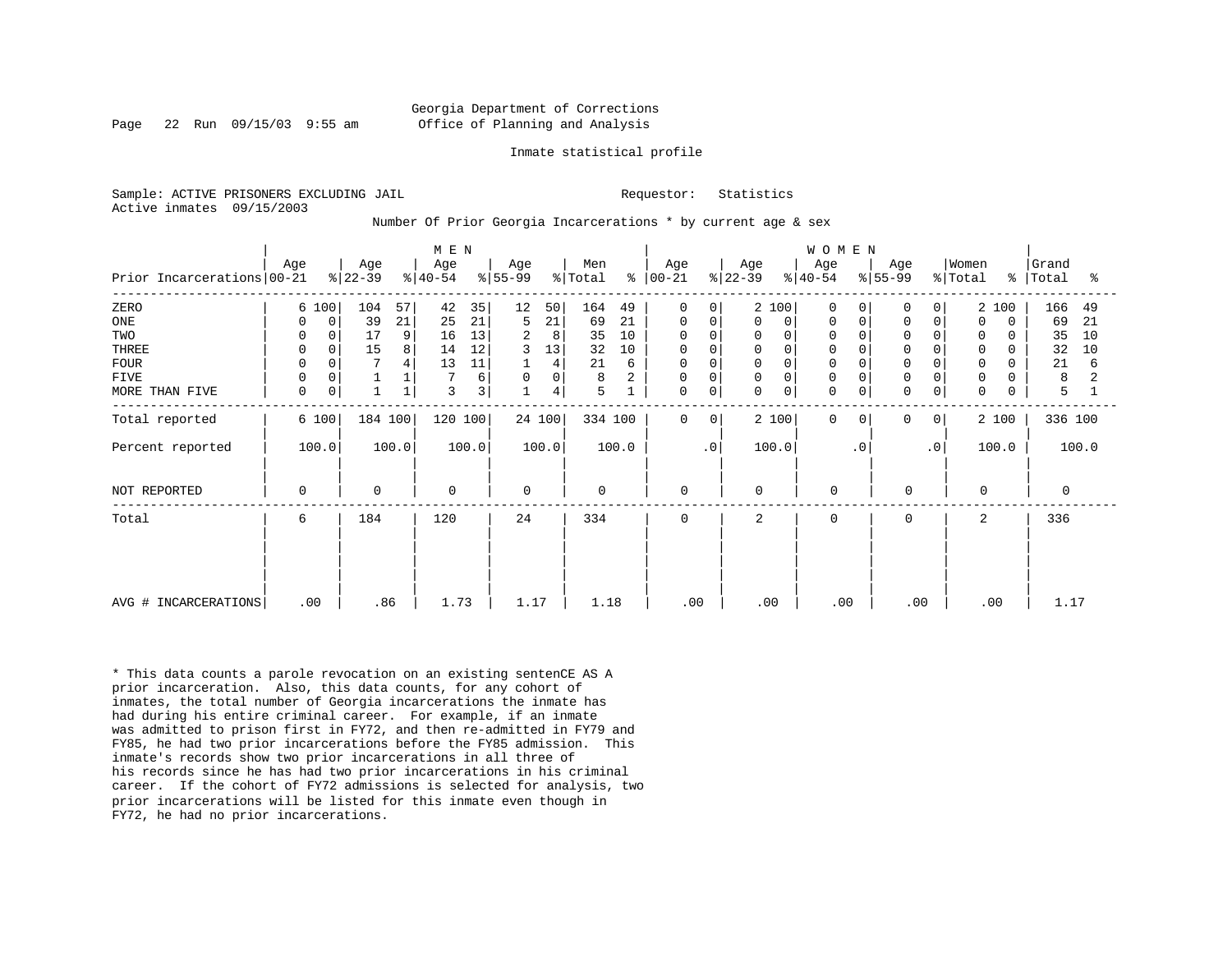Georgia Department of Corrections
Office of Planning and Analysis

Inmate statistical profile

Sample: ACTIVE PRISONERS EXCLUDING JAIL
Active inmates 09/15/2003

Requestor: Statistics

Number Of Prior Georgia Incarcerations * by current age & sex

| Prior Incarcerations | MEN Age 00-21 | % | Age 22-39 | % | Age 40-54 | % | Age 55-99 | % | Men Total | % | WOMEN Age 00-21 | % | Age 22-39 | % | Age 40-54 | % | Age 55-99 | % | Women Total | % | Grand Total | % |
|---|---|---|---|---|---|---|---|---|---|---|---|---|---|---|---|---|---|---|---|---|---|---|
| ZERO | 6 | 100 | 104 | 57 | 42 | 35 | 12 | 50 | 164 | 49 | 0 | 0 | 2 | 100 | 0 | 0 | 0 | 0 | 2 | 100 | 166 | 49 |
| ONE | 0 | 0 | 39 | 21 | 25 | 21 | 5 | 21 | 69 | 21 | 0 | 0 | 0 | 0 | 0 | 0 | 0 | 0 | 0 | 0 | 69 | 21 |
| TWO | 0 | 0 | 17 | 9 | 16 | 13 | 2 | 8 | 35 | 10 | 0 | 0 | 0 | 0 | 0 | 0 | 0 | 0 | 0 | 0 | 35 | 10 |
| THREE | 0 | 0 | 15 | 8 | 14 | 12 | 3 | 13 | 32 | 10 | 0 | 0 | 0 | 0 | 0 | 0 | 0 | 0 | 0 | 0 | 32 | 10 |
| FOUR | 0 | 0 | 7 | 4 | 13 | 11 | 1 | 4 | 21 | 6 | 0 | 0 | 0 | 0 | 0 | 0 | 0 | 0 | 0 | 0 | 21 | 6 |
| FIVE | 0 | 0 | 1 | 1 | 7 | 6 | 0 | 0 | 8 | 2 | 0 | 0 | 0 | 0 | 0 | 0 | 0 | 0 | 0 | 0 | 8 | 2 |
| MORE THAN FIVE | 0 | 0 | 1 | 1 | 3 | 3 | 1 | 4 | 5 | 1 | 0 | 0 | 0 | 0 | 0 | 0 | 0 | 0 | 0 | 0 | 5 | 1 |
| Total reported | 6 | 100 | 184 | 100 | 120 | 100 | 24 | 100 | 334 | 100 | 0 | 0 | 2 | 100 | 0 | 0 | 0 | 0 | 2 | 100 | 336 | 100 |
| Percent reported | 100.0 | | 100.0 | | 100.0 | | 100.0 | | 100.0 | | .0 | | 100.0 | | .0 | | .0 | | 100.0 | | 100.0 | |
| NOT REPORTED | 0 | | 0 | | 0 | | 0 | | 0 | | 0 | | 0 | | 0 | | 0 | | 0 | | 0 | |
| Total | 6 | | 184 | | 120 | | 24 | | 334 | | 0 | | 2 | | 0 | | 0 | | 2 | | 336 | |
| AVG # INCARCERATIONS | .00 | | .86 | | 1.73 | | 1.17 | | 1.18 | | .00 | | .00 | | .00 | | .00 | | .00 | | 1.17 | |

* This data counts a parole revocation on an existing sentenCE AS A prior incarceration. Also, this data counts, for any cohort of inmates, the total number of Georgia incarcerations the inmate has had during his entire criminal career. For example, if an inmate was admitted to prison first in FY72, and then re-admitted in FY79 and FY85, he had two prior incarcerations before the FY85 admission. This inmate's records show two prior incarcerations in all three of his records since he has had two prior incarcerations in his criminal career. If the cohort of FY72 admissions is selected for analysis, two prior incarcerations will be listed for this inmate even though in FY72, he had no prior incarcerations.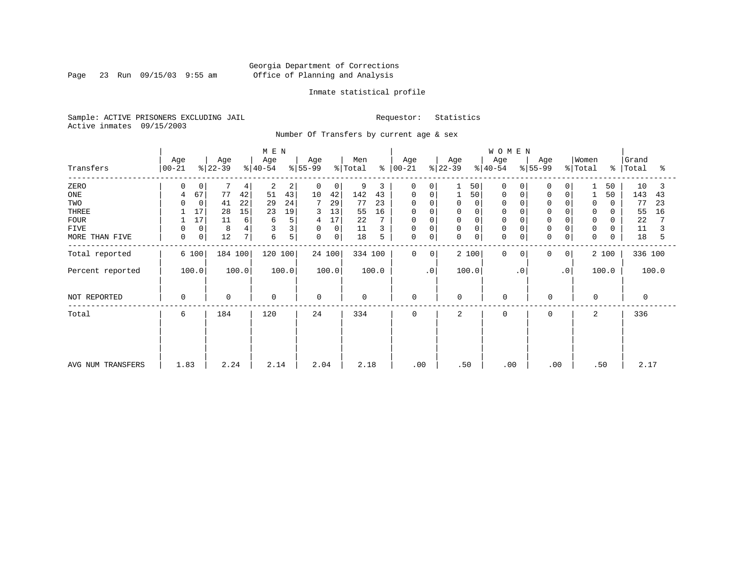Georgia Department of Corrections
Office of Planning and Analysis

Inmate statistical profile

Sample: ACTIVE PRISONERS EXCLUDING JAIL
Active inmates 09/15/2003

Requestor: Statistics

Number Of Transfers by current age & sex

| | MEN | | | | | | | | | | WOMEN | | | | | | | | | | Grand | |
|---|---|---|---|---|---|---|---|---|---|---|---|---|---|---|---|---|---|---|---|---|---|---|
| Transfers | Age 00-21 | % | Age 22-39 | % | Age 40-54 | % | Age 55-99 | % | Men Total | % | Age 00-21 | % | Age 22-39 | % | Age 40-54 | % | Age 55-99 | % | Women Total | % | Total | % |
| ZERO | 0 | 0 | 7 | 4 | 2 | 2 | 0 | 0 | 9 | 3 | 0 | 0 | 1 | 50 | 0 | 0 | 0 | 0 | 1 | 50 | 10 | 3 |
| ONE | 4 | 67 | 77 | 42 | 51 | 43 | 10 | 42 | 142 | 43 | 0 | 0 | 1 | 50 | 0 | 0 | 0 | 0 | 1 | 50 | 143 | 43 |
| TWO | 0 | 0 | 41 | 22 | 29 | 24 | 7 | 29 | 77 | 23 | 0 | 0 | 0 | 0 | 0 | 0 | 0 | 0 | 0 | 0 | 77 | 23 |
| THREE | 1 | 17 | 28 | 15 | 23 | 19 | 3 | 13 | 55 | 16 | 0 | 0 | 0 | 0 | 0 | 0 | 0 | 0 | 0 | 0 | 55 | 16 |
| FOUR | 1 | 17 | 11 | 6 | 6 | 5 | 4 | 17 | 22 | 7 | 0 | 0 | 0 | 0 | 0 | 0 | 0 | 0 | 0 | 0 | 22 | 7 |
| FIVE | 0 | 0 | 8 | 4 | 3 | 3 | 0 | 0 | 11 | 3 | 0 | 0 | 0 | 0 | 0 | 0 | 0 | 0 | 0 | 0 | 11 | 3 |
| MORE THAN FIVE | 0 | 0 | 12 | 7 | 6 | 5 | 0 | 0 | 18 | 5 | 0 | 0 | 0 | 0 | 0 | 0 | 0 | 0 | 0 | 0 | 18 | 5 |
| Total reported | 6 | 100 | 184 | 100 | 120 | 100 | 24 | 100 | 334 | 100 | 0 | 0 | 2 | 100 | 0 | 0 | 0 | 0 | 2 | 100 | 336 | 100 |
| Percent reported | 100.0 | | 100.0 | | 100.0 | | 100.0 | | 100.0 | | .0 | | 100.0 | | .0 | | .0 | | 100.0 | | 100.0 | |
| NOT REPORTED | 0 | | 0 | | 0 | | 0 | | 0 | | 0 | | 0 | | 0 | | 0 | | 0 | | 0 | |
| Total | 6 | | 184 | | 120 | | 24 | | 334 | | 0 | | 2 | | 0 | | 0 | | 2 | | 336 | |
| AVG NUM TRANSFERS | 1.83 | | 2.24 | | 2.14 | | 2.04 | | 2.18 | | .00 | | .50 | | .00 | | .00 | | .50 | | 2.17 | |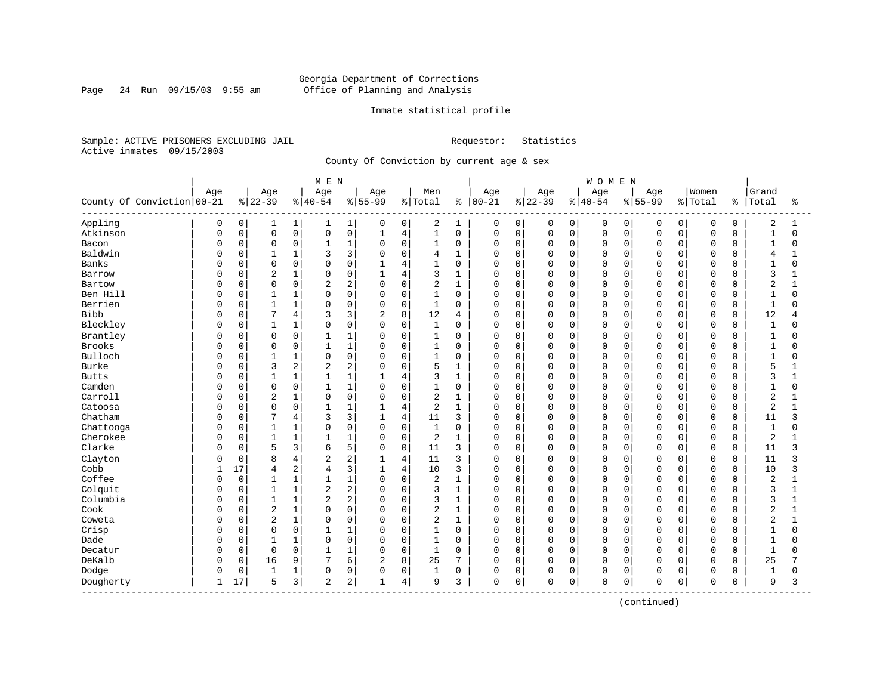Georgia Department of Corrections
Office of Planning and Analysis

Inmate statistical profile

Sample: ACTIVE PRISONERS EXCLUDING JAIL
Active inmates 09/15/2003

Requestor: Statistics

County Of Conviction by current age & sex

| County Of Conviction | MEN Age 00-21 | % | Age 22-39 | % | Age 40-54 | % | Age 55-99 | % | Men Total | % | WOMEN Age 00-21 | % | Age 22-39 | % | Age 40-54 | % | Age 55-99 | % | Women Total | % | Grand Total | % |
|---|---|---|---|---|---|---|---|---|---|---|---|---|---|---|---|---|---|---|---|---|---|---|
| Appling | 0 | 0 | 1 | 1 | 1 | 1 | 0 | 0 | 2 | 1 | 0 | 0 | 0 | 0 | 0 | 0 | 0 | 0 | 0 | 0 | 2 | 1 |
| Atkinson | 0 | 0 | 0 | 0 | 0 | 0 | 1 | 4 | 1 | 0 | 0 | 0 | 0 | 0 | 0 | 0 | 0 | 0 | 0 | 0 | 1 | 0 |
| Bacon | 0 | 0 | 0 | 0 | 1 | 1 | 0 | 0 | 1 | 0 | 0 | 0 | 0 | 0 | 0 | 0 | 0 | 0 | 0 | 0 | 1 | 0 |
| Baldwin | 0 | 0 | 1 | 1 | 3 | 3 | 0 | 0 | 4 | 1 | 0 | 0 | 0 | 0 | 0 | 0 | 0 | 0 | 0 | 0 | 4 | 1 |
| Banks | 0 | 0 | 0 | 0 | 0 | 0 | 1 | 4 | 1 | 0 | 0 | 0 | 0 | 0 | 0 | 0 | 0 | 0 | 0 | 0 | 1 | 0 |
| Barrow | 0 | 0 | 2 | 1 | 0 | 0 | 1 | 4 | 3 | 1 | 0 | 0 | 0 | 0 | 0 | 0 | 0 | 0 | 0 | 0 | 3 | 1 |
| Bartow | 0 | 0 | 0 | 0 | 2 | 2 | 0 | 0 | 2 | 1 | 0 | 0 | 0 | 0 | 0 | 0 | 0 | 0 | 0 | 0 | 2 | 1 |
| Ben Hill | 0 | 0 | 1 | 1 | 0 | 0 | 0 | 0 | 1 | 0 | 0 | 0 | 0 | 0 | 0 | 0 | 0 | 0 | 0 | 0 | 1 | 0 |
| Berrien | 0 | 0 | 1 | 1 | 0 | 0 | 0 | 0 | 1 | 0 | 0 | 0 | 0 | 0 | 0 | 0 | 0 | 0 | 0 | 0 | 1 | 0 |
| Bibb | 0 | 0 | 7 | 4 | 3 | 3 | 2 | 8 | 12 | 4 | 0 | 0 | 0 | 0 | 0 | 0 | 0 | 0 | 0 | 0 | 12 | 4 |
| Bleckley | 0 | 0 | 1 | 1 | 0 | 0 | 0 | 0 | 1 | 0 | 0 | 0 | 0 | 0 | 0 | 0 | 0 | 0 | 0 | 0 | 1 | 0 |
| Brantley | 0 | 0 | 0 | 0 | 1 | 1 | 0 | 0 | 1 | 0 | 0 | 0 | 0 | 0 | 0 | 0 | 0 | 0 | 0 | 0 | 1 | 0 |
| Brooks | 0 | 0 | 0 | 0 | 1 | 1 | 0 | 0 | 1 | 0 | 0 | 0 | 0 | 0 | 0 | 0 | 0 | 0 | 0 | 0 | 1 | 0 |
| Bulloch | 0 | 0 | 1 | 1 | 0 | 0 | 0 | 0 | 1 | 0 | 0 | 0 | 0 | 0 | 0 | 0 | 0 | 0 | 0 | 0 | 1 | 0 |
| Burke | 0 | 0 | 3 | 2 | 2 | 2 | 0 | 0 | 5 | 1 | 0 | 0 | 0 | 0 | 0 | 0 | 0 | 0 | 0 | 0 | 5 | 1 |
| Butts | 0 | 0 | 1 | 1 | 1 | 1 | 1 | 4 | 3 | 1 | 0 | 0 | 0 | 0 | 0 | 0 | 0 | 0 | 0 | 0 | 3 | 1 |
| Camden | 0 | 0 | 0 | 0 | 1 | 1 | 0 | 0 | 1 | 0 | 0 | 0 | 0 | 0 | 0 | 0 | 0 | 0 | 0 | 0 | 1 | 0 |
| Carroll | 0 | 0 | 2 | 1 | 0 | 0 | 0 | 0 | 2 | 1 | 0 | 0 | 0 | 0 | 0 | 0 | 0 | 0 | 0 | 0 | 2 | 1 |
| Catoosa | 0 | 0 | 0 | 0 | 1 | 1 | 1 | 4 | 2 | 1 | 0 | 0 | 0 | 0 | 0 | 0 | 0 | 0 | 0 | 0 | 2 | 1 |
| Chatham | 0 | 0 | 7 | 4 | 3 | 3 | 1 | 4 | 11 | 3 | 0 | 0 | 0 | 0 | 0 | 0 | 0 | 0 | 0 | 0 | 11 | 3 |
| Chattooga | 0 | 0 | 1 | 1 | 0 | 0 | 0 | 0 | 1 | 0 | 0 | 0 | 0 | 0 | 0 | 0 | 0 | 0 | 0 | 0 | 1 | 0 |
| Cherokee | 0 | 0 | 1 | 1 | 1 | 1 | 0 | 0 | 2 | 1 | 0 | 0 | 0 | 0 | 0 | 0 | 0 | 0 | 0 | 0 | 2 | 1 |
| Clarke | 0 | 0 | 5 | 3 | 6 | 5 | 0 | 0 | 11 | 3 | 0 | 0 | 0 | 0 | 0 | 0 | 0 | 0 | 0 | 0 | 11 | 3 |
| Clayton | 0 | 0 | 8 | 4 | 2 | 2 | 1 | 4 | 11 | 3 | 0 | 0 | 0 | 0 | 0 | 0 | 0 | 0 | 0 | 0 | 11 | 3 |
| Cobb | 1 | 17 | 4 | 2 | 4 | 3 | 1 | 4 | 10 | 3 | 0 | 0 | 0 | 0 | 0 | 0 | 0 | 0 | 0 | 0 | 10 | 3 |
| Coffee | 0 | 0 | 1 | 1 | 1 | 1 | 0 | 0 | 2 | 1 | 0 | 0 | 0 | 0 | 0 | 0 | 0 | 0 | 0 | 0 | 2 | 1 |
| Colquit | 0 | 0 | 1 | 1 | 2 | 2 | 0 | 0 | 3 | 1 | 0 | 0 | 0 | 0 | 0 | 0 | 0 | 0 | 0 | 0 | 3 | 1 |
| Columbia | 0 | 0 | 1 | 1 | 2 | 2 | 0 | 0 | 3 | 1 | 0 | 0 | 0 | 0 | 0 | 0 | 0 | 0 | 0 | 0 | 3 | 1 |
| Cook | 0 | 0 | 2 | 1 | 0 | 0 | 0 | 0 | 2 | 1 | 0 | 0 | 0 | 0 | 0 | 0 | 0 | 0 | 0 | 0 | 2 | 1 |
| Coweta | 0 | 0 | 2 | 1 | 0 | 0 | 0 | 0 | 2 | 1 | 0 | 0 | 0 | 0 | 0 | 0 | 0 | 0 | 0 | 0 | 2 | 1 |
| Crisp | 0 | 0 | 0 | 0 | 1 | 1 | 0 | 0 | 1 | 0 | 0 | 0 | 0 | 0 | 0 | 0 | 0 | 0 | 0 | 0 | 1 | 0 |
| Dade | 0 | 0 | 1 | 1 | 0 | 0 | 0 | 0 | 1 | 0 | 0 | 0 | 0 | 0 | 0 | 0 | 0 | 0 | 0 | 0 | 1 | 0 |
| Decatur | 0 | 0 | 0 | 0 | 1 | 1 | 0 | 0 | 1 | 0 | 0 | 0 | 0 | 0 | 0 | 0 | 0 | 0 | 0 | 0 | 1 | 0 |
| DeKalb | 0 | 0 | 16 | 9 | 7 | 6 | 2 | 8 | 25 | 7 | 0 | 0 | 0 | 0 | 0 | 0 | 0 | 0 | 0 | 0 | 25 | 7 |
| Dodge | 0 | 0 | 1 | 1 | 0 | 0 | 0 | 0 | 1 | 0 | 0 | 0 | 0 | 0 | 0 | 0 | 0 | 0 | 0 | 0 | 1 | 0 |
| Dougherty | 1 | 17 | 5 | 3 | 2 | 2 | 1 | 4 | 9 | 3 | 0 | 0 | 0 | 0 | 0 | 0 | 0 | 0 | 0 | 0 | 9 | 3 |

(continued)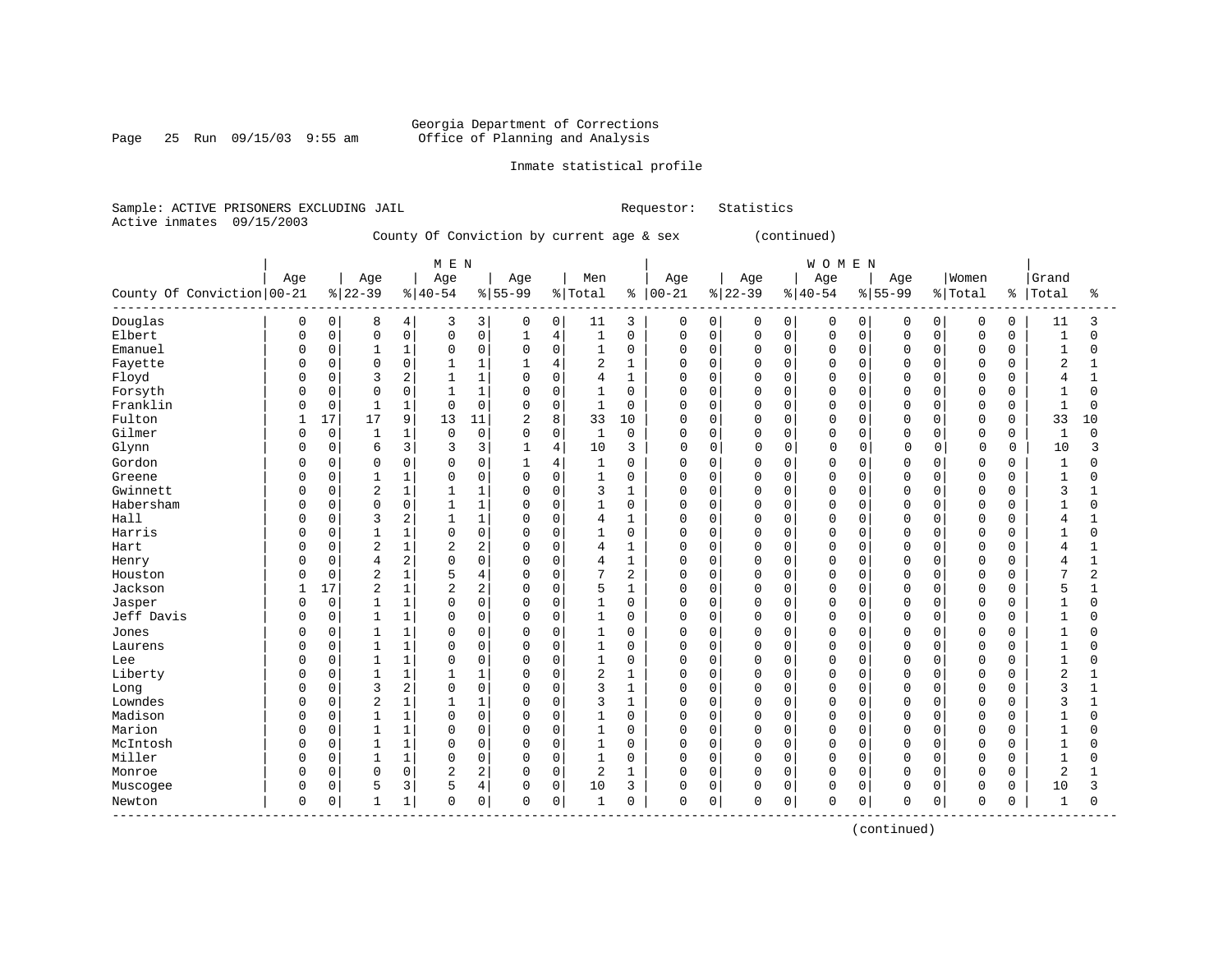Georgia Department of Corrections
Office of Planning and Analysis

Inmate statistical profile

Sample: ACTIVE PRISONERS EXCLUDING JAIL     Requestor: Statistics
Active inmates 09/15/2003

County Of Conviction by current age & sex (continued)

| County Of Conviction | MEN Age 00-21 | % | Age 22-39 | % | Age 40-54 | % | Age 55-99 | % | Men Total | % | WOMEN Age 00-21 | % | Age 22-39 | % | Age 40-54 | % | Age 55-99 | % | Women Total | % | Grand Total | % |
|---|---|---|---|---|---|---|---|---|---|---|---|---|---|---|---|---|---|---|---|---|---|---|
| Douglas | 0 | 0 | 8 | 4 | 3 | 3 | 0 | 0 | 11 | 3 | 0 | 0 | 0 | 0 | 0 | 0 | 0 | 0 | 0 | 0 | 11 | 3 |
| Elbert | 0 | 0 | 0 | 0 | 0 | 0 | 1 | 4 | 1 | 0 | 0 | 0 | 0 | 0 | 0 | 0 | 0 | 0 | 0 | 0 | 1 | 0 |
| Emanuel | 0 | 0 | 1 | 1 | 0 | 0 | 0 | 0 | 1 | 0 | 0 | 0 | 0 | 0 | 0 | 0 | 0 | 0 | 0 | 0 | 1 | 0 |
| Fayette | 0 | 0 | 0 | 0 | 1 | 1 | 1 | 4 | 2 | 1 | 0 | 0 | 0 | 0 | 0 | 0 | 0 | 0 | 0 | 0 | 2 | 1 |
| Floyd | 0 | 0 | 3 | 2 | 1 | 1 | 0 | 0 | 4 | 1 | 0 | 0 | 0 | 0 | 0 | 0 | 0 | 0 | 0 | 0 | 4 | 1 |
| Forsyth | 0 | 0 | 0 | 0 | 1 | 1 | 0 | 0 | 1 | 0 | 0 | 0 | 0 | 0 | 0 | 0 | 0 | 0 | 0 | 0 | 1 | 0 |
| Franklin | 0 | 0 | 1 | 1 | 0 | 0 | 0 | 0 | 1 | 0 | 0 | 0 | 0 | 0 | 0 | 0 | 0 | 0 | 0 | 0 | 1 | 0 |
| Fulton | 1 | 17 | 17 | 9 | 13 | 11 | 2 | 8 | 33 | 10 | 0 | 0 | 0 | 0 | 0 | 0 | 0 | 0 | 0 | 0 | 33 | 10 |
| Gilmer | 0 | 0 | 1 | 1 | 0 | 0 | 0 | 0 | 1 | 0 | 0 | 0 | 0 | 0 | 0 | 0 | 0 | 0 | 0 | 0 | 1 | 0 |
| Glynn | 0 | 0 | 6 | 3 | 3 | 3 | 1 | 4 | 10 | 3 | 0 | 0 | 0 | 0 | 0 | 0 | 0 | 0 | 0 | 0 | 10 | 3 |
| Gordon | 0 | 0 | 0 | 0 | 0 | 0 | 1 | 4 | 1 | 0 | 0 | 0 | 0 | 0 | 0 | 0 | 0 | 0 | 0 | 0 | 1 | 0 |
| Greene | 0 | 0 | 1 | 1 | 0 | 0 | 0 | 0 | 1 | 0 | 0 | 0 | 0 | 0 | 0 | 0 | 0 | 0 | 0 | 0 | 1 | 0 |
| Gwinnett | 0 | 0 | 2 | 1 | 1 | 1 | 0 | 0 | 3 | 1 | 0 | 0 | 0 | 0 | 0 | 0 | 0 | 0 | 0 | 0 | 3 | 1 |
| Habersham | 0 | 0 | 0 | 0 | 1 | 1 | 0 | 0 | 1 | 0 | 0 | 0 | 0 | 0 | 0 | 0 | 0 | 0 | 0 | 0 | 1 | 0 |
| Hall | 0 | 0 | 3 | 2 | 1 | 1 | 0 | 0 | 4 | 1 | 0 | 0 | 0 | 0 | 0 | 0 | 0 | 0 | 0 | 0 | 4 | 1 |
| Harris | 0 | 0 | 1 | 1 | 0 | 0 | 0 | 0 | 1 | 0 | 0 | 0 | 0 | 0 | 0 | 0 | 0 | 0 | 0 | 0 | 1 | 0 |
| Hart | 0 | 0 | 2 | 1 | 2 | 2 | 0 | 0 | 4 | 1 | 0 | 0 | 0 | 0 | 0 | 0 | 0 | 0 | 0 | 0 | 4 | 1 |
| Henry | 0 | 0 | 4 | 2 | 0 | 0 | 0 | 0 | 4 | 1 | 0 | 0 | 0 | 0 | 0 | 0 | 0 | 0 | 0 | 0 | 4 | 1 |
| Houston | 0 | 0 | 2 | 1 | 5 | 4 | 0 | 0 | 7 | 2 | 0 | 0 | 0 | 0 | 0 | 0 | 0 | 0 | 0 | 0 | 7 | 2 |
| Jackson | 1 | 17 | 2 | 1 | 2 | 2 | 0 | 0 | 5 | 1 | 0 | 0 | 0 | 0 | 0 | 0 | 0 | 0 | 0 | 0 | 5 | 1 |
| Jasper | 0 | 0 | 1 | 1 | 0 | 0 | 0 | 0 | 1 | 0 | 0 | 0 | 0 | 0 | 0 | 0 | 0 | 0 | 0 | 0 | 1 | 0 |
| Jeff Davis | 0 | 0 | 1 | 1 | 0 | 0 | 0 | 0 | 1 | 0 | 0 | 0 | 0 | 0 | 0 | 0 | 0 | 0 | 0 | 0 | 1 | 0 |
| Jones | 0 | 0 | 1 | 1 | 0 | 0 | 0 | 0 | 1 | 0 | 0 | 0 | 0 | 0 | 0 | 0 | 0 | 0 | 0 | 0 | 1 | 0 |
| Laurens | 0 | 0 | 1 | 1 | 0 | 0 | 0 | 0 | 1 | 0 | 0 | 0 | 0 | 0 | 0 | 0 | 0 | 0 | 0 | 0 | 1 | 0 |
| Lee | 0 | 0 | 1 | 1 | 0 | 0 | 0 | 0 | 1 | 0 | 0 | 0 | 0 | 0 | 0 | 0 | 0 | 0 | 0 | 0 | 1 | 0 |
| Liberty | 0 | 0 | 1 | 1 | 1 | 1 | 0 | 0 | 2 | 1 | 0 | 0 | 0 | 0 | 0 | 0 | 0 | 0 | 0 | 0 | 2 | 1 |
| Long | 0 | 0 | 3 | 2 | 0 | 0 | 0 | 0 | 3 | 1 | 0 | 0 | 0 | 0 | 0 | 0 | 0 | 0 | 0 | 0 | 3 | 1 |
| Lowndes | 0 | 0 | 2 | 1 | 1 | 1 | 0 | 0 | 3 | 1 | 0 | 0 | 0 | 0 | 0 | 0 | 0 | 0 | 0 | 0 | 3 | 1 |
| Madison | 0 | 0 | 1 | 1 | 0 | 0 | 0 | 0 | 1 | 0 | 0 | 0 | 0 | 0 | 0 | 0 | 0 | 0 | 0 | 0 | 1 | 0 |
| Marion | 0 | 0 | 1 | 1 | 0 | 0 | 0 | 0 | 1 | 0 | 0 | 0 | 0 | 0 | 0 | 0 | 0 | 0 | 0 | 0 | 1 | 0 |
| McIntosh | 0 | 0 | 1 | 1 | 0 | 0 | 0 | 0 | 1 | 0 | 0 | 0 | 0 | 0 | 0 | 0 | 0 | 0 | 0 | 0 | 1 | 0 |
| Miller | 0 | 0 | 1 | 1 | 0 | 0 | 0 | 0 | 1 | 0 | 0 | 0 | 0 | 0 | 0 | 0 | 0 | 0 | 0 | 0 | 1 | 0 |
| Monroe | 0 | 0 | 0 | 0 | 2 | 2 | 0 | 0 | 2 | 1 | 0 | 0 | 0 | 0 | 0 | 0 | 0 | 0 | 0 | 0 | 2 | 1 |
| Muscogee | 0 | 0 | 5 | 3 | 5 | 4 | 0 | 0 | 10 | 3 | 0 | 0 | 0 | 0 | 0 | 0 | 0 | 0 | 0 | 0 | 10 | 3 |
| Newton | 0 | 0 | 1 | 1 | 0 | 0 | 0 | 0 | 1 | 0 | 0 | 0 | 0 | 0 | 0 | 0 | 0 | 0 | 0 | 0 | 1 | 0 |

(continued)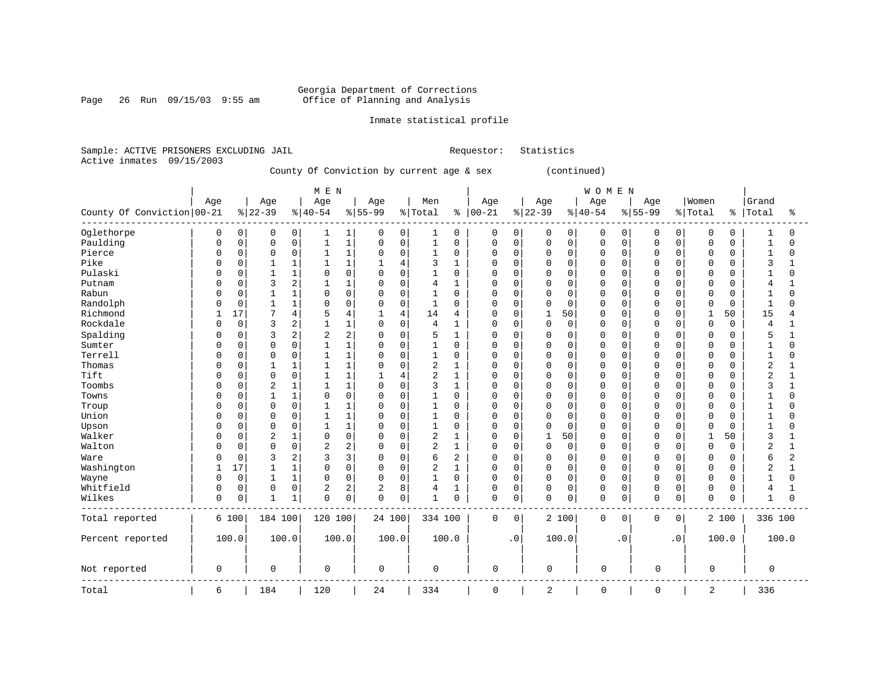Georgia Department of Corrections
Office of Planning and Analysis

Inmate statistical profile

Sample: ACTIVE PRISONERS EXCLUDING JAIL    Requestor: Statistics
Active inmates 09/15/2003

County Of Conviction by current age & sex (continued)

| County Of Conviction | MEN Age 00-21 | % | Age 22-39 | % | Age 40-54 | % | Age 55-99 | % | Men Total | % | WOMEN Age 00-21 | % | Age 22-39 | % | Age 40-54 | % | Age 55-99 | % | Women Total | % | Grand Total | % |
|---|---|---|---|---|---|---|---|---|---|---|---|---|---|---|---|---|---|---|---|---|---|---|
| Oglethorpe | 0 | 0 | 0 | 0 | 1 | 1 | 0 | 0 | 1 | 0 | 0 | 0 | 0 | 0 | 0 | 0 | 0 | 0 | 0 | 0 | 1 | 0 |
| Paulding | 0 | 0 | 0 | 0 | 1 | 1 | 0 | 0 | 1 | 0 | 0 | 0 | 0 | 0 | 0 | 0 | 0 | 0 | 0 | 0 | 1 | 0 |
| Pierce | 0 | 0 | 0 | 0 | 1 | 1 | 0 | 0 | 1 | 0 | 0 | 0 | 0 | 0 | 0 | 0 | 0 | 0 | 0 | 0 | 1 | 0 |
| Pike | 0 | 0 | 1 | 1 | 1 | 1 | 1 | 4 | 3 | 1 | 0 | 0 | 0 | 0 | 0 | 0 | 0 | 0 | 0 | 0 | 3 | 1 |
| Pulaski | 0 | 0 | 1 | 1 | 0 | 0 | 0 | 0 | 1 | 0 | 0 | 0 | 0 | 0 | 0 | 0 | 0 | 0 | 0 | 0 | 1 | 0 |
| Putnam | 0 | 0 | 3 | 2 | 1 | 1 | 0 | 0 | 4 | 1 | 0 | 0 | 0 | 0 | 0 | 0 | 0 | 0 | 0 | 0 | 4 | 1 |
| Rabun | 0 | 0 | 1 | 1 | 0 | 0 | 0 | 0 | 1 | 0 | 0 | 0 | 0 | 0 | 0 | 0 | 0 | 0 | 0 | 0 | 1 | 0 |
| Randolph | 0 | 0 | 1 | 1 | 0 | 0 | 0 | 0 | 1 | 0 | 0 | 0 | 0 | 0 | 0 | 0 | 0 | 0 | 0 | 0 | 1 | 0 |
| Richmond | 1 | 17 | 7 | 4 | 5 | 4 | 1 | 4 | 14 | 4 | 0 | 0 | 1 | 50 | 0 | 0 | 0 | 0 | 1 | 50 | 15 | 4 |
| Rockdale | 0 | 0 | 3 | 2 | 1 | 1 | 0 | 0 | 4 | 1 | 0 | 0 | 0 | 0 | 0 | 0 | 0 | 0 | 0 | 0 | 4 | 1 |
| Spalding | 0 | 0 | 3 | 2 | 2 | 2 | 0 | 0 | 5 | 1 | 0 | 0 | 0 | 0 | 0 | 0 | 0 | 0 | 0 | 0 | 5 | 1 |
| Sumter | 0 | 0 | 0 | 0 | 1 | 1 | 0 | 0 | 1 | 0 | 0 | 0 | 0 | 0 | 0 | 0 | 0 | 0 | 0 | 0 | 1 | 0 |
| Terrell | 0 | 0 | 0 | 0 | 1 | 1 | 0 | 0 | 1 | 0 | 0 | 0 | 0 | 0 | 0 | 0 | 0 | 0 | 0 | 0 | 1 | 0 |
| Thomas | 0 | 0 | 1 | 1 | 1 | 1 | 0 | 0 | 2 | 1 | 0 | 0 | 0 | 0 | 0 | 0 | 0 | 0 | 0 | 0 | 2 | 1 |
| Tift | 0 | 0 | 0 | 0 | 1 | 1 | 1 | 4 | 2 | 1 | 0 | 0 | 0 | 0 | 0 | 0 | 0 | 0 | 0 | 0 | 2 | 1 |
| Toombs | 0 | 0 | 2 | 1 | 1 | 1 | 0 | 0 | 3 | 1 | 0 | 0 | 0 | 0 | 0 | 0 | 0 | 0 | 0 | 0 | 3 | 1 |
| Towns | 0 | 0 | 1 | 1 | 0 | 0 | 0 | 0 | 1 | 0 | 0 | 0 | 0 | 0 | 0 | 0 | 0 | 0 | 0 | 0 | 1 | 0 |
| Troup | 0 | 0 | 0 | 0 | 1 | 1 | 0 | 0 | 1 | 0 | 0 | 0 | 0 | 0 | 0 | 0 | 0 | 0 | 0 | 0 | 1 | 0 |
| Union | 0 | 0 | 0 | 0 | 1 | 1 | 0 | 0 | 1 | 0 | 0 | 0 | 0 | 0 | 0 | 0 | 0 | 0 | 0 | 0 | 1 | 0 |
| Upson | 0 | 0 | 0 | 0 | 1 | 1 | 0 | 0 | 1 | 0 | 0 | 0 | 0 | 0 | 0 | 0 | 0 | 0 | 0 | 0 | 1 | 0 |
| Walker | 0 | 0 | 2 | 1 | 0 | 0 | 0 | 0 | 2 | 1 | 0 | 0 | 1 | 50 | 0 | 0 | 0 | 0 | 1 | 50 | 3 | 1 |
| Walton | 0 | 0 | 0 | 0 | 2 | 2 | 0 | 0 | 2 | 1 | 0 | 0 | 0 | 0 | 0 | 0 | 0 | 0 | 0 | 0 | 2 | 1 |
| Ware | 0 | 0 | 3 | 2 | 3 | 3 | 0 | 0 | 6 | 2 | 0 | 0 | 0 | 0 | 0 | 0 | 0 | 0 | 0 | 0 | 6 | 2 |
| Washington | 1 | 17 | 1 | 1 | 0 | 0 | 0 | 0 | 2 | 1 | 0 | 0 | 0 | 0 | 0 | 0 | 0 | 0 | 0 | 0 | 2 | 1 |
| Wayne | 0 | 0 | 1 | 1 | 0 | 0 | 0 | 0 | 1 | 0 | 0 | 0 | 0 | 0 | 0 | 0 | 0 | 0 | 0 | 0 | 1 | 0 |
| Whitfield | 0 | 0 | 0 | 0 | 2 | 2 | 2 | 8 | 4 | 1 | 0 | 0 | 0 | 0 | 0 | 0 | 0 | 0 | 0 | 0 | 4 | 1 |
| Wilkes | 0 | 0 | 1 | 1 | 0 | 0 | 0 | 0 | 1 | 0 | 0 | 0 | 0 | 0 | 0 | 0 | 0 | 0 | 0 | 0 | 1 | 0 |
| Total reported | 6 | 100 | 184 | 100 | 120 | 100 | 24 | 100 | 334 | 100 | 0 | 0 | 2 | 100 | 0 | 0 | 0 | 0 | 2 | 100 | 336 | 100 |
| Percent reported | 100.0 | | 100.0 | | 100.0 | | 100.0 | | 100.0 | | .0 | | 100.0 | | .0 | | .0 | | 100.0 | | 100.0 | |
| Not reported | 0 | | 0 | | 0 | | 0 | | 0 | | 0 | | 0 | | 0 | | 0 | | 0 | | 0 | |
| Total | 6 | | 184 | | 120 | | 24 | | 334 | | 0 | | 2 | | 0 | | 0 | | 2 | | 336 | |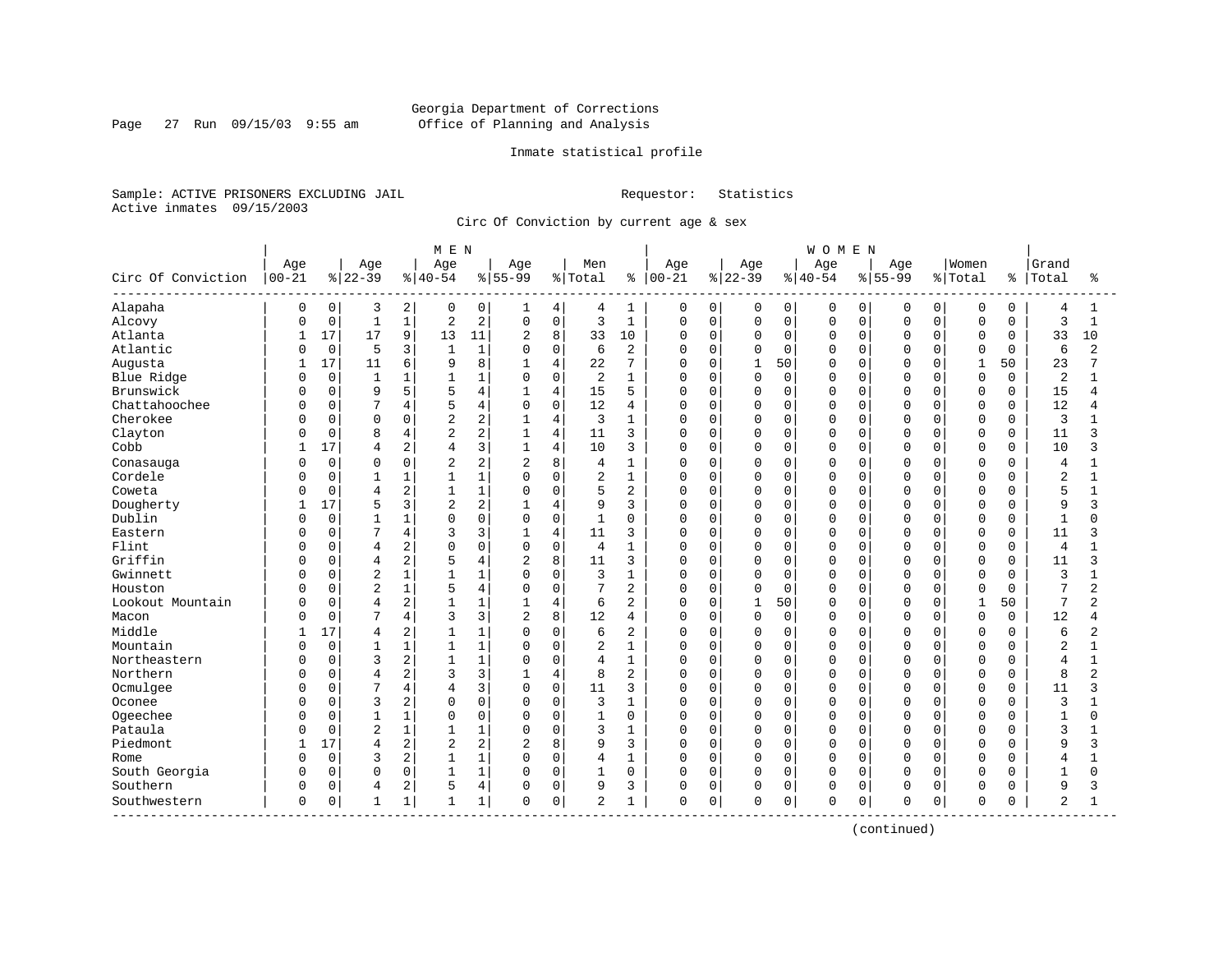Georgia Department of Corrections
Office of Planning and Analysis

Inmate statistical profile

Sample: ACTIVE PRISONERS EXCLUDING JAIL                Requestor: Statistics
Active inmates 09/15/2003

Circ Of Conviction by current age & sex

| Circ Of Conviction | MEN Age 00-21 | % | Age 22-39 | % | Age 40-54 | % | Age 55-99 | % | Men Total | % | WOMEN Age 00-21 | % | Age 22-39 | % | Age 40-54 | % | Age 55-99 | % | Women Total | % | Grand Total | % |
|---|---|---|---|---|---|---|---|---|---|---|---|---|---|---|---|---|---|---|---|---|---|---|
| Alapaha | 0 | 0 | 3 | 2 | 0 | 0 | 1 | 4 | 4 | 1 | 0 | 0 | 0 | 0 | 0 | 0 | 0 | 0 | 0 | 0 | 4 | 1 |
| Alcovy | 0 | 0 | 1 | 1 | 2 | 2 | 0 | 0 | 3 | 1 | 0 | 0 | 0 | 0 | 0 | 0 | 0 | 0 | 0 | 0 | 3 | 1 |
| Atlanta | 1 | 17 | 17 | 9 | 13 | 11 | 2 | 8 | 33 | 10 | 0 | 0 | 0 | 0 | 0 | 0 | 0 | 0 | 0 | 0 | 33 | 10 |
| Atlantic | 0 | 0 | 5 | 3 | 1 | 1 | 0 | 0 | 6 | 2 | 0 | 0 | 0 | 0 | 0 | 0 | 0 | 0 | 0 | 0 | 6 | 2 |
| Augusta | 1 | 17 | 11 | 6 | 9 | 8 | 1 | 4 | 22 | 7 | 0 | 0 | 1 | 50 | 0 | 0 | 0 | 0 | 1 | 50 | 23 | 7 |
| Blue Ridge | 0 | 0 | 1 | 1 | 1 | 1 | 0 | 0 | 2 | 1 | 0 | 0 | 0 | 0 | 0 | 0 | 0 | 0 | 0 | 0 | 2 | 1 |
| Brunswick | 0 | 0 | 9 | 5 | 5 | 4 | 1 | 4 | 15 | 5 | 0 | 0 | 0 | 0 | 0 | 0 | 0 | 0 | 0 | 0 | 15 | 4 |
| Chattahoochee | 0 | 0 | 7 | 4 | 5 | 4 | 0 | 0 | 12 | 4 | 0 | 0 | 0 | 0 | 0 | 0 | 0 | 0 | 0 | 0 | 12 | 4 |
| Cherokee | 0 | 0 | 0 | 0 | 2 | 2 | 1 | 4 | 3 | 1 | 0 | 0 | 0 | 0 | 0 | 0 | 0 | 0 | 0 | 0 | 3 | 1 |
| Clayton | 0 | 0 | 8 | 4 | 2 | 2 | 1 | 4 | 11 | 3 | 0 | 0 | 0 | 0 | 0 | 0 | 0 | 0 | 0 | 0 | 11 | 3 |
| Cobb | 1 | 17 | 4 | 2 | 4 | 3 | 1 | 4 | 10 | 3 | 0 | 0 | 0 | 0 | 0 | 0 | 0 | 0 | 0 | 0 | 10 | 3 |
| Conasauga | 0 | 0 | 0 | 0 | 2 | 2 | 2 | 8 | 4 | 1 | 0 | 0 | 0 | 0 | 0 | 0 | 0 | 0 | 0 | 0 | 4 | 1 |
| Cordele | 0 | 0 | 1 | 1 | 1 | 1 | 0 | 0 | 2 | 1 | 0 | 0 | 0 | 0 | 0 | 0 | 0 | 0 | 0 | 0 | 2 | 1 |
| Coweta | 0 | 0 | 4 | 2 | 1 | 1 | 0 | 0 | 5 | 2 | 0 | 0 | 0 | 0 | 0 | 0 | 0 | 0 | 0 | 0 | 5 | 1 |
| Dougherty | 1 | 17 | 5 | 3 | 2 | 2 | 1 | 4 | 9 | 3 | 0 | 0 | 0 | 0 | 0 | 0 | 0 | 0 | 0 | 0 | 9 | 3 |
| Dublin | 0 | 0 | 1 | 1 | 0 | 0 | 0 | 0 | 1 | 0 | 0 | 0 | 0 | 0 | 0 | 0 | 0 | 0 | 0 | 0 | 1 | 0 |
| Eastern | 0 | 0 | 7 | 4 | 3 | 3 | 1 | 4 | 11 | 3 | 0 | 0 | 0 | 0 | 0 | 0 | 0 | 0 | 0 | 0 | 11 | 3 |
| Flint | 0 | 0 | 4 | 2 | 0 | 0 | 0 | 0 | 4 | 1 | 0 | 0 | 0 | 0 | 0 | 0 | 0 | 0 | 0 | 0 | 4 | 1 |
| Griffin | 0 | 0 | 4 | 2 | 5 | 4 | 2 | 8 | 11 | 3 | 0 | 0 | 0 | 0 | 0 | 0 | 0 | 0 | 0 | 0 | 11 | 3 |
| Gwinnett | 0 | 0 | 2 | 1 | 1 | 1 | 0 | 0 | 3 | 1 | 0 | 0 | 0 | 0 | 0 | 0 | 0 | 0 | 0 | 0 | 3 | 1 |
| Houston | 0 | 0 | 2 | 1 | 5 | 4 | 0 | 0 | 7 | 2 | 0 | 0 | 0 | 0 | 0 | 0 | 0 | 0 | 0 | 0 | 7 | 2 |
| Lookout Mountain | 0 | 0 | 4 | 2 | 1 | 1 | 1 | 4 | 6 | 2 | 0 | 0 | 1 | 50 | 0 | 0 | 0 | 0 | 1 | 50 | 7 | 2 |
| Macon | 0 | 0 | 7 | 4 | 3 | 3 | 2 | 8 | 12 | 4 | 0 | 0 | 0 | 0 | 0 | 0 | 0 | 0 | 0 | 0 | 12 | 4 |
| Middle | 1 | 17 | 4 | 2 | 1 | 1 | 0 | 0 | 6 | 2 | 0 | 0 | 0 | 0 | 0 | 0 | 0 | 0 | 0 | 0 | 6 | 2 |
| Mountain | 0 | 0 | 1 | 1 | 1 | 1 | 0 | 0 | 2 | 1 | 0 | 0 | 0 | 0 | 0 | 0 | 0 | 0 | 0 | 0 | 2 | 1 |
| Northeastern | 0 | 0 | 3 | 2 | 1 | 1 | 0 | 0 | 4 | 1 | 0 | 0 | 0 | 0 | 0 | 0 | 0 | 0 | 0 | 0 | 4 | 1 |
| Northern | 0 | 0 | 4 | 2 | 3 | 3 | 1 | 4 | 8 | 2 | 0 | 0 | 0 | 0 | 0 | 0 | 0 | 0 | 0 | 0 | 8 | 2 |
| Ocmulgee | 0 | 0 | 7 | 4 | 4 | 3 | 0 | 0 | 11 | 3 | 0 | 0 | 0 | 0 | 0 | 0 | 0 | 0 | 0 | 0 | 11 | 3 |
| Oconee | 0 | 0 | 3 | 2 | 0 | 0 | 0 | 0 | 3 | 1 | 0 | 0 | 0 | 0 | 0 | 0 | 0 | 0 | 0 | 0 | 3 | 1 |
| Ogeechee | 0 | 0 | 1 | 1 | 0 | 0 | 0 | 0 | 1 | 0 | 0 | 0 | 0 | 0 | 0 | 0 | 0 | 0 | 0 | 0 | 1 | 0 |
| Pataula | 0 | 0 | 2 | 1 | 1 | 1 | 0 | 0 | 3 | 1 | 0 | 0 | 0 | 0 | 0 | 0 | 0 | 0 | 0 | 0 | 3 | 1 |
| Piedmont | 1 | 17 | 4 | 2 | 2 | 2 | 2 | 8 | 9 | 3 | 0 | 0 | 0 | 0 | 0 | 0 | 0 | 0 | 0 | 0 | 9 | 3 |
| Rome | 0 | 0 | 3 | 2 | 1 | 1 | 0 | 0 | 4 | 1 | 0 | 0 | 0 | 0 | 0 | 0 | 0 | 0 | 0 | 0 | 4 | 1 |
| South Georgia | 0 | 0 | 0 | 0 | 1 | 1 | 0 | 0 | 1 | 0 | 0 | 0 | 0 | 0 | 0 | 0 | 0 | 0 | 0 | 0 | 1 | 0 |
| Southern | 0 | 0 | 4 | 2 | 5 | 4 | 0 | 0 | 9 | 3 | 0 | 0 | 0 | 0 | 0 | 0 | 0 | 0 | 0 | 0 | 9 | 3 |
| Southwestern | 0 | 0 | 1 | 1 | 1 | 1 | 0 | 0 | 2 | 1 | 0 | 0 | 0 | 0 | 0 | 0 | 0 | 0 | 0 | 0 | 2 | 1 |

(continued)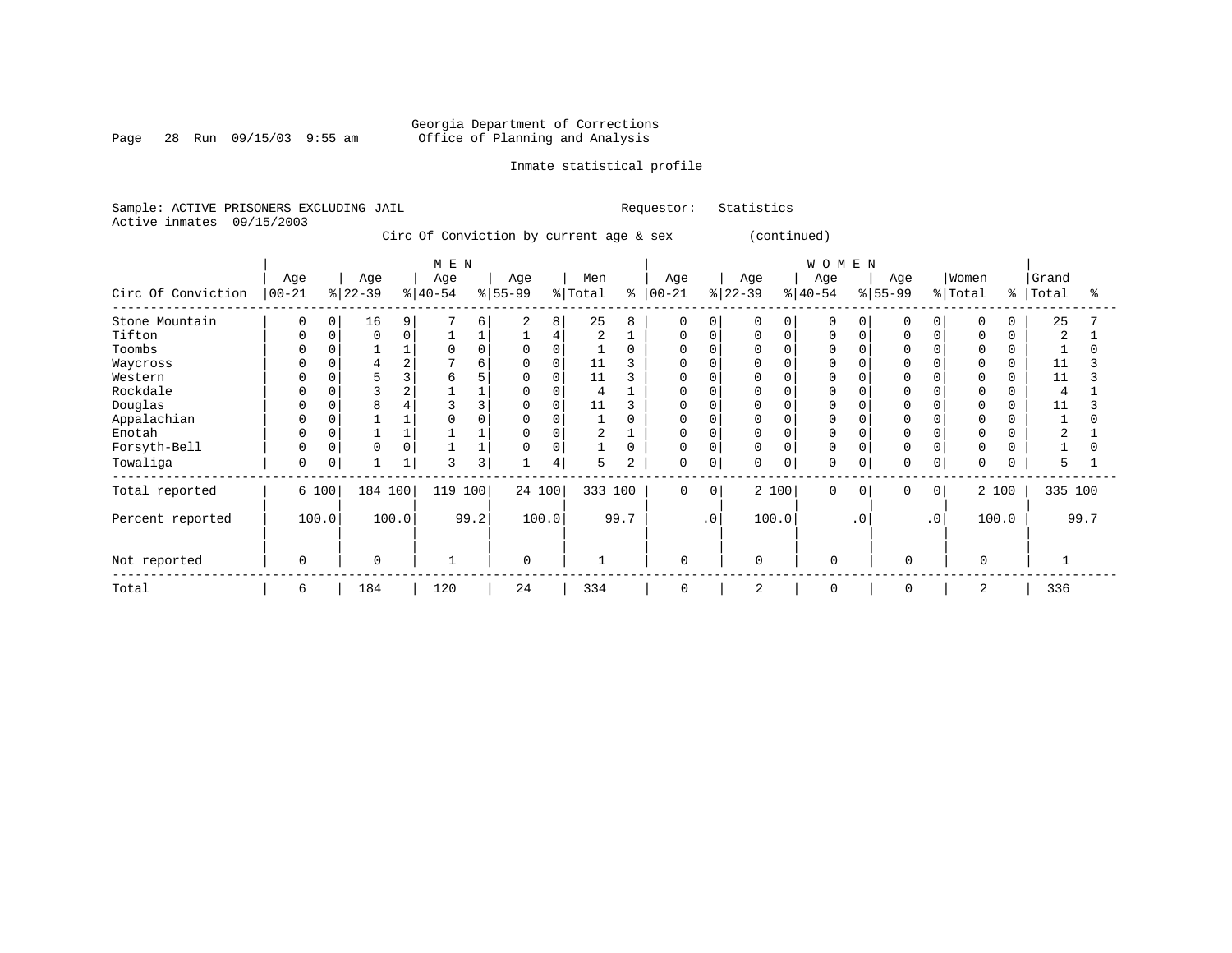Georgia Department of Corrections
Office of Planning and Analysis

Inmate statistical profile

Sample: ACTIVE PRISONERS EXCLUDING JAIL    Requestor: Statistics
Active inmates 09/15/2003

Circ Of Conviction by current age & sex (continued)

| Circ Of Conviction | MEN Age 00-21 | % | Age 22-39 | % | Age 40-54 | % | Age 55-99 | % | Men Total | % | WOMEN Age 00-21 | % | Age 22-39 | % | Age 40-54 | % | Age 55-99 | % | Women Total | % | Grand Total | % |
|---|---|---|---|---|---|---|---|---|---|---|---|---|---|---|---|---|---|---|---|---|---|---|
| Stone Mountain | 0 | 0 | 16 | 9 | 7 | 6 | 2 | 8 | 25 | 8 | 0 | 0 | 0 | 0 | 0 | 0 | 0 | 0 | 0 | 0 | 25 | 7 |
| Tifton | 0 | 0 | 0 | 0 | 1 | 1 | 1 | 4 | 2 | 1 | 0 | 0 | 0 | 0 | 0 | 0 | 0 | 0 | 0 | 0 | 2 | 1 |
| Toombs | 0 | 0 | 1 | 1 | 0 | 0 | 0 | 0 | 1 | 0 | 0 | 0 | 0 | 0 | 0 | 0 | 0 | 0 | 0 | 0 | 1 | 0 |
| Waycross | 0 | 0 | 4 | 2 | 7 | 6 | 0 | 0 | 11 | 3 | 0 | 0 | 0 | 0 | 0 | 0 | 0 | 0 | 0 | 0 | 11 | 3 |
| Western | 0 | 0 | 5 | 3 | 6 | 5 | 0 | 0 | 11 | 3 | 0 | 0 | 0 | 0 | 0 | 0 | 0 | 0 | 0 | 0 | 11 | 3 |
| Rockdale | 0 | 0 | 3 | 2 | 1 | 1 | 0 | 0 | 4 | 1 | 0 | 0 | 0 | 0 | 0 | 0 | 0 | 0 | 0 | 0 | 4 | 1 |
| Douglas | 0 | 0 | 8 | 4 | 3 | 3 | 0 | 0 | 11 | 3 | 0 | 0 | 0 | 0 | 0 | 0 | 0 | 0 | 0 | 0 | 11 | 3 |
| Appalachian | 0 | 0 | 1 | 1 | 0 | 0 | 0 | 0 | 1 | 0 | 0 | 0 | 0 | 0 | 0 | 0 | 0 | 0 | 0 | 0 | 1 | 0 |
| Enotah | 0 | 0 | 1 | 1 | 1 | 1 | 0 | 0 | 2 | 1 | 0 | 0 | 0 | 0 | 0 | 0 | 0 | 0 | 0 | 0 | 2 | 1 |
| Forsyth-Bell | 0 | 0 | 0 | 0 | 1 | 1 | 0 | 0 | 1 | 0 | 0 | 0 | 0 | 0 | 0 | 0 | 0 | 0 | 0 | 0 | 1 | 0 |
| Towaliga | 0 | 0 | 1 | 1 | 3 | 3 | 1 | 4 | 5 | 2 | 0 | 0 | 0 | 0 | 0 | 0 | 0 | 0 | 0 | 0 | 5 | 1 |
| Total reported | 6 | 100 | 184 | 100 | 119 | 100 | 24 | 100 | 333 | 100 | 0 | 0 | 2 | 100 | 0 | 0 | 0 | 0 | 2 | 100 | 335 | 100 |
| Percent reported | 100.0 | | 100.0 | | 99.2 | | 100.0 | | 99.7 | | .0 | | 100.0 | | .0 | | .0 | | 100.0 | | 99.7 | |
| Not reported | 0 | | 0 | | 1 | | 0 | | 1 | | 0 | | 0 | | 0 | | 0 | | 0 | | 1 | |
| Total | 6 | | 184 | | 120 | | 24 | | 334 | | 0 | | 2 | | 0 | | 0 | | 2 | | 336 | |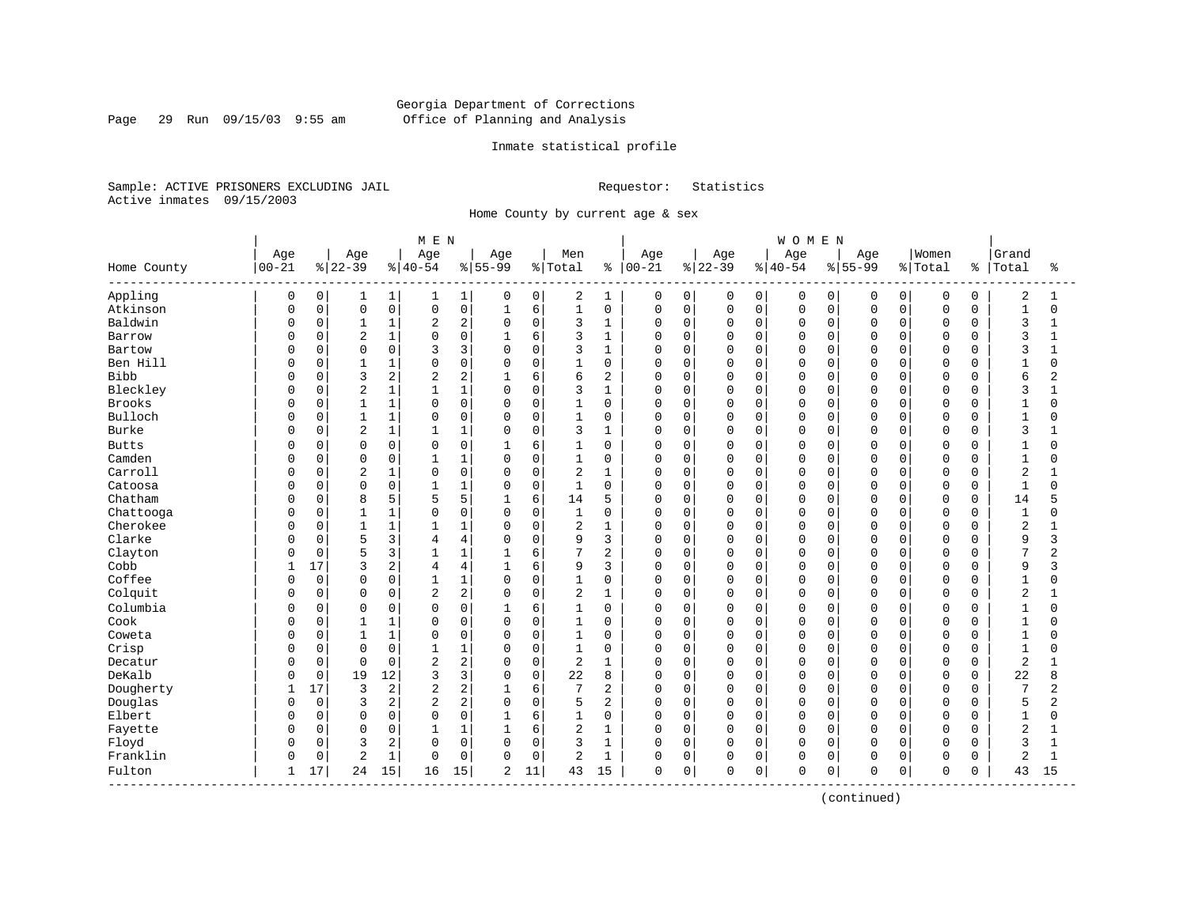Georgia Department of Corrections
Office of Planning and Analysis

Inmate statistical profile

Sample: ACTIVE PRISONERS EXCLUDING JAIL                    Requestor: Statistics
Active inmates 09/15/2003

Home County by current age & sex

| Home County | MEN Age 00-21 | % | Age 22-39 | % | Age 40-54 | % | Age 55-99 | % | Men Total | % | WOMEN Age 00-21 | % | Age 22-39 | % | Age 40-54 | % | Age 55-99 | % | Women Total | % | Grand Total | % |
|---|---|---|---|---|---|---|---|---|---|---|---|---|---|---|---|---|---|---|---|---|---|---|
| Appling | 0 | 0 | 1 | 1 | 1 | 1 | 0 | 0 | 2 | 1 | 0 | 0 | 0 | 0 | 0 | 0 | 0 | 0 | 0 | 0 | 2 | 1 |
| Atkinson | 0 | 0 | 0 | 0 | 0 | 0 | 1 | 6 | 1 | 0 | 0 | 0 | 0 | 0 | 0 | 0 | 0 | 0 | 0 | 0 | 1 | 0 |
| Baldwin | 0 | 0 | 1 | 1 | 2 | 2 | 0 | 0 | 3 | 1 | 0 | 0 | 0 | 0 | 0 | 0 | 0 | 0 | 0 | 0 | 3 | 1 |
| Barrow | 0 | 0 | 2 | 1 | 0 | 0 | 1 | 6 | 3 | 1 | 0 | 0 | 0 | 0 | 0 | 0 | 0 | 0 | 0 | 0 | 3 | 1 |
| Bartow | 0 | 0 | 0 | 0 | 3 | 3 | 0 | 0 | 3 | 1 | 0 | 0 | 0 | 0 | 0 | 0 | 0 | 0 | 0 | 0 | 3 | 1 |
| Ben Hill | 0 | 0 | 1 | 1 | 0 | 0 | 0 | 0 | 1 | 0 | 0 | 0 | 0 | 0 | 0 | 0 | 0 | 0 | 0 | 0 | 1 | 0 |
| Bibb | 0 | 0 | 3 | 2 | 2 | 2 | 1 | 6 | 6 | 2 | 0 | 0 | 0 | 0 | 0 | 0 | 0 | 0 | 0 | 0 | 6 | 2 |
| Bleckley | 0 | 0 | 2 | 1 | 1 | 1 | 0 | 0 | 3 | 1 | 0 | 0 | 0 | 0 | 0 | 0 | 0 | 0 | 0 | 0 | 3 | 1 |
| Brooks | 0 | 0 | 1 | 1 | 0 | 0 | 0 | 0 | 1 | 0 | 0 | 0 | 0 | 0 | 0 | 0 | 0 | 0 | 0 | 0 | 1 | 0 |
| Bulloch | 0 | 0 | 1 | 1 | 0 | 0 | 0 | 0 | 1 | 0 | 0 | 0 | 0 | 0 | 0 | 0 | 0 | 0 | 0 | 0 | 1 | 0 |
| Burke | 0 | 0 | 2 | 1 | 1 | 1 | 0 | 0 | 3 | 1 | 0 | 0 | 0 | 0 | 0 | 0 | 0 | 0 | 0 | 0 | 3 | 1 |
| Butts | 0 | 0 | 0 | 0 | 0 | 0 | 1 | 6 | 1 | 0 | 0 | 0 | 0 | 0 | 0 | 0 | 0 | 0 | 0 | 0 | 1 | 0 |
| Camden | 0 | 0 | 0 | 0 | 1 | 1 | 0 | 0 | 1 | 0 | 0 | 0 | 0 | 0 | 0 | 0 | 0 | 0 | 0 | 0 | 1 | 0 |
| Carroll | 0 | 0 | 2 | 1 | 0 | 0 | 0 | 0 | 2 | 1 | 0 | 0 | 0 | 0 | 0 | 0 | 0 | 0 | 0 | 0 | 2 | 1 |
| Catoosa | 0 | 0 | 0 | 0 | 1 | 1 | 0 | 0 | 1 | 0 | 0 | 0 | 0 | 0 | 0 | 0 | 0 | 0 | 0 | 0 | 1 | 0 |
| Chatham | 0 | 0 | 8 | 5 | 5 | 5 | 1 | 6 | 14 | 5 | 0 | 0 | 0 | 0 | 0 | 0 | 0 | 0 | 0 | 0 | 14 | 5 |
| Chattooga | 0 | 0 | 1 | 1 | 0 | 0 | 0 | 0 | 1 | 0 | 0 | 0 | 0 | 0 | 0 | 0 | 0 | 0 | 0 | 0 | 1 | 0 |
| Cherokee | 0 | 0 | 1 | 1 | 1 | 1 | 0 | 0 | 2 | 1 | 0 | 0 | 0 | 0 | 0 | 0 | 0 | 0 | 0 | 0 | 2 | 1 |
| Clarke | 0 | 0 | 5 | 3 | 4 | 4 | 0 | 0 | 9 | 3 | 0 | 0 | 0 | 0 | 0 | 0 | 0 | 0 | 0 | 0 | 9 | 3 |
| Clayton | 0 | 0 | 5 | 3 | 1 | 1 | 1 | 6 | 7 | 2 | 0 | 0 | 0 | 0 | 0 | 0 | 0 | 0 | 0 | 0 | 7 | 2 |
| Cobb | 1 | 17 | 3 | 2 | 4 | 4 | 1 | 6 | 9 | 3 | 0 | 0 | 0 | 0 | 0 | 0 | 0 | 0 | 0 | 0 | 9 | 3 |
| Coffee | 0 | 0 | 0 | 0 | 1 | 1 | 0 | 0 | 1 | 0 | 0 | 0 | 0 | 0 | 0 | 0 | 0 | 0 | 0 | 0 | 1 | 0 |
| Colquit | 0 | 0 | 0 | 0 | 2 | 2 | 0 | 0 | 2 | 1 | 0 | 0 | 0 | 0 | 0 | 0 | 0 | 0 | 0 | 0 | 2 | 1 |
| Columbia | 0 | 0 | 0 | 0 | 0 | 0 | 1 | 6 | 1 | 0 | 0 | 0 | 0 | 0 | 0 | 0 | 0 | 0 | 0 | 0 | 1 | 0 |
| Cook | 0 | 0 | 1 | 1 | 0 | 0 | 0 | 0 | 1 | 0 | 0 | 0 | 0 | 0 | 0 | 0 | 0 | 0 | 0 | 0 | 1 | 0 |
| Coweta | 0 | 0 | 1 | 1 | 0 | 0 | 0 | 0 | 1 | 0 | 0 | 0 | 0 | 0 | 0 | 0 | 0 | 0 | 0 | 0 | 1 | 0 |
| Crisp | 0 | 0 | 0 | 0 | 1 | 1 | 0 | 0 | 1 | 0 | 0 | 0 | 0 | 0 | 0 | 0 | 0 | 0 | 0 | 0 | 1 | 0 |
| Decatur | 0 | 0 | 0 | 0 | 2 | 2 | 0 | 0 | 2 | 1 | 0 | 0 | 0 | 0 | 0 | 0 | 0 | 0 | 0 | 0 | 2 | 1 |
| DeKalb | 0 | 0 | 19 | 12 | 3 | 3 | 0 | 0 | 22 | 8 | 0 | 0 | 0 | 0 | 0 | 0 | 0 | 0 | 0 | 0 | 22 | 8 |
| Dougherty | 1 | 17 | 3 | 2 | 2 | 2 | 1 | 6 | 7 | 2 | 0 | 0 | 0 | 0 | 0 | 0 | 0 | 0 | 0 | 0 | 7 | 2 |
| Douglas | 0 | 0 | 3 | 2 | 2 | 2 | 0 | 0 | 5 | 2 | 0 | 0 | 0 | 0 | 0 | 0 | 0 | 0 | 0 | 0 | 5 | 2 |
| Elbert | 0 | 0 | 0 | 0 | 0 | 0 | 1 | 6 | 1 | 0 | 0 | 0 | 0 | 0 | 0 | 0 | 0 | 0 | 0 | 0 | 1 | 0 |
| Fayette | 0 | 0 | 0 | 0 | 1 | 1 | 1 | 6 | 2 | 1 | 0 | 0 | 0 | 0 | 0 | 0 | 0 | 0 | 0 | 0 | 2 | 1 |
| Floyd | 0 | 0 | 3 | 2 | 0 | 0 | 0 | 0 | 3 | 1 | 0 | 0 | 0 | 0 | 0 | 0 | 0 | 0 | 0 | 0 | 3 | 1 |
| Franklin | 0 | 0 | 2 | 1 | 0 | 0 | 0 | 0 | 2 | 1 | 0 | 0 | 0 | 0 | 0 | 0 | 0 | 0 | 0 | 0 | 2 | 1 |
| Fulton | 1 | 17 | 24 | 15 | 16 | 15 | 2 | 11 | 43 | 15 | 0 | 0 | 0 | 0 | 0 | 0 | 0 | 0 | 0 | 0 | 43 | 15 |

(continued)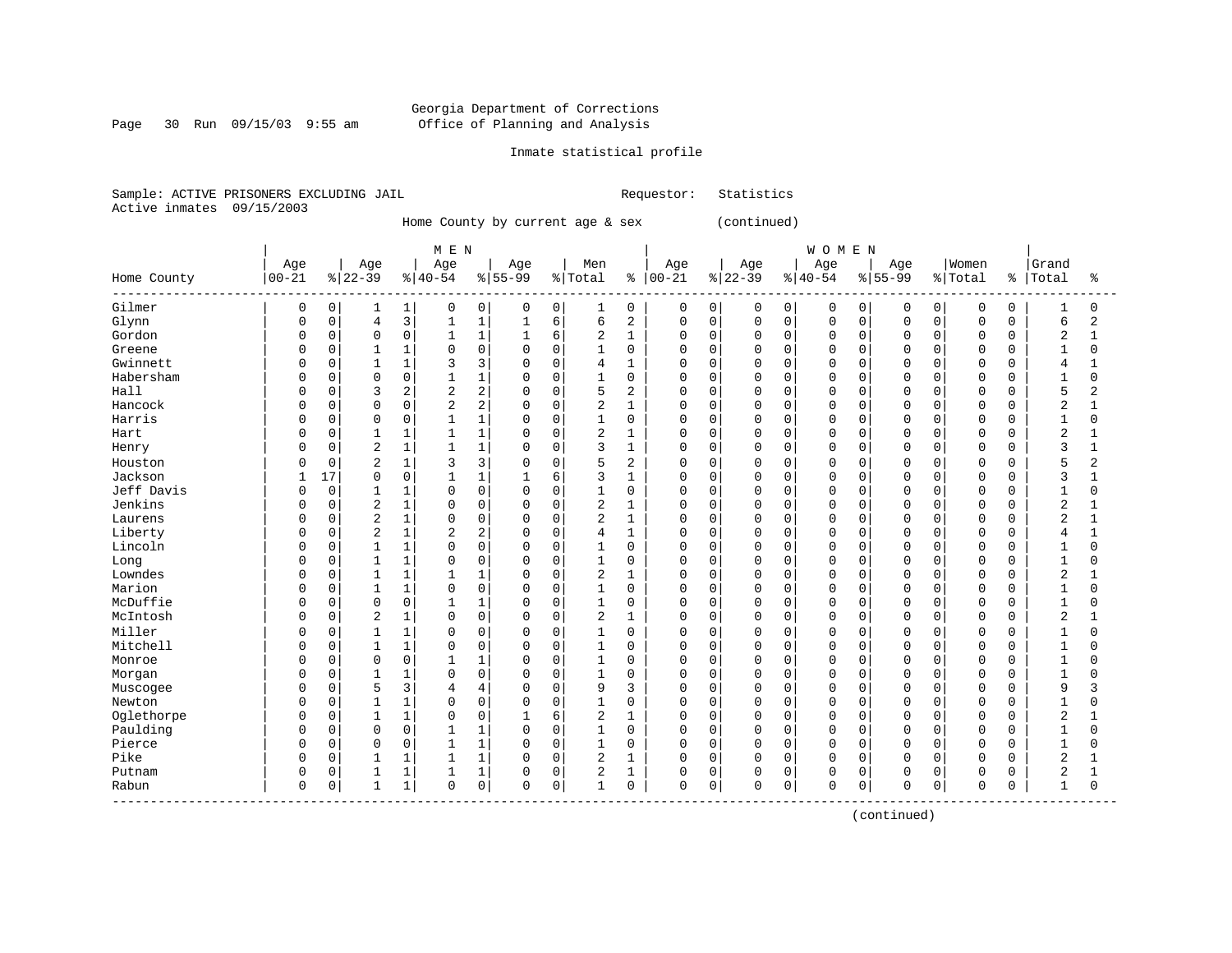Georgia Department of Corrections
Office of Planning and Analysis

Inmate statistical profile

Sample: ACTIVE PRISONERS EXCLUDING JAIL    Requestor: Statistics
Active inmates 09/15/2003

Home County by current age & sex (continued)

| Home County | MEN Age 00-21 | % | Age 22-39 | % | Age 40-54 | % | Age 55-99 | % | Men Total | % | WOMEN Age 00-21 | % | Age 22-39 | % | Age 40-54 | % | Age 55-99 | % | Women Total | % | Grand Total | % |
|---|---|---|---|---|---|---|---|---|---|---|---|---|---|---|---|---|---|---|---|---|---|---|
| Gilmer | 0 | 0 | 1 | 1 | 0 | 0 | 0 | 0 | 1 | 0 | 0 | 0 | 0 | 0 | 0 | 0 | 0 | 0 | 0 | 0 | 1 | 0 |
| Glynn | 0 | 0 | 4 | 3 | 1 | 1 | 1 | 6 | 6 | 2 | 0 | 0 | 0 | 0 | 0 | 0 | 0 | 0 | 0 | 0 | 6 | 2 |
| Gordon | 0 | 0 | 0 | 0 | 1 | 1 | 1 | 6 | 2 | 1 | 0 | 0 | 0 | 0 | 0 | 0 | 0 | 0 | 0 | 0 | 2 | 1 |
| Greene | 0 | 0 | 1 | 1 | 0 | 0 | 0 | 0 | 1 | 0 | 0 | 0 | 0 | 0 | 0 | 0 | 0 | 0 | 0 | 0 | 1 | 0 |
| Gwinnett | 0 | 0 | 1 | 1 | 3 | 3 | 0 | 0 | 4 | 1 | 0 | 0 | 0 | 0 | 0 | 0 | 0 | 0 | 0 | 0 | 4 | 1 |
| Habersham | 0 | 0 | 0 | 0 | 1 | 1 | 0 | 0 | 1 | 0 | 0 | 0 | 0 | 0 | 0 | 0 | 0 | 0 | 0 | 0 | 1 | 0 |
| Hall | 0 | 0 | 3 | 2 | 2 | 2 | 0 | 0 | 5 | 2 | 0 | 0 | 0 | 0 | 0 | 0 | 0 | 0 | 0 | 0 | 5 | 2 |
| Hancock | 0 | 0 | 0 | 0 | 2 | 2 | 0 | 0 | 2 | 1 | 0 | 0 | 0 | 0 | 0 | 0 | 0 | 0 | 0 | 0 | 2 | 1 |
| Harris | 0 | 0 | 0 | 0 | 1 | 1 | 0 | 0 | 1 | 0 | 0 | 0 | 0 | 0 | 0 | 0 | 0 | 0 | 0 | 0 | 1 | 0 |
| Hart | 0 | 0 | 1 | 1 | 1 | 1 | 0 | 0 | 2 | 1 | 0 | 0 | 0 | 0 | 0 | 0 | 0 | 0 | 0 | 0 | 2 | 1 |
| Henry | 0 | 0 | 2 | 1 | 1 | 1 | 0 | 0 | 3 | 1 | 0 | 0 | 0 | 0 | 0 | 0 | 0 | 0 | 0 | 0 | 3 | 1 |
| Houston | 0 | 0 | 2 | 1 | 3 | 3 | 0 | 0 | 5 | 2 | 0 | 0 | 0 | 0 | 0 | 0 | 0 | 0 | 0 | 0 | 5 | 2 |
| Jackson | 1 | 17 | 0 | 0 | 1 | 1 | 1 | 6 | 3 | 1 | 0 | 0 | 0 | 0 | 0 | 0 | 0 | 0 | 0 | 0 | 3 | 1 |
| Jeff Davis | 0 | 0 | 1 | 1 | 0 | 0 | 0 | 0 | 1 | 0 | 0 | 0 | 0 | 0 | 0 | 0 | 0 | 0 | 0 | 0 | 1 | 0 |
| Jenkins | 0 | 0 | 2 | 1 | 0 | 0 | 0 | 0 | 2 | 1 | 0 | 0 | 0 | 0 | 0 | 0 | 0 | 0 | 0 | 0 | 2 | 1 |
| Laurens | 0 | 0 | 2 | 1 | 0 | 0 | 0 | 0 | 2 | 1 | 0 | 0 | 0 | 0 | 0 | 0 | 0 | 0 | 0 | 0 | 2 | 1 |
| Liberty | 0 | 0 | 2 | 1 | 2 | 2 | 0 | 0 | 4 | 1 | 0 | 0 | 0 | 0 | 0 | 0 | 0 | 0 | 0 | 0 | 4 | 1 |
| Lincoln | 0 | 0 | 1 | 1 | 0 | 0 | 0 | 0 | 1 | 0 | 0 | 0 | 0 | 0 | 0 | 0 | 0 | 0 | 0 | 0 | 1 | 0 |
| Long | 0 | 0 | 1 | 1 | 0 | 0 | 0 | 0 | 1 | 0 | 0 | 0 | 0 | 0 | 0 | 0 | 0 | 0 | 0 | 0 | 1 | 0 |
| Lowndes | 0 | 0 | 1 | 1 | 1 | 1 | 0 | 0 | 2 | 1 | 0 | 0 | 0 | 0 | 0 | 0 | 0 | 0 | 0 | 0 | 2 | 1 |
| Marion | 0 | 0 | 1 | 1 | 0 | 0 | 0 | 0 | 1 | 0 | 0 | 0 | 0 | 0 | 0 | 0 | 0 | 0 | 0 | 0 | 1 | 0 |
| McDuffie | 0 | 0 | 0 | 0 | 1 | 1 | 0 | 0 | 1 | 0 | 0 | 0 | 0 | 0 | 0 | 0 | 0 | 0 | 0 | 0 | 1 | 0 |
| McIntosh | 0 | 0 | 2 | 1 | 0 | 0 | 0 | 0 | 2 | 1 | 0 | 0 | 0 | 0 | 0 | 0 | 0 | 0 | 0 | 0 | 2 | 1 |
| Miller | 0 | 0 | 1 | 1 | 0 | 0 | 0 | 0 | 1 | 0 | 0 | 0 | 0 | 0 | 0 | 0 | 0 | 0 | 0 | 0 | 1 | 0 |
| Mitchell | 0 | 0 | 1 | 1 | 0 | 0 | 0 | 0 | 1 | 0 | 0 | 0 | 0 | 0 | 0 | 0 | 0 | 0 | 0 | 0 | 1 | 0 |
| Monroe | 0 | 0 | 0 | 0 | 1 | 1 | 0 | 0 | 1 | 0 | 0 | 0 | 0 | 0 | 0 | 0 | 0 | 0 | 0 | 0 | 1 | 0 |
| Morgan | 0 | 0 | 1 | 1 | 0 | 0 | 0 | 0 | 1 | 0 | 0 | 0 | 0 | 0 | 0 | 0 | 0 | 0 | 0 | 0 | 1 | 0 |
| Muscogee | 0 | 0 | 5 | 3 | 4 | 4 | 0 | 0 | 9 | 3 | 0 | 0 | 0 | 0 | 0 | 0 | 0 | 0 | 0 | 0 | 9 | 3 |
| Newton | 0 | 0 | 1 | 1 | 0 | 0 | 0 | 0 | 1 | 0 | 0 | 0 | 0 | 0 | 0 | 0 | 0 | 0 | 0 | 0 | 1 | 0 |
| Oglethorpe | 0 | 0 | 1 | 1 | 0 | 0 | 1 | 6 | 2 | 1 | 0 | 0 | 0 | 0 | 0 | 0 | 0 | 0 | 0 | 0 | 2 | 1 |
| Paulding | 0 | 0 | 0 | 0 | 1 | 1 | 0 | 0 | 1 | 0 | 0 | 0 | 0 | 0 | 0 | 0 | 0 | 0 | 0 | 0 | 1 | 0 |
| Pierce | 0 | 0 | 0 | 0 | 1 | 1 | 0 | 0 | 1 | 0 | 0 | 0 | 0 | 0 | 0 | 0 | 0 | 0 | 0 | 0 | 1 | 0 |
| Pike | 0 | 0 | 1 | 1 | 1 | 1 | 0 | 0 | 2 | 1 | 0 | 0 | 0 | 0 | 0 | 0 | 0 | 0 | 0 | 0 | 2 | 1 |
| Putnam | 0 | 0 | 1 | 1 | 1 | 1 | 0 | 0 | 2 | 1 | 0 | 0 | 0 | 0 | 0 | 0 | 0 | 0 | 0 | 0 | 2 | 1 |
| Rabun | 0 | 0 | 1 | 1 | 0 | 0 | 0 | 0 | 1 | 0 | 0 | 0 | 0 | 0 | 0 | 0 | 0 | 0 | 0 | 0 | 1 | 0 |

(continued)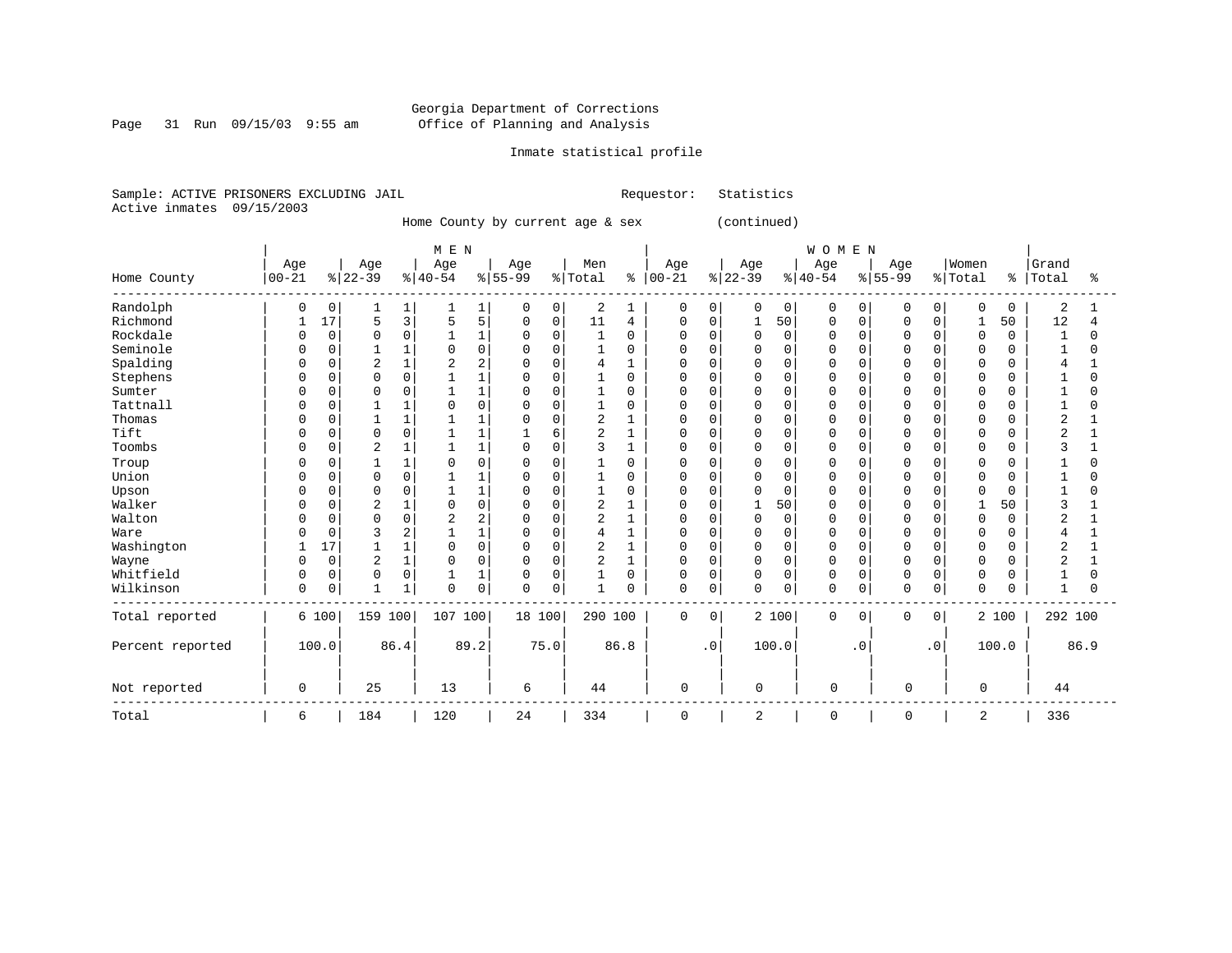Georgia Department of Corrections
Office of Planning and Analysis

Inmate statistical profile

Sample: ACTIVE PRISONERS EXCLUDING JAIL    Requestor: Statistics
Active inmates 09/15/2003

Home County by current age & sex (continued)

| Home County | MEN Age 00-21 | % | Age 22-39 | % | Age 40-54 | % | Age 55-99 | % | Men Total | % | WOMEN Age 00-21 | % | Age 22-39 | % | Age 40-54 | % | Age 55-99 | % | Women Total | % | Grand Total | % |
|---|---|---|---|---|---|---|---|---|---|---|---|---|---|---|---|---|---|---|---|---|---|---|
| Randolph | 0 | 0 | 1 | 1 | 1 | 1 | 0 | 0 | 2 | 1 | 0 | 0 | 0 | 0 | 0 | 0 | 0 | 0 | 0 | 0 | 2 | 1 |
| Richmond | 1 | 17 | 5 | 3 | 5 | 5 | 0 | 0 | 11 | 4 | 0 | 0 | 1 | 50 | 0 | 0 | 0 | 0 | 1 | 50 | 12 | 4 |
| Rockdale | 0 | 0 | 0 | 0 | 1 | 1 | 0 | 0 | 1 | 0 | 0 | 0 | 0 | 0 | 0 | 0 | 0 | 0 | 0 | 0 | 1 | 0 |
| Seminole | 0 | 0 | 1 | 1 | 0 | 0 | 0 | 0 | 1 | 0 | 0 | 0 | 0 | 0 | 0 | 0 | 0 | 0 | 0 | 0 | 1 | 0 |
| Spalding | 0 | 0 | 2 | 1 | 2 | 2 | 0 | 0 | 4 | 1 | 0 | 0 | 0 | 0 | 0 | 0 | 0 | 0 | 0 | 0 | 4 | 1 |
| Stephens | 0 | 0 | 0 | 0 | 1 | 1 | 0 | 0 | 1 | 0 | 0 | 0 | 0 | 0 | 0 | 0 | 0 | 0 | 0 | 0 | 1 | 0 |
| Sumter | 0 | 0 | 0 | 0 | 1 | 1 | 0 | 0 | 1 | 0 | 0 | 0 | 0 | 0 | 0 | 0 | 0 | 0 | 0 | 0 | 1 | 0 |
| Tattnall | 0 | 0 | 1 | 1 | 0 | 0 | 0 | 0 | 1 | 0 | 0 | 0 | 0 | 0 | 0 | 0 | 0 | 0 | 0 | 0 | 1 | 0 |
| Thomas | 0 | 0 | 1 | 1 | 1 | 1 | 0 | 0 | 2 | 1 | 0 | 0 | 0 | 0 | 0 | 0 | 0 | 0 | 0 | 0 | 2 | 1 |
| Tift | 0 | 0 | 0 | 0 | 1 | 1 | 1 | 6 | 2 | 1 | 0 | 0 | 0 | 0 | 0 | 0 | 0 | 0 | 0 | 0 | 2 | 1 |
| Toombs | 0 | 0 | 2 | 1 | 1 | 1 | 0 | 0 | 3 | 1 | 0 | 0 | 0 | 0 | 0 | 0 | 0 | 0 | 0 | 0 | 3 | 1 |
| Troup | 0 | 0 | 1 | 1 | 0 | 0 | 0 | 0 | 1 | 0 | 0 | 0 | 0 | 0 | 0 | 0 | 0 | 0 | 0 | 0 | 1 | 0 |
| Union | 0 | 0 | 0 | 0 | 1 | 1 | 0 | 0 | 1 | 0 | 0 | 0 | 0 | 0 | 0 | 0 | 0 | 0 | 0 | 0 | 1 | 0 |
| Upson | 0 | 0 | 0 | 0 | 1 | 1 | 0 | 0 | 1 | 0 | 0 | 0 | 0 | 0 | 0 | 0 | 0 | 0 | 0 | 0 | 1 | 0 |
| Walker | 0 | 0 | 2 | 1 | 0 | 0 | 0 | 0 | 2 | 1 | 0 | 0 | 1 | 50 | 0 | 0 | 0 | 0 | 1 | 50 | 3 | 1 |
| Walton | 0 | 0 | 0 | 0 | 2 | 2 | 0 | 0 | 2 | 1 | 0 | 0 | 0 | 0 | 0 | 0 | 0 | 0 | 0 | 0 | 2 | 1 |
| Ware | 0 | 0 | 3 | 2 | 1 | 1 | 0 | 0 | 4 | 1 | 0 | 0 | 0 | 0 | 0 | 0 | 0 | 0 | 0 | 0 | 4 | 1 |
| Washington | 1 | 17 | 1 | 1 | 0 | 0 | 0 | 0 | 2 | 1 | 0 | 0 | 0 | 0 | 0 | 0 | 0 | 0 | 0 | 0 | 2 | 1 |
| Wayne | 0 | 0 | 2 | 1 | 0 | 0 | 0 | 0 | 2 | 1 | 0 | 0 | 0 | 0 | 0 | 0 | 0 | 0 | 0 | 0 | 2 | 1 |
| Whitfield | 0 | 0 | 0 | 0 | 1 | 1 | 0 | 0 | 1 | 0 | 0 | 0 | 0 | 0 | 0 | 0 | 0 | 0 | 0 | 0 | 1 | 0 |
| Wilkinson | 0 | 0 | 1 | 1 | 0 | 0 | 0 | 0 | 1 | 0 | 0 | 0 | 0 | 0 | 0 | 0 | 0 | 0 | 0 | 0 | 1 | 0 |
| Total reported | 6 | 100 | 159 | 100 | 107 | 100 | 18 | 100 | 290 | 100 | 0 | 0 | 2 | 100 | 0 | 0 | 0 | 0 | 2 | 100 | 292 | 100 |
| Percent reported | 100.0 | | 86.4 | | 89.2 | | 75.0 | | 86.8 | | .0 | | 100.0 | | .0 | | .0 | | 100.0 | | 86.9 | |
| Not reported | 0 | | 25 | | 13 | | 6 | | 44 | | 0 | | 0 | | 0 | | 0 | | 0 | | 44 | |
| Total | 6 | | 184 | | 120 | | 24 | | 334 | | 0 | | 2 | | 0 | | 0 | | 2 | | 336 | |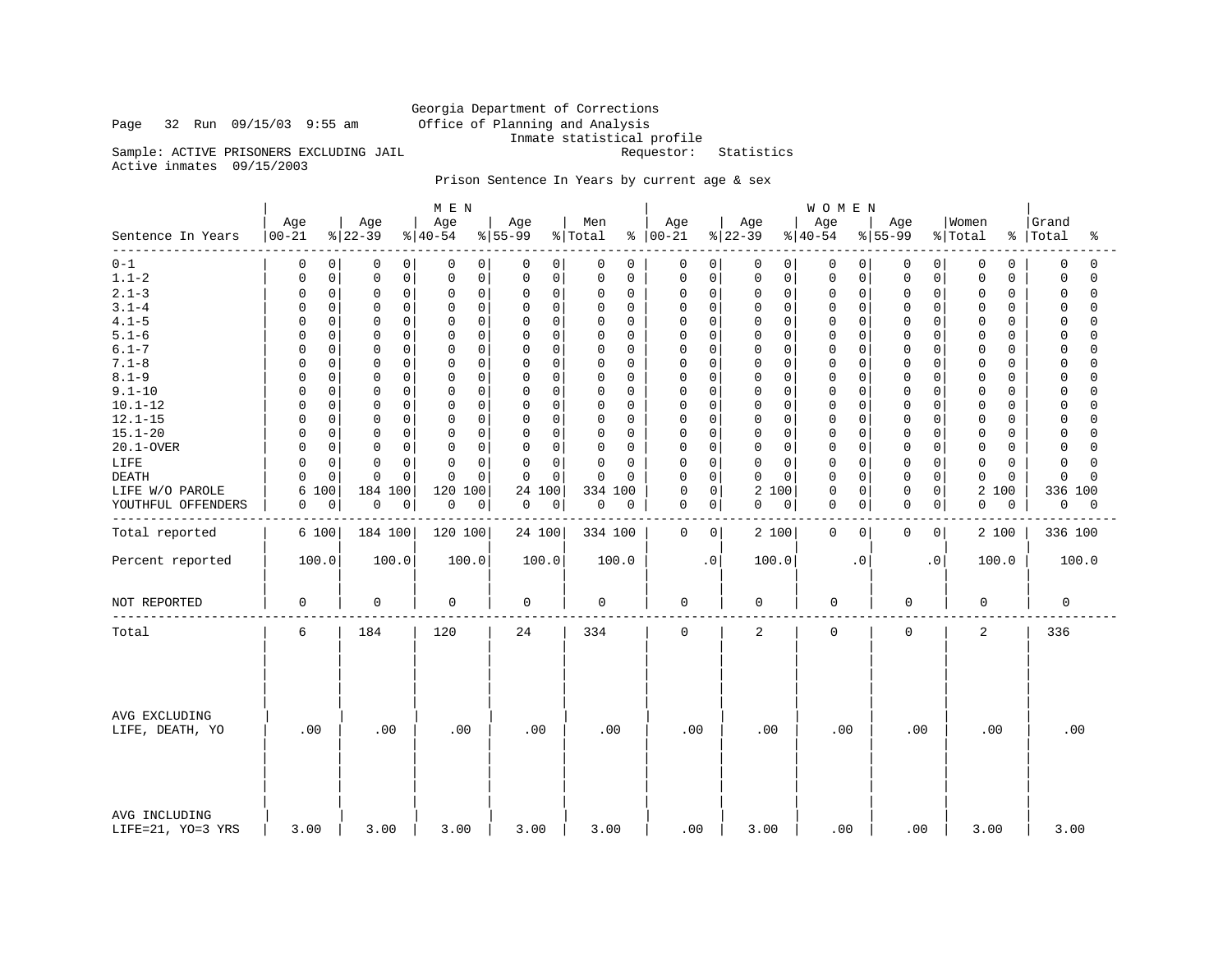Georgia Department of Corrections
Office of Planning and Analysis
Inmate statistical profile

Page 32 Run 09/15/03 9:55 am

Sample: ACTIVE PRISONERS EXCLUDING JAIL        Requestor: Statistics
Active inmates 09/15/2003

Prison Sentence In Years by current age & sex

| Sentence In Years | MEN Age 00-21 | % | Age 22-39 | % | Age 40-54 | % | Age 55-99 | % | Men Total | % | WOMEN Age 00-21 | % | Age 22-39 | % | Age 40-54 | % | Age 55-99 | % | Women Total | % | Grand Total | % |
|---|---|---|---|---|---|---|---|---|---|---|---|---|---|---|---|---|---|---|---|---|---|---|
| 0-1 | 0 | 0 | 0 | 0 | 0 | 0 | 0 | 0 | 0 | 0 | 0 | 0 | 0 | 0 | 0 | 0 | 0 | 0 | 0 | 0 | 0 | 0 |
| 1.1-2 | 0 | 0 | 0 | 0 | 0 | 0 | 0 | 0 | 0 | 0 | 0 | 0 | 0 | 0 | 0 | 0 | 0 | 0 | 0 | 0 | 0 | 0 |
| 2.1-3 | 0 | 0 | 0 | 0 | 0 | 0 | 0 | 0 | 0 | 0 | 0 | 0 | 0 | 0 | 0 | 0 | 0 | 0 | 0 | 0 | 0 | 0 |
| 3.1-4 | 0 | 0 | 0 | 0 | 0 | 0 | 0 | 0 | 0 | 0 | 0 | 0 | 0 | 0 | 0 | 0 | 0 | 0 | 0 | 0 | 0 | 0 |
| 4.1-5 | 0 | 0 | 0 | 0 | 0 | 0 | 0 | 0 | 0 | 0 | 0 | 0 | 0 | 0 | 0 | 0 | 0 | 0 | 0 | 0 | 0 | 0 |
| 5.1-6 | 0 | 0 | 0 | 0 | 0 | 0 | 0 | 0 | 0 | 0 | 0 | 0 | 0 | 0 | 0 | 0 | 0 | 0 | 0 | 0 | 0 | 0 |
| 6.1-7 | 0 | 0 | 0 | 0 | 0 | 0 | 0 | 0 | 0 | 0 | 0 | 0 | 0 | 0 | 0 | 0 | 0 | 0 | 0 | 0 | 0 | 0 |
| 7.1-8 | 0 | 0 | 0 | 0 | 0 | 0 | 0 | 0 | 0 | 0 | 0 | 0 | 0 | 0 | 0 | 0 | 0 | 0 | 0 | 0 | 0 | 0 |
| 8.1-9 | 0 | 0 | 0 | 0 | 0 | 0 | 0 | 0 | 0 | 0 | 0 | 0 | 0 | 0 | 0 | 0 | 0 | 0 | 0 | 0 | 0 | 0 |
| 9.1-10 | 0 | 0 | 0 | 0 | 0 | 0 | 0 | 0 | 0 | 0 | 0 | 0 | 0 | 0 | 0 | 0 | 0 | 0 | 0 | 0 | 0 | 0 |
| 10.1-12 | 0 | 0 | 0 | 0 | 0 | 0 | 0 | 0 | 0 | 0 | 0 | 0 | 0 | 0 | 0 | 0 | 0 | 0 | 0 | 0 | 0 | 0 |
| 12.1-15 | 0 | 0 | 0 | 0 | 0 | 0 | 0 | 0 | 0 | 0 | 0 | 0 | 0 | 0 | 0 | 0 | 0 | 0 | 0 | 0 | 0 | 0 |
| 15.1-20 | 0 | 0 | 0 | 0 | 0 | 0 | 0 | 0 | 0 | 0 | 0 | 0 | 0 | 0 | 0 | 0 | 0 | 0 | 0 | 0 | 0 | 0 |
| 20.1-OVER | 0 | 0 | 0 | 0 | 0 | 0 | 0 | 0 | 0 | 0 | 0 | 0 | 0 | 0 | 0 | 0 | 0 | 0 | 0 | 0 | 0 | 0 |
| LIFE | 0 | 0 | 0 | 0 | 0 | 0 | 0 | 0 | 0 | 0 | 0 | 0 | 0 | 0 | 0 | 0 | 0 | 0 | 0 | 0 | 0 | 0 |
| DEATH | 0 | 0 | 0 | 0 | 0 | 0 | 0 | 0 | 0 | 0 | 0 | 0 | 0 | 0 | 0 | 0 | 0 | 0 | 0 | 0 | 0 | 0 |
| LIFE W/O PAROLE | 6 | 100 | 184 | 100 | 120 | 100 | 24 | 100 | 334 | 100 | 0 | 0 | 2 | 100 | 0 | 0 | 0 | 0 | 2 | 100 | 336 | 100 |
| YOUTHFUL OFFENDERS | 0 | 0 | 0 | 0 | 0 | 0 | 0 | 0 | 0 | 0 | 0 | 0 | 0 | 0 | 0 | 0 | 0 | 0 | 0 | 0 | 0 | 0 |
| Total reported | 6 | 100 | 184 | 100 | 120 | 100 | 24 | 100 | 334 | 100 | 0 | 0 | 2 | 100 | 0 | 0 | 0 | 0 | 2 | 100 | 336 | 100 |
| Percent reported | 100.0 | | 100.0 | | 100.0 | | 100.0 | | 100.0 | | .0 | | 100.0 | | .0 | | .0 | | 100.0 | | 100.0 | |
| NOT REPORTED | 0 | | 0 | | 0 | | 0 | | 0 | | 0 | | 0 | | 0 | | 0 | | 0 | | 0 | |
| Total | 6 | | 184 | | 120 | | 24 | | 334 | | 0 | | 2 | | 0 | | 0 | | 2 | | 336 | |
| AVG EXCLUDING LIFE, DEATH, YO | .00 | | .00 | | .00 | | .00 | | .00 | | .00 | | .00 | | .00 | | .00 | | .00 | | .00 | |
| AVG INCLUDING LIFE=21, YO=3 YRS | 3.00 | | 3.00 | | 3.00 | | 3.00 | | 3.00 | | .00 | | 3.00 | | .00 | | .00 | | 3.00 | | 3.00 | |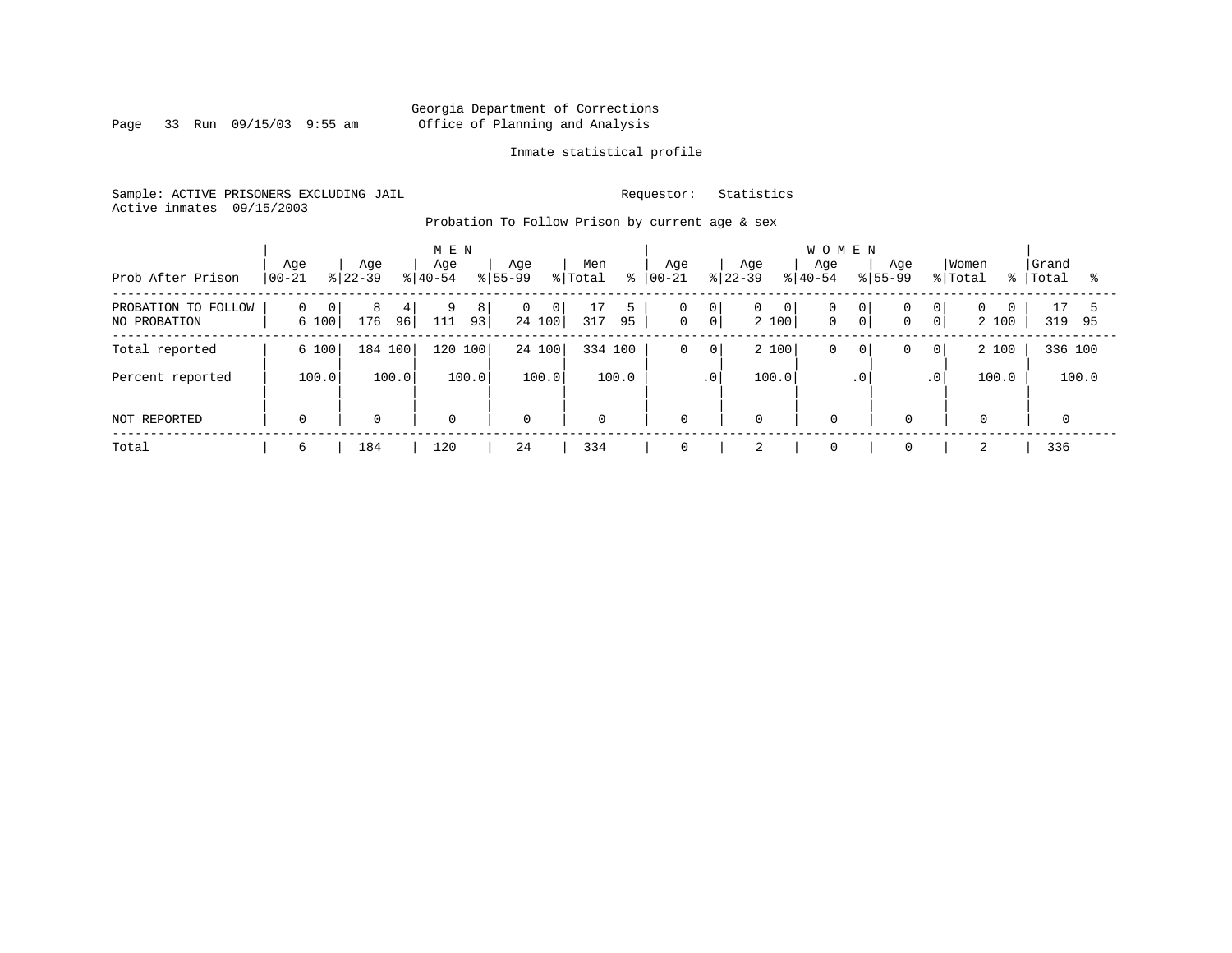Georgia Department of Corrections
Office of Planning and Analysis

Inmate statistical profile

Sample: ACTIVE PRISONERS EXCLUDING JAIL    Requestor: Statistics
Active inmates 09/15/2003

Probation To Follow Prison by current age & sex

| Prob After Prison | MEN Age 00-21 | % | Age 22-39 | % | Age 40-54 | % | Age 55-99 | % | Men Total | % | WOMEN Age 00-21 | % | Age 22-39 | % | Age 40-54 | % | Age 55-99 | % | Women Total | % | Grand Total | % |
|---|---|---|---|---|---|---|---|---|---|---|---|---|---|---|---|---|---|---|---|---|---|---|
| PROBATION TO FOLLOW | 0 | 0 | 8 | 4 | 9 | 8 | 0 | 0 | 17 | 5 | 0 | 0 | 0 | 0 | 0 | 0 | 0 | 0 | 0 | 0 | 17 | 5 |
| NO PROBATION | 6 | 100 | 176 | 96 | 111 | 93 | 24 | 100 | 317 | 95 | 0 | 0 | 2 | 100 | 0 | 0 | 0 | 0 | 2 | 100 | 319 | 95 |
| Total reported | 6 | 100 | 184 | 100 | 120 | 100 | 24 | 100 | 334 | 100 | 0 | 0 | 2 | 100 | 0 | 0 | 0 | 0 | 2 | 100 | 336 | 100 |
| Percent reported | | 100.0 | | 100.0 | | 100.0 | | 100.0 | | 100.0 | | .0 | | 100.0 | | .0 | | .0 | | 100.0 | | 100.0 |
| NOT REPORTED | 0 | | 0 | | 0 | | 0 | | 0 | | 0 | | 0 | | 0 | | 0 | | 0 | | 0 | |
| Total | 6 | | 184 | | 120 | | 24 | | 334 | | 0 | | 2 | | 0 | | 0 | | 2 | | 336 | |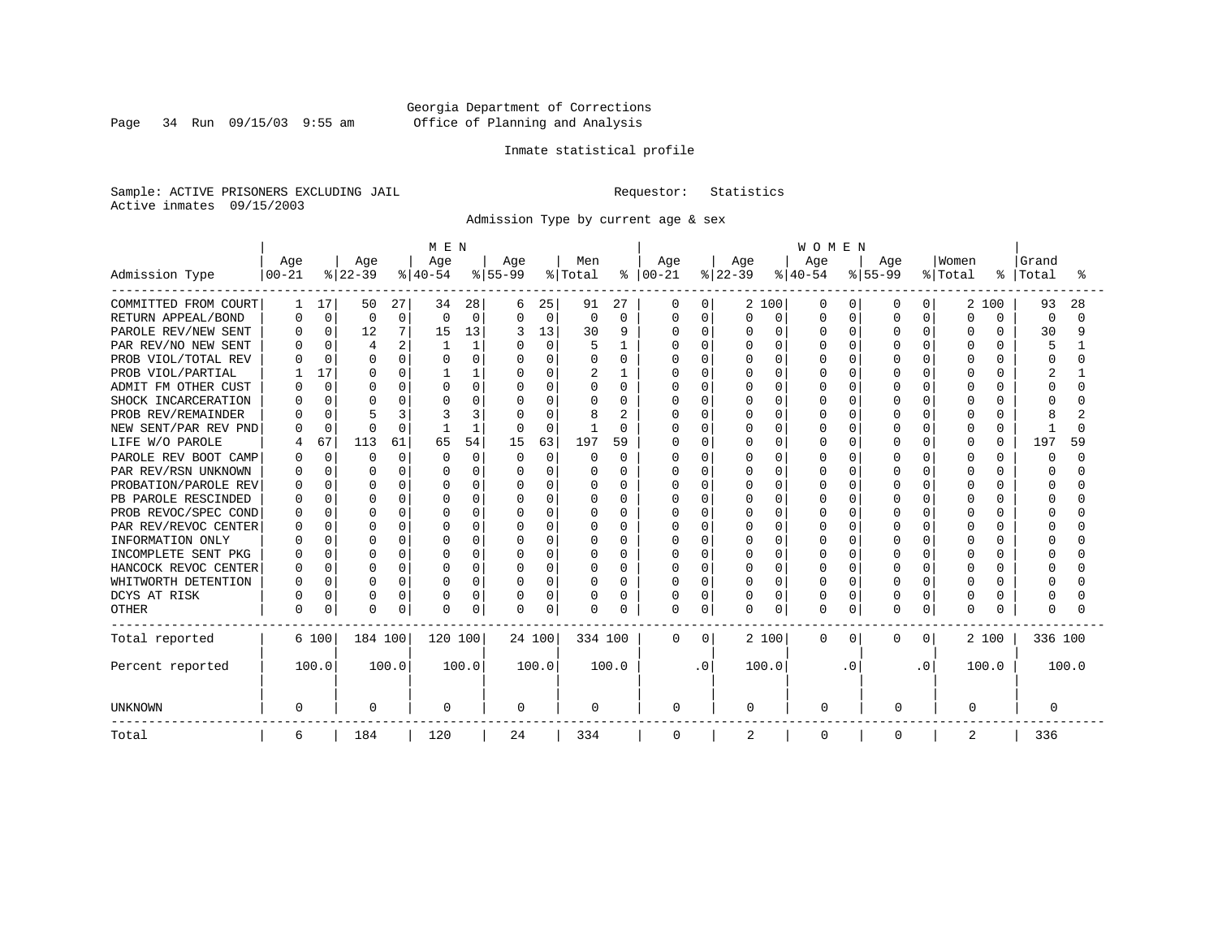Georgia Department of Corrections
Office of Planning and Analysis

Inmate statistical profile

Sample: ACTIVE PRISONERS EXCLUDING JAIL        Requestor: Statistics
Active inmates 09/15/2003

Admission Type by current age & sex

| Admission Type | MEN Age 00-21 | % | Age 22-39 | % | Age 40-54 | % | Age 55-99 | % | Men Total | % | WOMEN Age 00-21 | % | Age 22-39 | % | Age 40-54 | % | Age 55-99 | % | Women Total | % | Grand Total | % |
|---|---|---|---|---|---|---|---|---|---|---|---|---|---|---|---|---|---|---|---|---|---|---|
| COMMITTED FROM COURT | 1 | 17 | 50 | 27 | 34 | 28 | 6 | 25 | 91 | 27 | 0 | 0 | 2 | 100 | 0 | 0 | 0 | 0 | 2 | 100 | 93 | 28 |
| RETURN APPEAL/BOND | 0 | 0 | 0 | 0 | 0 | 0 | 0 | 0 | 0 | 0 | 0 | 0 | 0 | 0 | 0 | 0 | 0 | 0 | 0 | 0 | 0 | 0 |
| PAROLE REV/NEW SENT | 0 | 0 | 12 | 7 | 15 | 13 | 3 | 13 | 30 | 9 | 0 | 0 | 0 | 0 | 0 | 0 | 0 | 0 | 0 | 0 | 30 | 9 |
| PAR REV/NO NEW SENT | 0 | 0 | 4 | 2 | 1 | 1 | 0 | 0 | 5 | 1 | 0 | 0 | 0 | 0 | 0 | 0 | 0 | 0 | 0 | 0 | 5 | 1 |
| PROB VIOL/TOTAL REV | 0 | 0 | 0 | 0 | 0 | 0 | 0 | 0 | 0 | 0 | 0 | 0 | 0 | 0 | 0 | 0 | 0 | 0 | 0 | 0 | 0 | 0 |
| PROB VIOL/PARTIAL | 1 | 17 | 0 | 0 | 1 | 1 | 0 | 0 | 2 | 1 | 0 | 0 | 0 | 0 | 0 | 0 | 0 | 0 | 0 | 0 | 2 | 1 |
| ADMIT FM OTHER CUST | 0 | 0 | 0 | 0 | 0 | 0 | 0 | 0 | 0 | 0 | 0 | 0 | 0 | 0 | 0 | 0 | 0 | 0 | 0 | 0 | 0 | 0 |
| SHOCK INCARCERATION | 0 | 0 | 0 | 0 | 0 | 0 | 0 | 0 | 0 | 0 | 0 | 0 | 0 | 0 | 0 | 0 | 0 | 0 | 0 | 0 | 0 | 0 |
| PROB REV/REMAINDER | 0 | 0 | 5 | 3 | 3 | 3 | 0 | 0 | 8 | 2 | 0 | 0 | 0 | 0 | 0 | 0 | 0 | 0 | 0 | 0 | 8 | 2 |
| NEW SENT/PAR REV PND | 0 | 0 | 0 | 0 | 1 | 1 | 0 | 0 | 1 | 0 | 0 | 0 | 0 | 0 | 0 | 0 | 0 | 0 | 0 | 0 | 1 | 0 |
| LIFE W/O PAROLE | 4 | 67 | 113 | 61 | 65 | 54 | 15 | 63 | 197 | 59 | 0 | 0 | 0 | 0 | 0 | 0 | 0 | 0 | 0 | 0 | 197 | 59 |
| PAROLE REV BOOT CAMP | 0 | 0 | 0 | 0 | 0 | 0 | 0 | 0 | 0 | 0 | 0 | 0 | 0 | 0 | 0 | 0 | 0 | 0 | 0 | 0 | 0 | 0 |
| PAR REV/RSN UNKNOWN | 0 | 0 | 0 | 0 | 0 | 0 | 0 | 0 | 0 | 0 | 0 | 0 | 0 | 0 | 0 | 0 | 0 | 0 | 0 | 0 | 0 | 0 |
| PROBATION/PAROLE REV | 0 | 0 | 0 | 0 | 0 | 0 | 0 | 0 | 0 | 0 | 0 | 0 | 0 | 0 | 0 | 0 | 0 | 0 | 0 | 0 | 0 | 0 |
| PB PAROLE RESCINDED | 0 | 0 | 0 | 0 | 0 | 0 | 0 | 0 | 0 | 0 | 0 | 0 | 0 | 0 | 0 | 0 | 0 | 0 | 0 | 0 | 0 | 0 |
| PROB REVOC/SPEC COND | 0 | 0 | 0 | 0 | 0 | 0 | 0 | 0 | 0 | 0 | 0 | 0 | 0 | 0 | 0 | 0 | 0 | 0 | 0 | 0 | 0 | 0 |
| PAR REV/REVOC CENTER | 0 | 0 | 0 | 0 | 0 | 0 | 0 | 0 | 0 | 0 | 0 | 0 | 0 | 0 | 0 | 0 | 0 | 0 | 0 | 0 | 0 | 0 |
| INFORMATION ONLY | 0 | 0 | 0 | 0 | 0 | 0 | 0 | 0 | 0 | 0 | 0 | 0 | 0 | 0 | 0 | 0 | 0 | 0 | 0 | 0 | 0 | 0 |
| INCOMPLETE SENT PKG | 0 | 0 | 0 | 0 | 0 | 0 | 0 | 0 | 0 | 0 | 0 | 0 | 0 | 0 | 0 | 0 | 0 | 0 | 0 | 0 | 0 | 0 |
| HANCOCK REVOC CENTER | 0 | 0 | 0 | 0 | 0 | 0 | 0 | 0 | 0 | 0 | 0 | 0 | 0 | 0 | 0 | 0 | 0 | 0 | 0 | 0 | 0 | 0 |
| WHITWORTH DETENTION | 0 | 0 | 0 | 0 | 0 | 0 | 0 | 0 | 0 | 0 | 0 | 0 | 0 | 0 | 0 | 0 | 0 | 0 | 0 | 0 | 0 | 0 |
| DCYS AT RISK | 0 | 0 | 0 | 0 | 0 | 0 | 0 | 0 | 0 | 0 | 0 | 0 | 0 | 0 | 0 | 0 | 0 | 0 | 0 | 0 | 0 | 0 |
| OTHER | 0 | 0 | 0 | 0 | 0 | 0 | 0 | 0 | 0 | 0 | 0 | 0 | 0 | 0 | 0 | 0 | 0 | 0 | 0 | 0 | 0 | 0 |
| Total reported | 6 | 100 | 184 | 100 | 120 | 100 | 24 | 100 | 334 | 100 | 0 | 0 | 2 | 100 | 0 | 0 | 0 | 0 | 2 | 100 | 336 | 100 |
| Percent reported | | 100.0 | | 100.0 | | 100.0 | | 100.0 | | 100.0 | | .0 | | 100.0 | | .0 | | .0 | | 100.0 | | 100.0 |
| UNKNOWN | 0 | | 0 | | 0 | | 0 | | 0 | | 0 | | 0 | | 0 | | 0 | | 0 | | 0 | |
| Total | 6 | | 184 | | 120 | | 24 | | 334 | | 0 | | 2 | | 0 | | 0 | | 2 | | 336 | |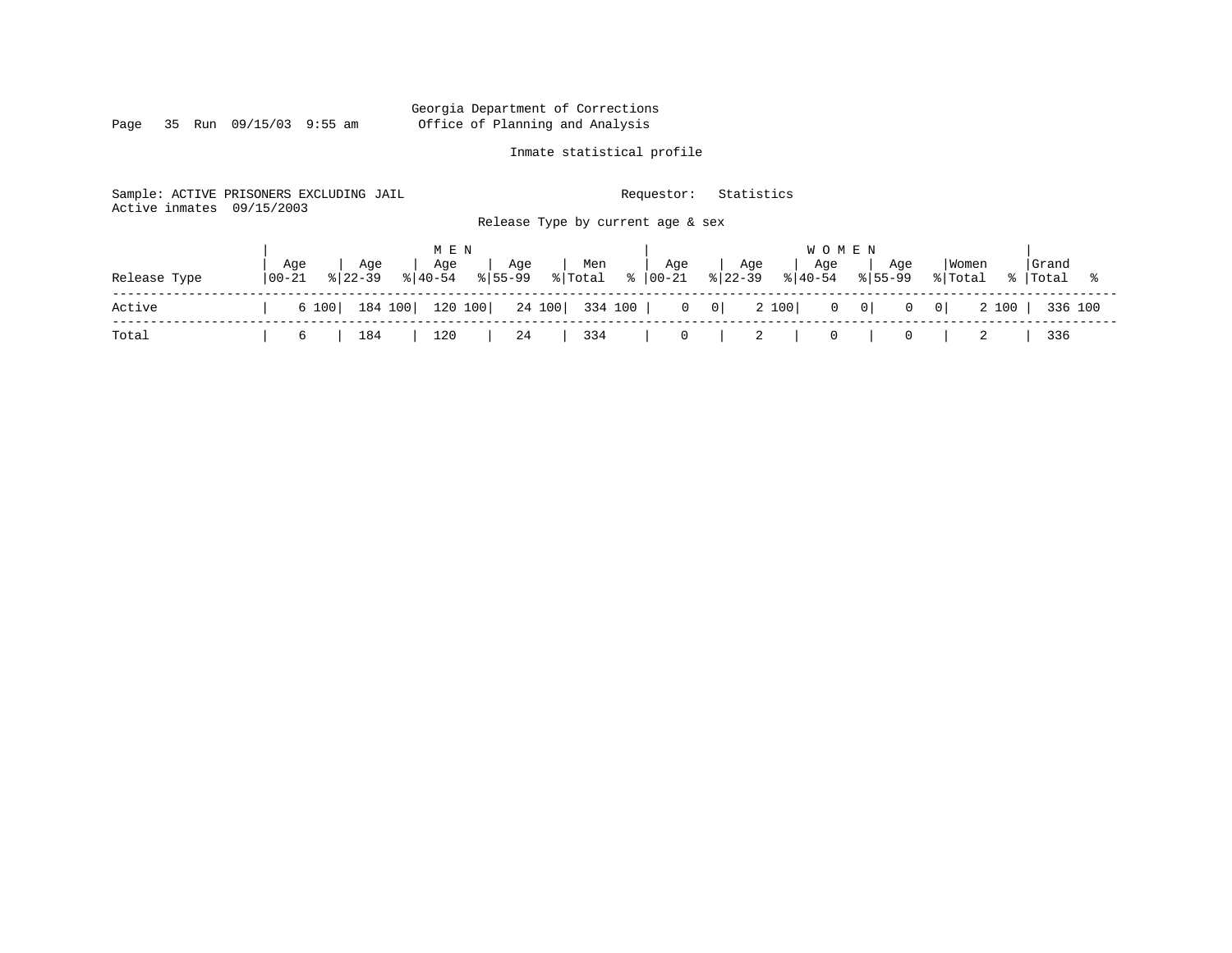Georgia Department of Corrections
Office of Planning and Analysis

Inmate statistical profile

Sample: ACTIVE PRISONERS EXCLUDING JAIL    Requestor: Statistics
Active inmates 09/15/2003

Release Type by current age & sex

| Release Type | MEN Age 00-21 | % | Age 22-39 | % | Age 40-54 | % | Age 55-99 | % | Men Total | % | WOMEN Age 00-21 | % | Age 22-39 | % | Age 40-54 | % | Age 55-99 | % | Women Total | % | Grand Total | % |
|---|---|---|---|---|---|---|---|---|---|---|---|---|---|---|---|---|---|---|---|---|---|---|
| Active | 6 | 100 | 184 | 100 | 120 | 100 | 24 | 100 | 334 | 100 | 0 | 0 | 2 | 100 | 0 | 0 | 0 | 0 | 2 | 100 | 336 | 100 |
| Total | 6 | | 184 | | 120 | | 24 | | 334 | | 0 | | 2 | | 0 | | 0 | | 2 | | 336 | |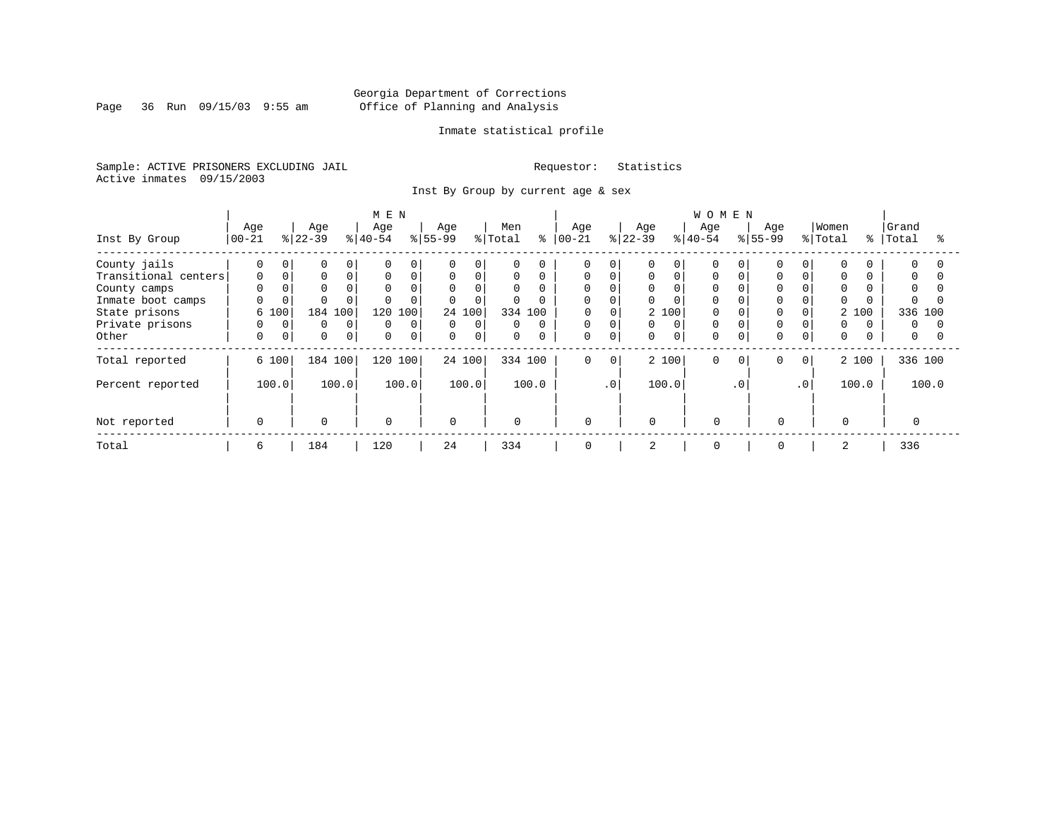Georgia Department of Corrections
Office of Planning and Analysis

Inmate statistical profile

Sample: ACTIVE PRISONERS EXCLUDING JAIL
Active inmates 09/15/2003

Requestor: Statistics

Inst By Group by current age & sex

| Inst By Group | MEN Age 00-21 | % | Age 22-39 | % | Age 40-54 | % | Age 55-99 | % | Men Total | % | WOMEN Age 00-21 | % | Age 22-39 | % | Age 40-54 | % | Age 55-99 | % | Women Total | % | Grand Total | % |
|---|---|---|---|---|---|---|---|---|---|---|---|---|---|---|---|---|---|---|---|---|---|---|
| County jails | 0 | 0 | 0 | 0 | 0 | 0 | 0 | 0 | 0 | 0 | 0 | 0 | 0 | 0 | 0 | 0 | 0 | 0 | 0 | 0 | 0 | 0 |
| Transitional centers | 0 | 0 | 0 | 0 | 0 | 0 | 0 | 0 | 0 | 0 | 0 | 0 | 0 | 0 | 0 | 0 | 0 | 0 | 0 | 0 | 0 | 0 |
| County camps | 0 | 0 | 0 | 0 | 0 | 0 | 0 | 0 | 0 | 0 | 0 | 0 | 0 | 0 | 0 | 0 | 0 | 0 | 0 | 0 | 0 | 0 |
| Inmate boot camps | 0 | 0 | 0 | 0 | 0 | 0 | 0 | 0 | 0 | 0 | 0 | 0 | 0 | 0 | 0 | 0 | 0 | 0 | 0 | 0 | 0 | 0 |
| State prisons | 6 | 100 | 184 | 100 | 120 | 100 | 24 | 100 | 334 | 100 | 0 | 0 | 2 | 100 | 0 | 0 | 0 | 0 | 2 | 100 | 336 | 100 |
| Private prisons | 0 | 0 | 0 | 0 | 0 | 0 | 0 | 0 | 0 | 0 | 0 | 0 | 0 | 0 | 0 | 0 | 0 | 0 | 0 | 0 | 0 | 0 |
| Other | 0 | 0 | 0 | 0 | 0 | 0 | 0 | 0 | 0 | 0 | 0 | 0 | 0 | 0 | 0 | 0 | 0 | 0 | 0 | 0 | 0 | 0 |
| Total reported | 6 | 100 | 184 | 100 | 120 | 100 | 24 | 100 | 334 | 100 | 0 | 0 | 2 | 100 | 0 | 0 | 0 | 0 | 2 | 100 | 336 | 100 |
| Percent reported | | 100.0 | | 100.0 | | 100.0 | | 100.0 | | 100.0 | | .0 | | 100.0 | | .0 | | .0 | | 100.0 | | 100.0 |
| Not reported | 0 | | 0 | | 0 | | 0 | | 0 | | 0 | | 0 | | 0 | | 0 | | 0 | | 0 | |
| Total | 6 | | 184 | | 120 | | 24 | | 334 | | 0 | | 2 | | 0 | | 0 | | 2 | | 336 | |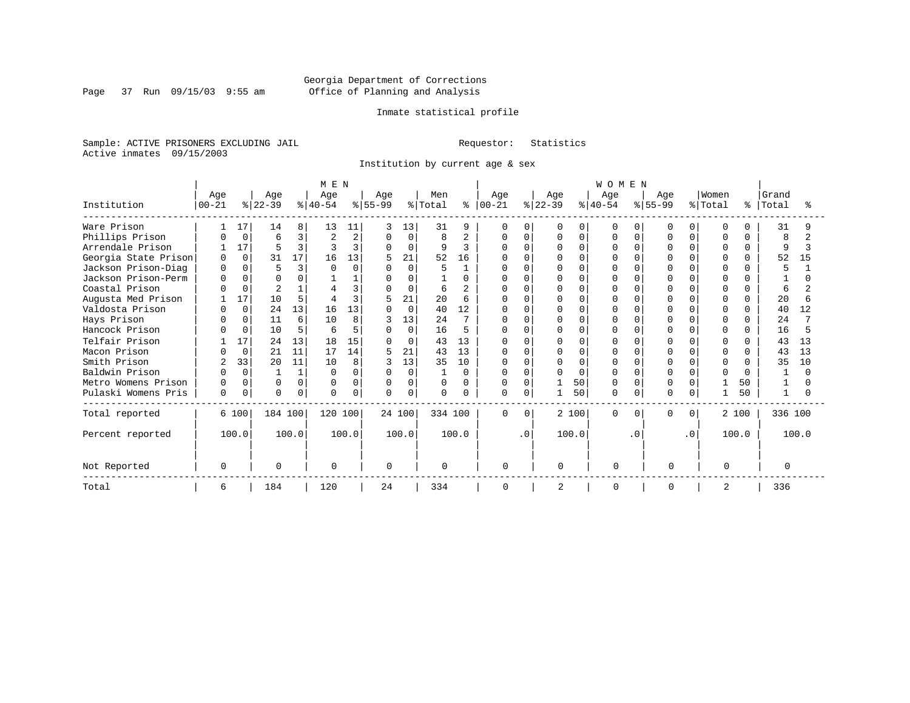Georgia Department of Corrections
Office of Planning and Analysis

Inmate statistical profile

Sample: ACTIVE PRISONERS EXCLUDING JAIL    Requestor: Statistics
Active inmates 09/15/2003

Institution by current age & sex

| Institution | MEN Age 00-21 | % | Age 22-39 | % | Age 40-54 | % | Age 55-99 | % | Men Total | % | WOMEN Age 00-21 | % | Age 22-39 | % | Age 40-54 | % | Age 55-99 | % | Women Total | % | Grand Total | % |
|---|---|---|---|---|---|---|---|---|---|---|---|---|---|---|---|---|---|---|---|---|---|---|
| Ware Prison | 1 | 17 | 14 | 8 | 13 | 11 | 3 | 13 | 31 | 9 | 0 | 0 | 0 | 0 | 0 | 0 | 0 | 0 | 0 | 0 | 31 | 9 |
| Phillips Prison | 0 | 0 | 6 | 3 | 2 | 2 | 0 | 0 | 8 | 2 | 0 | 0 | 0 | 0 | 0 | 0 | 0 | 0 | 0 | 0 | 8 | 2 |
| Arrendale Prison | 1 | 17 | 5 | 3 | 3 | 3 | 0 | 0 | 9 | 3 | 0 | 0 | 0 | 0 | 0 | 0 | 0 | 0 | 0 | 0 | 9 | 3 |
| Georgia State Prison | 0 | 0 | 31 | 17 | 16 | 13 | 5 | 21 | 52 | 16 | 0 | 0 | 0 | 0 | 0 | 0 | 0 | 0 | 0 | 0 | 52 | 15 |
| Jackson Prison-Diag | 0 | 0 | 5 | 3 | 0 | 0 | 0 | 0 | 5 | 1 | 0 | 0 | 0 | 0 | 0 | 0 | 0 | 0 | 0 | 0 | 5 | 1 |
| Jackson Prison-Perm | 0 | 0 | 0 | 0 | 1 | 1 | 0 | 0 | 1 | 0 | 0 | 0 | 0 | 0 | 0 | 0 | 0 | 0 | 0 | 0 | 1 | 0 |
| Coastal Prison | 0 | 0 | 2 | 1 | 4 | 3 | 0 | 0 | 6 | 2 | 0 | 0 | 0 | 0 | 0 | 0 | 0 | 0 | 0 | 0 | 6 | 2 |
| Augusta Med Prison | 1 | 17 | 10 | 5 | 4 | 3 | 5 | 21 | 20 | 6 | 0 | 0 | 0 | 0 | 0 | 0 | 0 | 0 | 0 | 0 | 20 | 6 |
| Valdosta Prison | 0 | 0 | 24 | 13 | 16 | 13 | 0 | 0 | 40 | 12 | 0 | 0 | 0 | 0 | 0 | 0 | 0 | 0 | 0 | 0 | 40 | 12 |
| Hays Prison | 0 | 0 | 11 | 6 | 10 | 8 | 3 | 13 | 24 | 7 | 0 | 0 | 0 | 0 | 0 | 0 | 0 | 0 | 0 | 0 | 24 | 7 |
| Hancock Prison | 0 | 0 | 10 | 5 | 6 | 5 | 0 | 0 | 16 | 5 | 0 | 0 | 0 | 0 | 0 | 0 | 0 | 0 | 0 | 0 | 16 | 5 |
| Telfair Prison | 1 | 17 | 24 | 13 | 18 | 15 | 0 | 0 | 43 | 13 | 0 | 0 | 0 | 0 | 0 | 0 | 0 | 0 | 0 | 0 | 43 | 13 |
| Macon Prison | 0 | 0 | 21 | 11 | 17 | 14 | 5 | 21 | 43 | 13 | 0 | 0 | 0 | 0 | 0 | 0 | 0 | 0 | 0 | 0 | 43 | 13 |
| Smith Prison | 2 | 33 | 20 | 11 | 10 | 8 | 3 | 13 | 35 | 10 | 0 | 0 | 0 | 0 | 0 | 0 | 0 | 0 | 0 | 0 | 35 | 10 |
| Baldwin Prison | 0 | 0 | 1 | 1 | 0 | 0 | 0 | 0 | 1 | 0 | 0 | 0 | 0 | 0 | 0 | 0 | 0 | 0 | 0 | 0 | 1 | 0 |
| Metro Womens Prison | 0 | 0 | 0 | 0 | 0 | 0 | 0 | 0 | 0 | 0 | 0 | 0 | 1 | 50 | 0 | 0 | 0 | 0 | 1 | 50 | 1 | 0 |
| Pulaski Womens Pris | 0 | 0 | 0 | 0 | 0 | 0 | 0 | 0 | 0 | 0 | 0 | 0 | 1 | 50 | 0 | 0 | 0 | 0 | 1 | 50 | 1 | 0 |
| Total reported | 6 | 100 | 184 | 100 | 120 | 100 | 24 | 100 | 334 | 100 | 0 | 0 | 2 | 100 | 0 | 0 | 0 | 0 | 2 | 100 | 336 | 100 |
| Percent reported | | 100.0 | | 100.0 | | 100.0 | | 100.0 | | 100.0 | | .0 | | 100.0 | | .0 | | .0 | | 100.0 | | 100.0 |
| Not Reported | 0 | | 0 | | 0 | | 0 | | 0 | | 0 | | 0 | | 0 | | 0 | | 0 | | 0 | |
| Total | 6 | | 184 | | 120 | | 24 | | 334 | | 0 | | 2 | | 0 | | 0 | | 2 | | 336 | |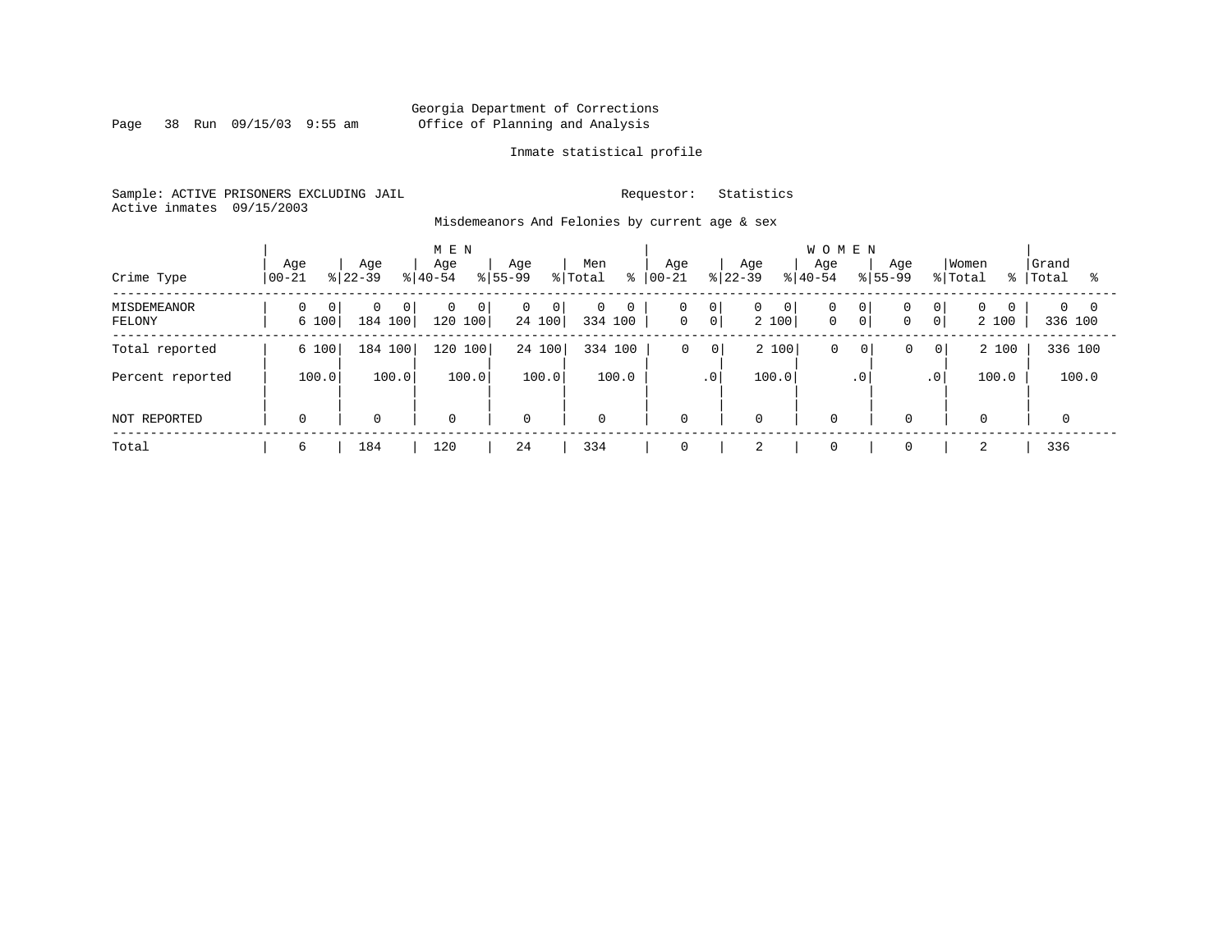Georgia Department of Corrections
Office of Planning and Analysis

Inmate statistical profile

Sample: ACTIVE PRISONERS EXCLUDING JAIL    Requestor: Statistics
Active inmates 09/15/2003

Misdemeanors And Felonies by current age & sex

| | MEN | | | | | | | | | | WOMEN | | | | | | | | | | | |
|---|---|---|---|---|---|---|---|---|---|---|---|---|---|---|---|---|---|---|---|---|---|---|
| Crime Type | Age 00-21 | % | Age 22-39 | % | Age 40-54 | % | Age 55-99 | % | Men Total | % | Age 00-21 | % | Age 22-39 | % | Age 40-54 | % | Age 55-99 | % | Women Total | % | Grand Total | % |
| MISDEMEANOR | 0 | 0 | 0 | 0 | 0 | 0 | 0 | 0 | 0 | 0 | 0 | 0 | 0 | 0 | 0 | 0 | 0 | 0 | 0 | 0 | 0 | 0 |
| FELONY | 6 | 100 | 184 | 100 | 120 | 100 | 24 | 100 | 334 | 100 | 0 | 0 | 2 | 100 | 0 | 0 | 0 | 0 | 2 | 100 | 336 | 100 |
| Total reported | 6 | 100 | 184 | 100 | 120 | 100 | 24 | 100 | 334 | 100 | 0 | 0 | 2 | 100 | 0 | 0 | 0 | 0 | 2 | 100 | 336 | 100 |
| Percent reported | | 100.0 | | 100.0 | | 100.0 | | 100.0 | | 100.0 | | .0 | | 100.0 | | .0 | | .0 | | 100.0 | | 100.0 |
| NOT REPORTED | 0 | | 0 | | 0 | | 0 | | 0 | | 0 | | 0 | | 0 | | 0 | | 0 | | 0 | |
| Total | 6 | | 184 | | 120 | | 24 | | 334 | | 0 | | 2 | | 0 | | 0 | | 2 | | 336 | |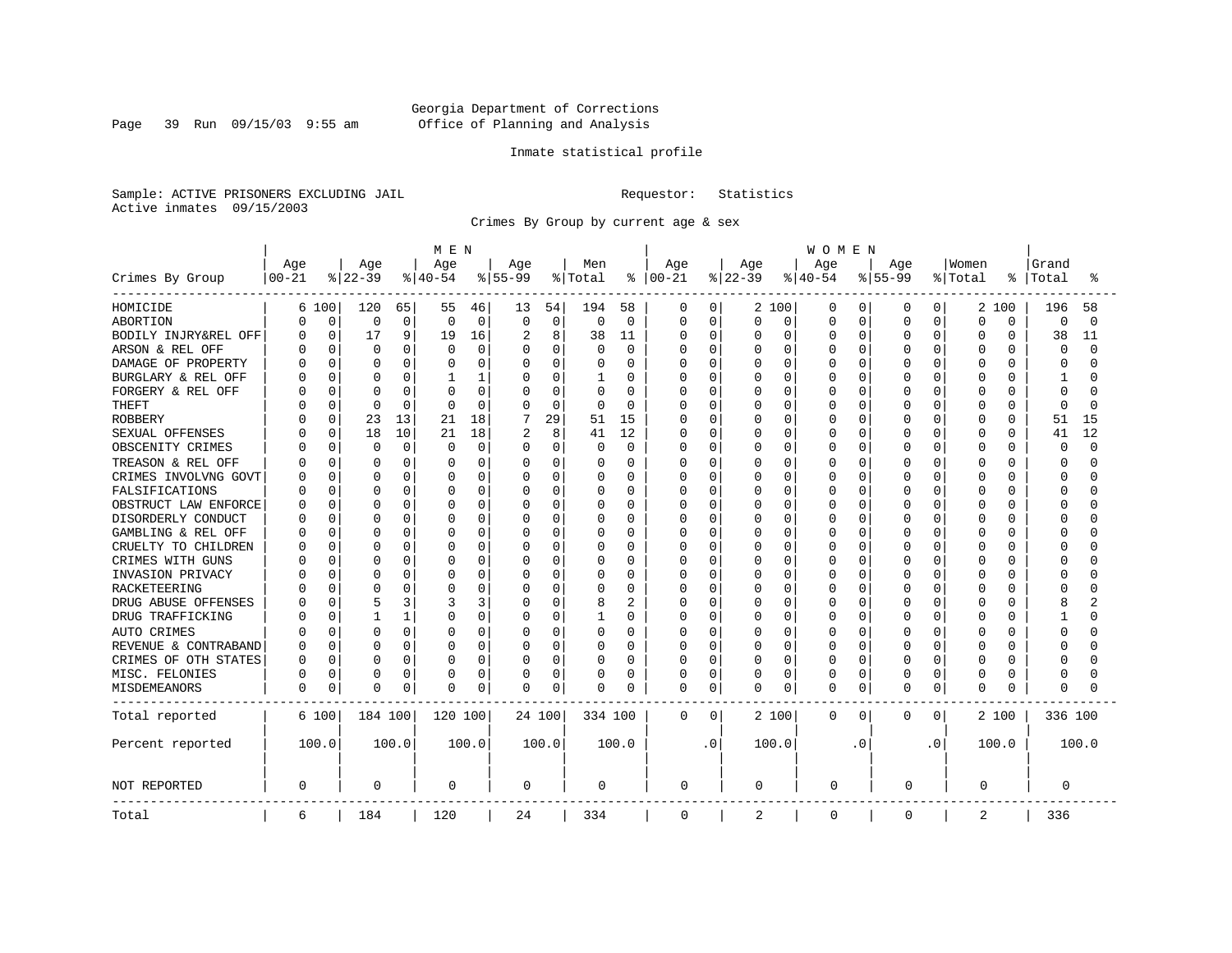Georgia Department of Corrections
Office of Planning and Analysis

Inmate statistical profile

Sample: ACTIVE PRISONERS EXCLUDING JAIL　　　　Requestor: Statistics
Active inmates 09/15/2003

Crimes By Group by current age & sex

| Crimes By Group | MEN Age 00-21 | % | Age 22-39 | % | Age 40-54 | % | Age 55-99 | % | Men Total | % | WOMEN Age 00-21 | % | Age 22-39 | % | Age 40-54 | % | Age 55-99 | % | Women Total | % | Grand Total | % |
|---|---|---|---|---|---|---|---|---|---|---|---|---|---|---|---|---|---|---|---|---|---|---|
| HOMICIDE | 6 | 100 | 120 | 65 | 55 | 46 | 13 | 54 | 194 | 58 | 0 | 0 | 2 | 100 | 0 | 0 | 0 | 0 | 2 | 100 | 196 | 58 |
| ABORTION | 0 | 0 | 0 | 0 | 0 | 0 | 0 | 0 | 0 | 0 | 0 | 0 | 0 | 0 | 0 | 0 | 0 | 0 | 0 | 0 | 0 | 0 |
| BODILY INJRY&REL OFF | 0 | 0 | 17 | 9 | 19 | 16 | 2 | 8 | 38 | 11 | 0 | 0 | 0 | 0 | 0 | 0 | 0 | 0 | 0 | 0 | 38 | 11 |
| ARSON & REL OFF | 0 | 0 | 0 | 0 | 0 | 0 | 0 | 0 | 0 | 0 | 0 | 0 | 0 | 0 | 0 | 0 | 0 | 0 | 0 | 0 | 0 | 0 |
| DAMAGE OF PROPERTY | 0 | 0 | 0 | 0 | 0 | 0 | 0 | 0 | 0 | 0 | 0 | 0 | 0 | 0 | 0 | 0 | 0 | 0 | 0 | 0 | 0 | 0 |
| BURGLARY & REL OFF | 0 | 0 | 0 | 0 | 1 | 1 | 0 | 0 | 1 | 0 | 0 | 0 | 0 | 0 | 0 | 0 | 0 | 0 | 0 | 0 | 1 | 0 |
| FORGERY & REL OFF | 0 | 0 | 0 | 0 | 0 | 0 | 0 | 0 | 0 | 0 | 0 | 0 | 0 | 0 | 0 | 0 | 0 | 0 | 0 | 0 | 0 | 0 |
| THEFT | 0 | 0 | 0 | 0 | 0 | 0 | 0 | 0 | 0 | 0 | 0 | 0 | 0 | 0 | 0 | 0 | 0 | 0 | 0 | 0 | 0 | 0 |
| ROBBERY | 0 | 0 | 23 | 13 | 21 | 18 | 7 | 29 | 51 | 15 | 0 | 0 | 0 | 0 | 0 | 0 | 0 | 0 | 0 | 0 | 51 | 15 |
| SEXUAL OFFENSES | 0 | 0 | 18 | 10 | 21 | 18 | 2 | 8 | 41 | 12 | 0 | 0 | 0 | 0 | 0 | 0 | 0 | 0 | 0 | 0 | 41 | 12 |
| OBSCENITY CRIMES | 0 | 0 | 0 | 0 | 0 | 0 | 0 | 0 | 0 | 0 | 0 | 0 | 0 | 0 | 0 | 0 | 0 | 0 | 0 | 0 | 0 | 0 |
| TREASON & REL OFF | 0 | 0 | 0 | 0 | 0 | 0 | 0 | 0 | 0 | 0 | 0 | 0 | 0 | 0 | 0 | 0 | 0 | 0 | 0 | 0 | 0 | 0 |
| CRIMES INVOLVNG GOVT | 0 | 0 | 0 | 0 | 0 | 0 | 0 | 0 | 0 | 0 | 0 | 0 | 0 | 0 | 0 | 0 | 0 | 0 | 0 | 0 | 0 | 0 |
| FALSIFICATIONS | 0 | 0 | 0 | 0 | 0 | 0 | 0 | 0 | 0 | 0 | 0 | 0 | 0 | 0 | 0 | 0 | 0 | 0 | 0 | 0 | 0 | 0 |
| OBSTRUCT LAW ENFORCE | 0 | 0 | 0 | 0 | 0 | 0 | 0 | 0 | 0 | 0 | 0 | 0 | 0 | 0 | 0 | 0 | 0 | 0 | 0 | 0 | 0 | 0 |
| DISORDERLY CONDUCT | 0 | 0 | 0 | 0 | 0 | 0 | 0 | 0 | 0 | 0 | 0 | 0 | 0 | 0 | 0 | 0 | 0 | 0 | 0 | 0 | 0 | 0 |
| GAMBLING & REL OFF | 0 | 0 | 0 | 0 | 0 | 0 | 0 | 0 | 0 | 0 | 0 | 0 | 0 | 0 | 0 | 0 | 0 | 0 | 0 | 0 | 0 | 0 |
| CRUELTY TO CHILDREN | 0 | 0 | 0 | 0 | 0 | 0 | 0 | 0 | 0 | 0 | 0 | 0 | 0 | 0 | 0 | 0 | 0 | 0 | 0 | 0 | 0 | 0 |
| CRIMES WITH GUNS | 0 | 0 | 0 | 0 | 0 | 0 | 0 | 0 | 0 | 0 | 0 | 0 | 0 | 0 | 0 | 0 | 0 | 0 | 0 | 0 | 0 | 0 |
| INVASION PRIVACY | 0 | 0 | 0 | 0 | 0 | 0 | 0 | 0 | 0 | 0 | 0 | 0 | 0 | 0 | 0 | 0 | 0 | 0 | 0 | 0 | 0 | 0 |
| RACKETEERING | 0 | 0 | 0 | 0 | 0 | 0 | 0 | 0 | 0 | 0 | 0 | 0 | 0 | 0 | 0 | 0 | 0 | 0 | 0 | 0 | 0 | 0 |
| DRUG ABUSE OFFENSES | 0 | 0 | 5 | 3 | 3 | 3 | 0 | 0 | 8 | 2 | 0 | 0 | 0 | 0 | 0 | 0 | 0 | 0 | 0 | 0 | 8 | 2 |
| DRUG TRAFFICKING | 0 | 0 | 1 | 1 | 0 | 0 | 0 | 0 | 1 | 0 | 0 | 0 | 0 | 0 | 0 | 0 | 0 | 0 | 0 | 0 | 1 | 0 |
| AUTO CRIMES | 0 | 0 | 0 | 0 | 0 | 0 | 0 | 0 | 0 | 0 | 0 | 0 | 0 | 0 | 0 | 0 | 0 | 0 | 0 | 0 | 0 | 0 |
| REVENUE & CONTRABAND | 0 | 0 | 0 | 0 | 0 | 0 | 0 | 0 | 0 | 0 | 0 | 0 | 0 | 0 | 0 | 0 | 0 | 0 | 0 | 0 | 0 | 0 |
| CRIMES OF OTH STATES | 0 | 0 | 0 | 0 | 0 | 0 | 0 | 0 | 0 | 0 | 0 | 0 | 0 | 0 | 0 | 0 | 0 | 0 | 0 | 0 | 0 | 0 |
| MISC. FELONIES | 0 | 0 | 0 | 0 | 0 | 0 | 0 | 0 | 0 | 0 | 0 | 0 | 0 | 0 | 0 | 0 | 0 | 0 | 0 | 0 | 0 | 0 |
| MISDEMEANORS | 0 | 0 | 0 | 0 | 0 | 0 | 0 | 0 | 0 | 0 | 0 | 0 | 0 | 0 | 0 | 0 | 0 | 0 | 0 | 0 | 0 | 0 |
| Total reported | 6 | 100 | 184 | 100 | 120 | 100 | 24 | 100 | 334 | 100 | 0 | 0 | 2 | 100 | 0 | 0 | 0 | 0 | 2 | 100 | 336 | 100 |
| Percent reported | 100.0 | | 100.0 | | 100.0 | | 100.0 | | 100.0 | | .0 | | 100.0 | | .0 | | .0 | | 100.0 | | 100.0 | |
| NOT REPORTED | 0 | | 0 | | 0 | | 0 | | 0 | | 0 | | 0 | | 0 | | 0 | | 0 | | 0 | |
| Total | 6 | | 184 | | 120 | | 24 | | 334 | | 0 | | 2 | | 0 | | 0 | | 2 | | 336 | |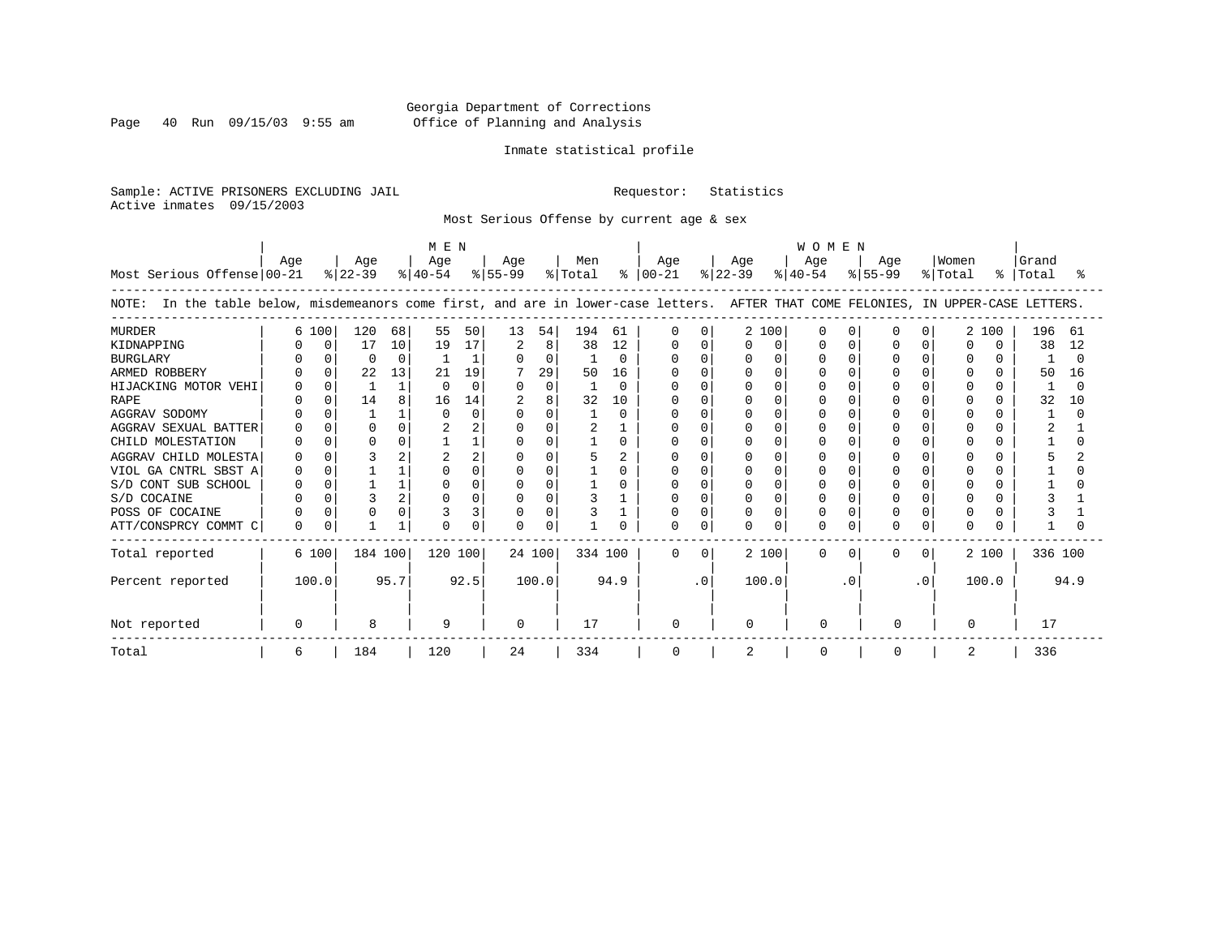Georgia Department of Corrections
Office of Planning and Analysis

Inmate statistical profile

Sample: ACTIVE PRISONERS EXCLUDING JAIL    Requestor: Statistics
Active inmates 09/15/2003

Most Serious Offense by current age & sex

NOTE: In the table below, misdemeanors come first, and are in lower-case letters. AFTER THAT COME FELONIES, IN UPPER-CASE LETTERS.

| Most Serious Offense | MEN Age 00-21 | % | MEN Age 22-39 | % | MEN Age 40-54 | % | MEN Age 55-99 | % | Men Total | % | WOMEN Age 00-21 | % | WOMEN Age 22-39 | % | WOMEN Age 40-54 | % | WOMEN Age 55-99 | % | Women Total | % | Grand Total | % |
|---|---|---|---|---|---|---|---|---|---|---|---|---|---|---|---|---|---|---|---|---|---|---|
| MURDER | 6 | 100 | 120 | 68 | 55 | 50 | 13 | 54 | 194 | 61 | 0 | 0 | 2 | 100 | 0 | 0 | 0 | 0 | 2 | 100 | 196 | 61 |
| KIDNAPPING | 0 | 0 | 17 | 10 | 19 | 17 | 2 | 8 | 38 | 12 | 0 | 0 | 0 | 0 | 0 | 0 | 0 | 0 | 0 | 0 | 38 | 12 |
| BURGLARY | 0 | 0 | 0 | 0 | 1 | 1 | 0 | 0 | 1 | 0 | 0 | 0 | 0 | 0 | 0 | 0 | 0 | 0 | 0 | 0 | 1 | 0 |
| ARMED ROBBERY | 0 | 0 | 22 | 13 | 21 | 19 | 7 | 29 | 50 | 16 | 0 | 0 | 0 | 0 | 0 | 0 | 0 | 0 | 0 | 0 | 50 | 16 |
| HIJACKING MOTOR VEHI | 0 | 0 | 1 | 1 | 0 | 0 | 0 | 0 | 1 | 0 | 0 | 0 | 0 | 0 | 0 | 0 | 0 | 0 | 0 | 0 | 1 | 0 |
| RAPE | 0 | 0 | 14 | 8 | 16 | 14 | 2 | 8 | 32 | 10 | 0 | 0 | 0 | 0 | 0 | 0 | 0 | 0 | 0 | 0 | 32 | 10 |
| AGGRAV SODOMY | 0 | 0 | 1 | 1 | 0 | 0 | 0 | 0 | 1 | 0 | 0 | 0 | 0 | 0 | 0 | 0 | 0 | 0 | 0 | 0 | 1 | 0 |
| AGGRAV SEXUAL BATTER | 0 | 0 | 0 | 0 | 2 | 2 | 0 | 0 | 2 | 1 | 0 | 0 | 0 | 0 | 0 | 0 | 0 | 0 | 0 | 0 | 2 | 1 |
| CHILD MOLESTATION | 0 | 0 | 0 | 0 | 1 | 1 | 0 | 0 | 1 | 0 | 0 | 0 | 0 | 0 | 0 | 0 | 0 | 0 | 0 | 0 | 1 | 0 |
| AGGRAV CHILD MOLESTA | 0 | 0 | 3 | 2 | 2 | 2 | 0 | 0 | 5 | 2 | 0 | 0 | 0 | 0 | 0 | 0 | 0 | 0 | 0 | 0 | 5 | 2 |
| VIOL GA CNTRL SBST A | 0 | 0 | 1 | 1 | 0 | 0 | 0 | 0 | 1 | 0 | 0 | 0 | 0 | 0 | 0 | 0 | 0 | 0 | 0 | 0 | 1 | 0 |
| S/D CONT SUB SCHOOL | 0 | 0 | 1 | 1 | 0 | 0 | 0 | 0 | 1 | 0 | 0 | 0 | 0 | 0 | 0 | 0 | 0 | 0 | 0 | 0 | 1 | 0 |
| S/D COCAINE | 0 | 0 | 3 | 2 | 0 | 0 | 0 | 0 | 3 | 1 | 0 | 0 | 0 | 0 | 0 | 0 | 0 | 0 | 0 | 0 | 3 | 1 |
| POSS OF COCAINE | 0 | 0 | 0 | 0 | 3 | 3 | 0 | 0 | 3 | 1 | 0 | 0 | 0 | 0 | 0 | 0 | 0 | 0 | 0 | 0 | 3 | 1 |
| ATT/CONSPRCY COMMT C | 0 | 0 | 1 | 1 | 0 | 0 | 0 | 0 | 1 | 0 | 0 | 0 | 0 | 0 | 0 | 0 | 0 | 0 | 0 | 0 | 1 | 0 |
| Total reported | 6 | 100 | 184 | 100 | 120 | 100 | 24 | 100 | 334 | 100 | 0 | 0 | 2 | 100 | 0 | 0 | 0 | 0 | 2 | 100 | 336 | 100 |
| Percent reported | | 100.0 | | 95.7 | | 92.5 | | 100.0 | | 94.9 | | .0 | | 100.0 | | .0 | | .0 | | 100.0 | | 94.9 |
| Not reported | 0 | | 8 | | 9 | | 0 | | 17 | | 0 | | 0 | | 0 | | 0 | | 0 | | 17 | |
| Total | 6 | | 184 | | 120 | | 24 | | 334 | | 0 | | 2 | | 0 | | 0 | | 2 | | 336 | |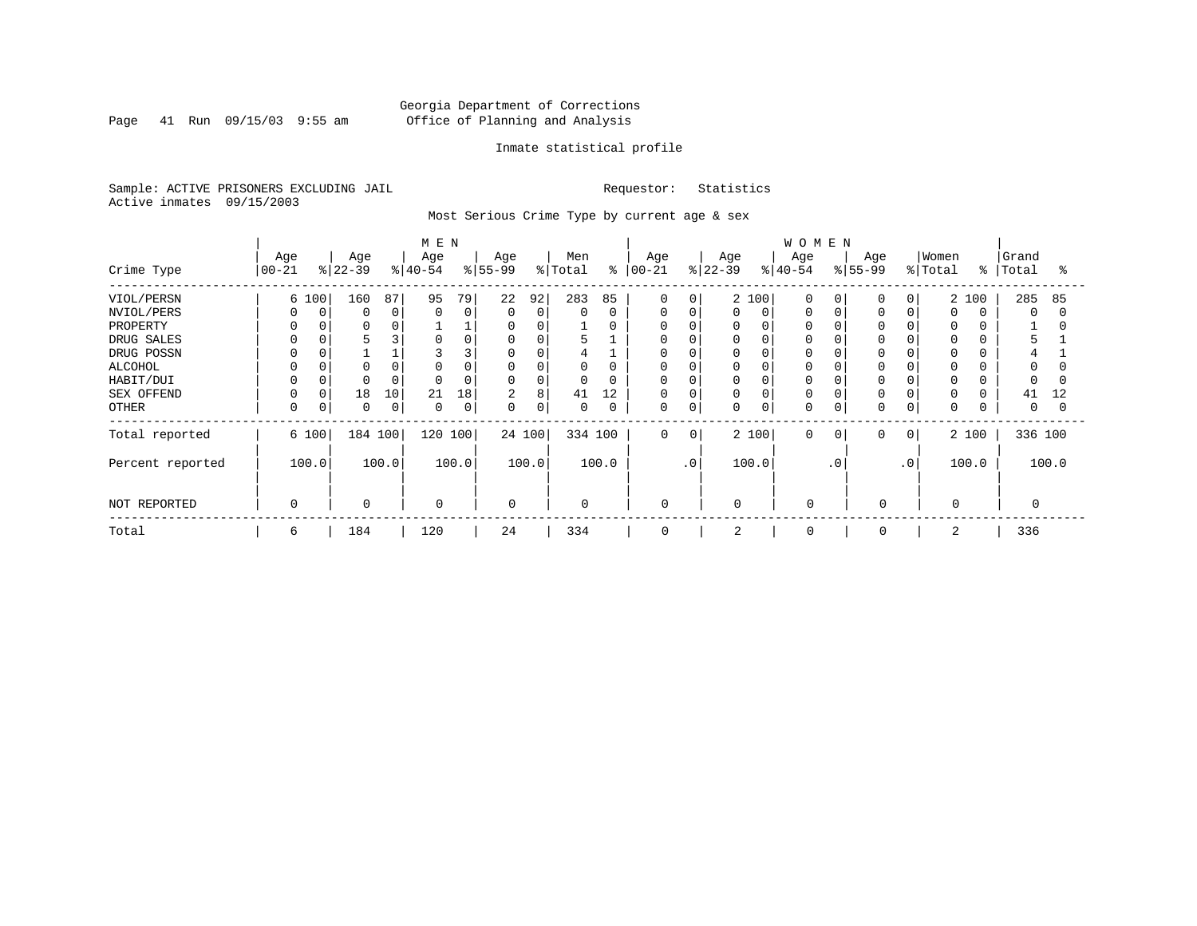Georgia Department of Corrections
Office of Planning and Analysis

Inmate statistical profile

Sample: ACTIVE PRISONERS EXCLUDING JAIL          Requestor: Statistics
Active inmates 09/15/2003

Most Serious Crime Type by current age & sex

| Crime Type | MEN Age 00-21 | % | Age 22-39 | % | Age 40-54 | % | Age 55-99 | % | Men Total | % | WOMEN Age 00-21 | % | Age 22-39 | % | Age 40-54 | % | Age 55-99 | % | Women Total | % | Grand Total | % |
|---|---|---|---|---|---|---|---|---|---|---|---|---|---|---|---|---|---|---|---|---|---|---|
| VIOL/PERSN | 6 | 100 | 160 | 87 | 95 | 79 | 22 | 92 | 283 | 85 | 0 | 0 | 2 | 100 | 0 | 0 | 0 | 0 | 2 | 100 | 285 | 85 |
| NVIOL/PERS | 0 | 0 | 0 | 0 | 0 | 0 | 0 | 0 | 0 | 0 | 0 | 0 | 0 | 0 | 0 | 0 | 0 | 0 | 0 | 0 | 0 | 0 |
| PROPERTY | 0 | 0 | 0 | 0 | 1 | 1 | 0 | 0 | 1 | 0 | 0 | 0 | 0 | 0 | 0 | 0 | 0 | 0 | 0 | 0 | 1 | 0 |
| DRUG SALES | 0 | 0 | 5 | 3 | 0 | 0 | 0 | 0 | 5 | 1 | 0 | 0 | 0 | 0 | 0 | 0 | 0 | 0 | 0 | 0 | 5 | 1 |
| DRUG POSSN | 0 | 0 | 1 | 1 | 3 | 3 | 0 | 0 | 4 | 1 | 0 | 0 | 0 | 0 | 0 | 0 | 0 | 0 | 0 | 0 | 4 | 1 |
| ALCOHOL | 0 | 0 | 0 | 0 | 0 | 0 | 0 | 0 | 0 | 0 | 0 | 0 | 0 | 0 | 0 | 0 | 0 | 0 | 0 | 0 | 0 | 0 |
| HABIT/DUI | 0 | 0 | 0 | 0 | 0 | 0 | 0 | 0 | 0 | 0 | 0 | 0 | 0 | 0 | 0 | 0 | 0 | 0 | 0 | 0 | 0 | 0 |
| SEX OFFEND | 0 | 0 | 18 | 10 | 21 | 18 | 2 | 8 | 41 | 12 | 0 | 0 | 0 | 0 | 0 | 0 | 0 | 0 | 0 | 0 | 41 | 12 |
| OTHER | 0 | 0 | 0 | 0 | 0 | 0 | 0 | 0 | 0 | 0 | 0 | 0 | 0 | 0 | 0 | 0 | 0 | 0 | 0 | 0 | 0 | 0 |
| Total reported | 6 | 100 | 184 | 100 | 120 | 100 | 24 | 100 | 334 | 100 | 0 | 0 | 2 | 100 | 0 | 0 | 0 | 0 | 2 | 100 | 336 | 100 |
| Percent reported | | 100.0 | | 100.0 | | 100.0 | | 100.0 | | 100.0 | | .0 | | 100.0 | | .0 | | .0 | | 100.0 | | 100.0 |
| NOT REPORTED | 0 | | 0 | | 0 | | 0 | | 0 | | 0 | | 0 | | 0 | | 0 | | 0 | | 0 | |
| Total | 6 | | 184 | | 120 | | 24 | | 334 | | 0 | | 2 | | 0 | | 0 | | 2 | | 336 | |